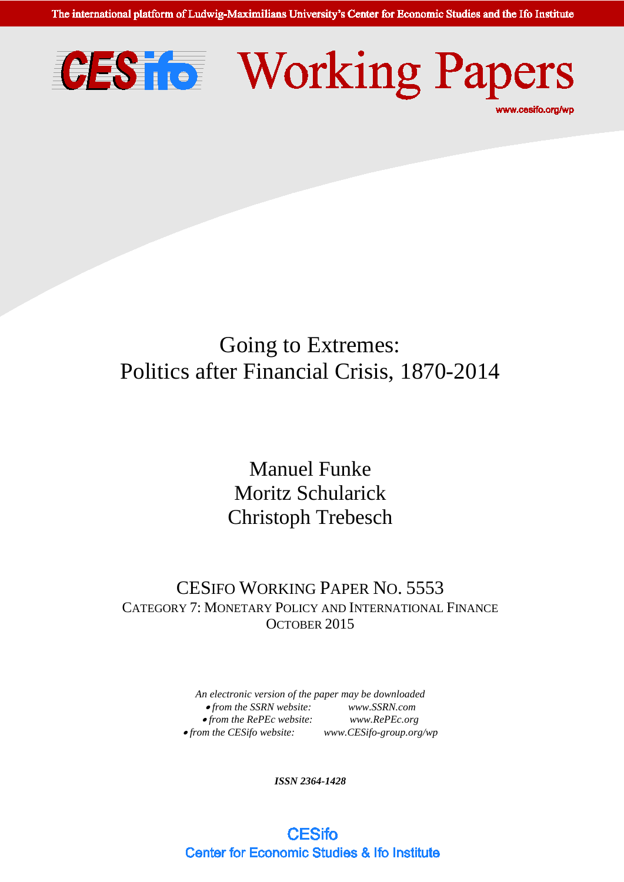The international platform of Ludwig-Maximilians University's Center for Economic Studies and the Ifo Institute

# CESifo Working Papers

www.cesifo.org/wp

# Going to Extremes: Politics after Financial Crisis, 1870-2014

Manuel Funke
Moritz Schularick
Christoph Trebesch

CESIFO WORKING PAPER NO. 5553
CATEGORY 7: MONETARY POLICY AND INTERNATIONAL FINANCE
OCTOBER 2015

*An electronic version of the paper may be downloaded*
- *from the SSRN website:* *www.SSRN.com*
- *from the RePEc website:* *www.RePEc.org*
- *from the CESifo website:* *www.CESifo-group.org/wp*

***ISSN 2364-1428***

CESifo
Center for Economic Studies & Ifo Institute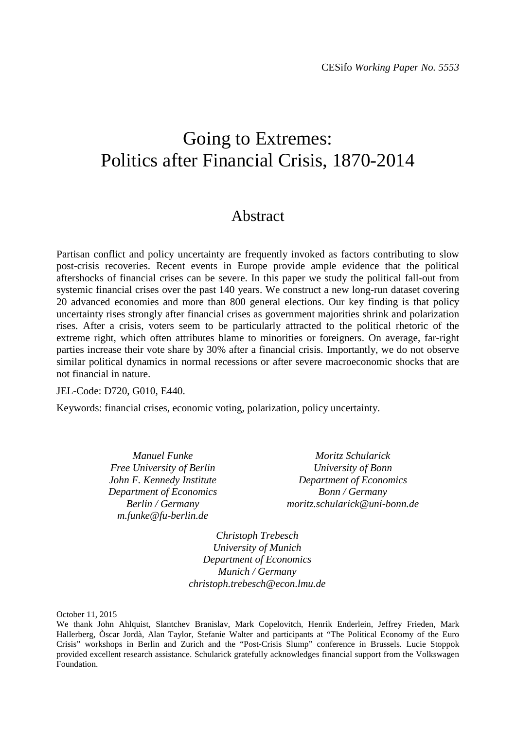CESifo *Working Paper No. 5553*

# Going to Extremes: Politics after Financial Crisis, 1870-2014

## Abstract

Partisan conflict and policy uncertainty are frequently invoked as factors contributing to slow post-crisis recoveries. Recent events in Europe provide ample evidence that the political aftershocks of financial crises can be severe. In this paper we study the political fall-out from systemic financial crises over the past 140 years. We construct a new long-run dataset covering 20 advanced economies and more than 800 general elections. Our key finding is that policy uncertainty rises strongly after financial crises as government majorities shrink and polarization rises. After a crisis, voters seem to be particularly attracted to the political rhetoric of the extreme right, which often attributes blame to minorities or foreigners. On average, far-right parties increase their vote share by 30% after a financial crisis. Importantly, we do not observe similar political dynamics in normal recessions or after severe macroeconomic shocks that are not financial in nature.

JEL-Code: D720, G010, E440.

Keywords: financial crises, economic voting, polarization, policy uncertainty.

*Manuel Funke*
*Free University of Berlin*
*John F. Kennedy Institute*
*Department of Economics*
*Berlin / Germany*
*m.funke@fu-berlin.de*

*Moritz Schularick*
*University of Bonn*
*Department of Economics*
*Bonn / Germany*
*moritz.schularick@uni-bonn.de*

*Christoph Trebesch*
*University of Munich*
*Department of Economics*
*Munich / Germany*
*christoph.trebesch@econ.lmu.de*

October 11, 2015

We thank John Ahlquist, Slantchev Branislav, Mark Copelovitch, Henrik Enderlein, Jeffrey Frieden, Mark Hallerberg, Òscar Jordà, Alan Taylor, Stefanie Walter and participants at "The Political Economy of the Euro Crisis" workshops in Berlin and Zurich and the "Post-Crisis Slump" conference in Brussels. Lucie Stoppok provided excellent research assistance. Schularick gratefully acknowledges financial support from the Volkswagen Foundation.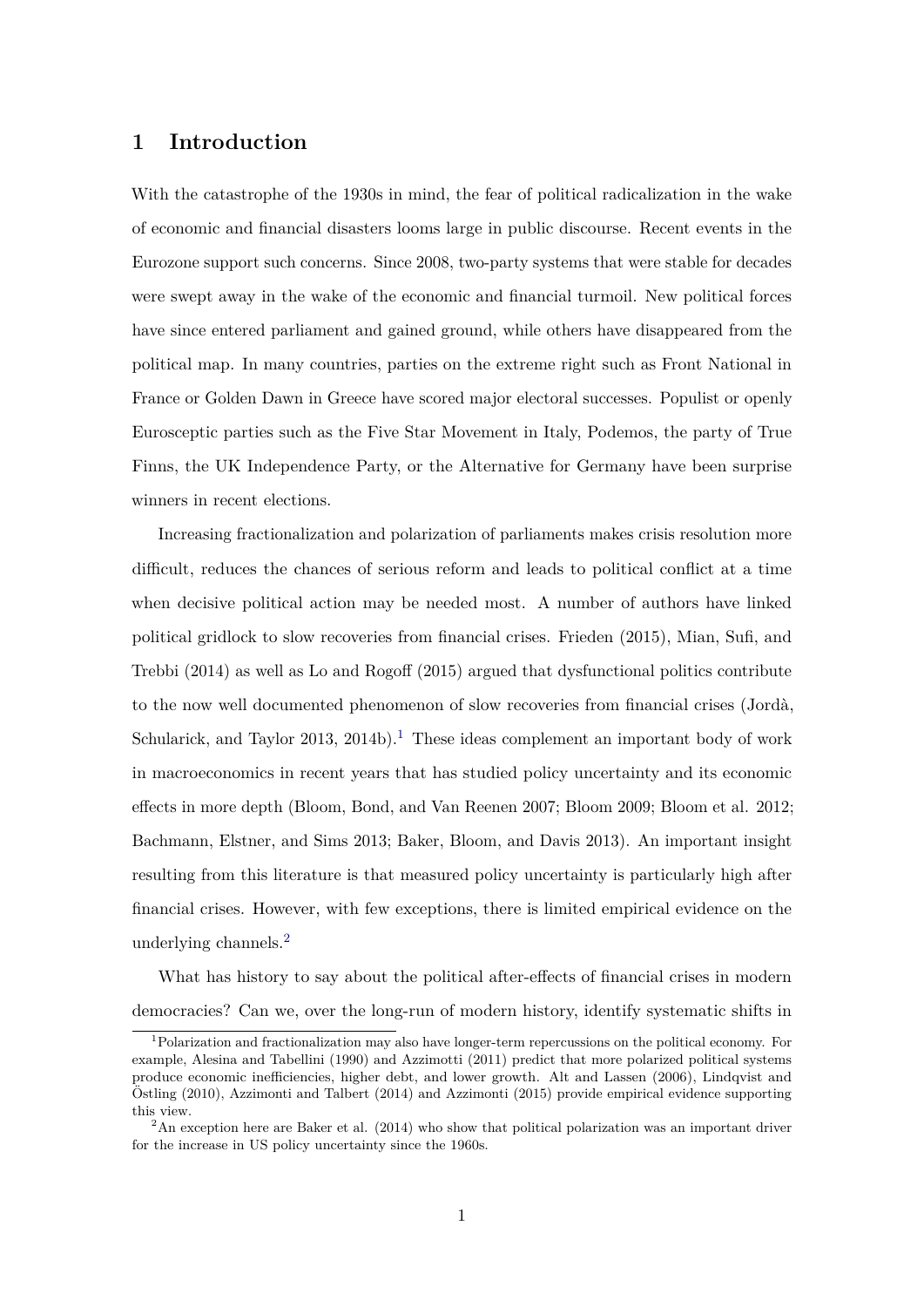# 1 Introduction

With the catastrophe of the 1930s in mind, the fear of political radicalization in the wake of economic and financial disasters looms large in public discourse. Recent events in the Eurozone support such concerns. Since 2008, two-party systems that were stable for decades were swept away in the wake of the economic and financial turmoil. New political forces have since entered parliament and gained ground, while others have disappeared from the political map. In many countries, parties on the extreme right such as Front National in France or Golden Dawn in Greece have scored major electoral successes. Populist or openly Eurosceptic parties such as the Five Star Movement in Italy, Podemos, the party of True Finns, the UK Independence Party, or the Alternative for Germany have been surprise winners in recent elections.

Increasing fractionalization and polarization of parliaments makes crisis resolution more difficult, reduces the chances of serious reform and leads to political conflict at a time when decisive political action may be needed most. A number of authors have linked political gridlock to slow recoveries from financial crises. Frieden (2015), Mian, Sufi, and Trebbi (2014) as well as Lo and Rogoff (2015) argued that dysfunctional politics contribute to the now well documented phenomenon of slow recoveries from financial crises (Jordà, Schularick, and Taylor 2013, 2014b).[1] These ideas complement an important body of work in macroeconomics in recent years that has studied policy uncertainty and its economic effects in more depth (Bloom, Bond, and Van Reenen 2007; Bloom 2009; Bloom et al. 2012; Bachmann, Elstner, and Sims 2013; Baker, Bloom, and Davis 2013). An important insight resulting from this literature is that measured policy uncertainty is particularly high after financial crises. However, with few exceptions, there is limited empirical evidence on the underlying channels.[2]

What has history to say about the political after-effects of financial crises in modern democracies? Can we, over the long-run of modern history, identify systematic shifts in

[1] Polarization and fractionalization may also have longer-term repercussions on the political economy. For example, Alesina and Tabellini (1990) and Azzimotti (2011) predict that more polarized political systems produce economic inefficiencies, higher debt, and lower growth. Alt and Lassen (2006), Lindqvist and Östling (2010), Azzimonti and Talbert (2014) and Azzimonti (2015) provide empirical evidence supporting this view.

[2] An exception here are Baker et al. (2014) who show that political polarization was an important driver for the increase in US policy uncertainty since the 1960s.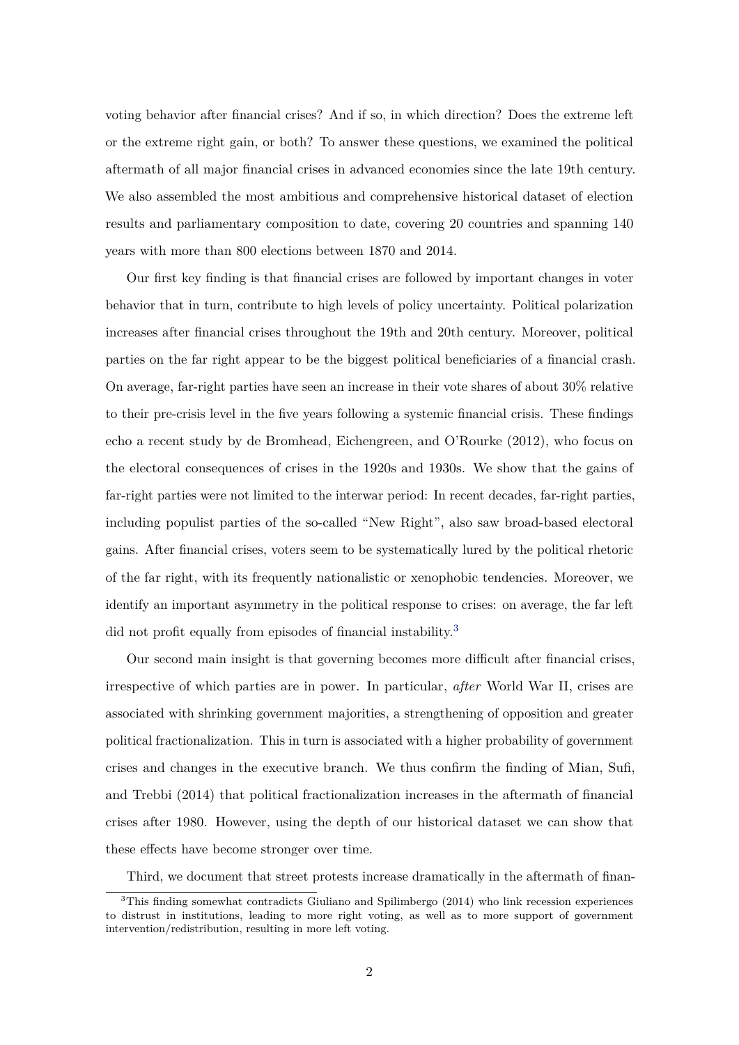voting behavior after financial crises? And if so, in which direction? Does the extreme left or the extreme right gain, or both? To answer these questions, we examined the political aftermath of all major financial crises in advanced economies since the late 19th century. We also assembled the most ambitious and comprehensive historical dataset of election results and parliamentary composition to date, covering 20 countries and spanning 140 years with more than 800 elections between 1870 and 2014.

Our first key finding is that financial crises are followed by important changes in voter behavior that in turn, contribute to high levels of policy uncertainty. Political polarization increases after financial crises throughout the 19th and 20th century. Moreover, political parties on the far right appear to be the biggest political beneficiaries of a financial crash. On average, far-right parties have seen an increase in their vote shares of about 30% relative to their pre-crisis level in the five years following a systemic financial crisis. These findings echo a recent study by de Bromhead, Eichengreen, and O'Rourke (2012), who focus on the electoral consequences of crises in the 1920s and 1930s. We show that the gains of far-right parties were not limited to the interwar period: In recent decades, far-right parties, including populist parties of the so-called "New Right", also saw broad-based electoral gains. After financial crises, voters seem to be systematically lured by the political rhetoric of the far right, with its frequently nationalistic or xenophobic tendencies. Moreover, we identify an important asymmetry in the political response to crises: on average, the far left did not profit equally from episodes of financial instability.[3]

Our second main insight is that governing becomes more difficult after financial crises, irrespective of which parties are in power. In particular, *after* World War II, crises are associated with shrinking government majorities, a strengthening of opposition and greater political fractionalization. This in turn is associated with a higher probability of government crises and changes in the executive branch. We thus confirm the finding of Mian, Sufi, and Trebbi (2014) that political fractionalization increases in the aftermath of financial crises after 1980. However, using the depth of our historical dataset we can show that these effects have become stronger over time.

Third, we document that street protests increase dramatically in the aftermath of finan-

[3] This finding somewhat contradicts Giuliano and Spilimbergo (2014) who link recession experiences to distrust in institutions, leading to more right voting, as well as to more support of government intervention/redistribution, resulting in more left voting.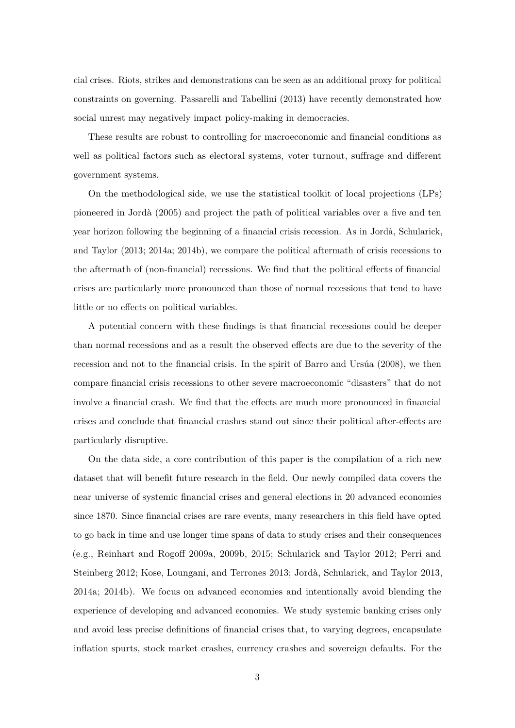cial crises. Riots, strikes and demonstrations can be seen as an additional proxy for political constraints on governing. Passarelli and Tabellini (2013) have recently demonstrated how social unrest may negatively impact policy-making in democracies.

These results are robust to controlling for macroeconomic and financial conditions as well as political factors such as electoral systems, voter turnout, suffrage and different government systems.

On the methodological side, we use the statistical toolkit of local projections (LPs) pioneered in Jordà (2005) and project the path of political variables over a five and ten year horizon following the beginning of a financial crisis recession. As in Jordà, Schularick, and Taylor (2013; 2014a; 2014b), we compare the political aftermath of crisis recessions to the aftermath of (non-financial) recessions. We find that the political effects of financial crises are particularly more pronounced than those of normal recessions that tend to have little or no effects on political variables.

A potential concern with these findings is that financial recessions could be deeper than normal recessions and as a result the observed effects are due to the severity of the recession and not to the financial crisis. In the spirit of Barro and Ursúa (2008), we then compare financial crisis recessions to other severe macroeconomic "disasters" that do not involve a financial crash. We find that the effects are much more pronounced in financial crises and conclude that financial crashes stand out since their political after-effects are particularly disruptive.

On the data side, a core contribution of this paper is the compilation of a rich new dataset that will benefit future research in the field. Our newly compiled data covers the near universe of systemic financial crises and general elections in 20 advanced economies since 1870. Since financial crises are rare events, many researchers in this field have opted to go back in time and use longer time spans of data to study crises and their consequences (e.g., Reinhart and Rogoff 2009a, 2009b, 2015; Schularick and Taylor 2012; Perri and Steinberg 2012; Kose, Loungani, and Terrones 2013; Jordà, Schularick, and Taylor 2013, 2014a; 2014b). We focus on advanced economies and intentionally avoid blending the experience of developing and advanced economies. We study systemic banking crises only and avoid less precise definitions of financial crises that, to varying degrees, encapsulate inflation spurts, stock market crashes, currency crashes and sovereign defaults. For the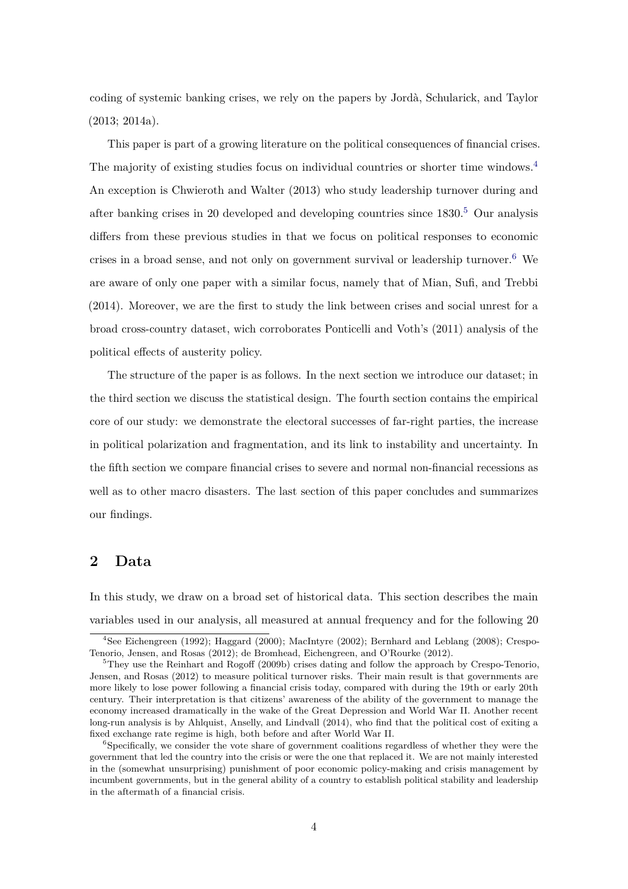coding of systemic banking crises, we rely on the papers by Jordà, Schularick, and Taylor (2013; 2014a).

This paper is part of a growing literature on the political consequences of financial crises. The majority of existing studies focus on individual countries or shorter time windows.[4] An exception is Chwieroth and Walter (2013) who study leadership turnover during and after banking crises in 20 developed and developing countries since 1830.[5] Our analysis differs from these previous studies in that we focus on political responses to economic crises in a broad sense, and not only on government survival or leadership turnover.[6] We are aware of only one paper with a similar focus, namely that of Mian, Sufi, and Trebbi (2014). Moreover, we are the first to study the link between crises and social unrest for a broad cross-country dataset, wich corroborates Ponticelli and Voth's (2011) analysis of the political effects of austerity policy.

The structure of the paper is as follows. In the next section we introduce our dataset; in the third section we discuss the statistical design. The fourth section contains the empirical core of our study: we demonstrate the electoral successes of far-right parties, the increase in political polarization and fragmentation, and its link to instability and uncertainty. In the fifth section we compare financial crises to severe and normal non-financial recessions as well as to other macro disasters. The last section of this paper concludes and summarizes our findings.

## 2 Data

In this study, we draw on a broad set of historical data. This section describes the main variables used in our analysis, all measured at annual frequency and for the following 20

[4] See Eichengreen (1992); Haggard (2000); MacIntyre (2002); Bernhard and Leblang (2008); Crespo-Tenorio, Jensen, and Rosas (2012); de Bromhead, Eichengreen, and O'Rourke (2012).

[5] They use the Reinhart and Rogoff (2009b) crises dating and follow the approach by Crespo-Tenorio, Jensen, and Rosas (2012) to measure political turnover risks. Their main result is that governments are more likely to lose power following a financial crisis today, compared with during the 19th or early 20th century. Their interpretation is that citizens' awareness of the ability of the government to manage the economy increased dramatically in the wake of the Great Depression and World War II. Another recent long-run analysis is by Ahlquist, Anselly, and Lindvall (2014), who find that the political cost of exiting a fixed exchange rate regime is high, both before and after World War II.

[6] Specifically, we consider the vote share of government coalitions regardless of whether they were the government that led the country into the crisis or were the one that replaced it. We are not mainly interested in the (somewhat unsurprising) punishment of poor economic policy-making and crisis management by incumbent governments, but in the general ability of a country to establish political stability and leadership in the aftermath of a financial crisis.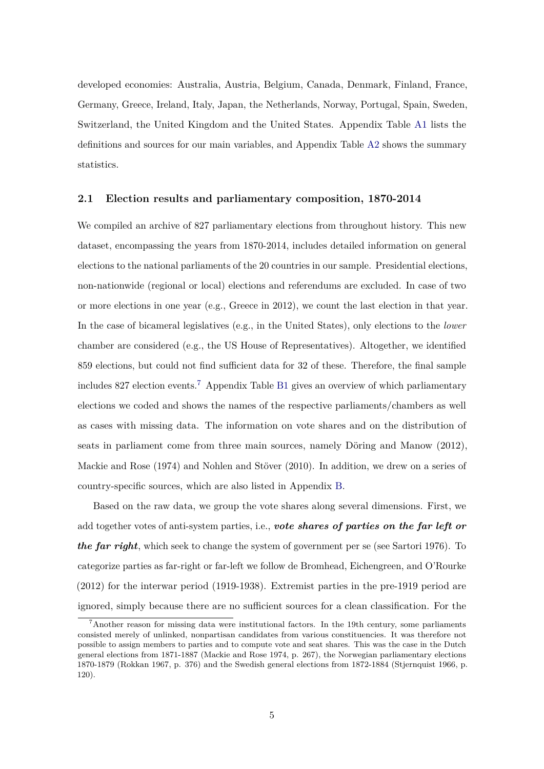developed economies: Australia, Austria, Belgium, Canada, Denmark, Finland, France, Germany, Greece, Ireland, Italy, Japan, the Netherlands, Norway, Portugal, Spain, Sweden, Switzerland, the United Kingdom and the United States. Appendix Table A1 lists the definitions and sources for our main variables, and Appendix Table A2 shows the summary statistics.

### 2.1 Election results and parliamentary composition, 1870-2014

We compiled an archive of 827 parliamentary elections from throughout history. This new dataset, encompassing the years from 1870-2014, includes detailed information on general elections to the national parliaments of the 20 countries in our sample. Presidential elections, non-nationwide (regional or local) elections and referendums are excluded. In case of two or more elections in one year (e.g., Greece in 2012), we count the last election in that year. In the case of bicameral legislatives (e.g., in the United States), only elections to the *lower* chamber are considered (e.g., the US House of Representatives). Altogether, we identified 859 elections, but could not find sufficient data for 32 of these. Therefore, the final sample includes 827 election events.[7] Appendix Table B1 gives an overview of which parliamentary elections we coded and shows the names of the respective parliaments/chambers as well as cases with missing data. The information on vote shares and on the distribution of seats in parliament come from three main sources, namely Döring and Manow (2012), Mackie and Rose (1974) and Nohlen and Stöver (2010). In addition, we drew on a series of country-specific sources, which are also listed in Appendix B.

Based on the raw data, we group the vote shares along several dimensions. First, we add together votes of anti-system parties, i.e., ***vote shares of parties on the far left or the far right***, which seek to change the system of government per se (see Sartori 1976). To categorize parties as far-right or far-left we follow de Bromhead, Eichengreen, and O'Rourke (2012) for the interwar period (1919-1938). Extremist parties in the pre-1919 period are ignored, simply because there are no sufficient sources for a clean classification. For the

[7] Another reason for missing data were institutional factors. In the 19th century, some parliaments consisted merely of unlinked, nonpartisan candidates from various constituencies. It was therefore not possible to assign members to parties and to compute vote and seat shares. This was the case in the Dutch general elections from 1871-1887 (Mackie and Rose 1974, p. 267), the Norwegian parliamentary elections 1870-1879 (Rokkan 1967, p. 376) and the Swedish general elections from 1872-1884 (Stjernquist 1966, p. 120).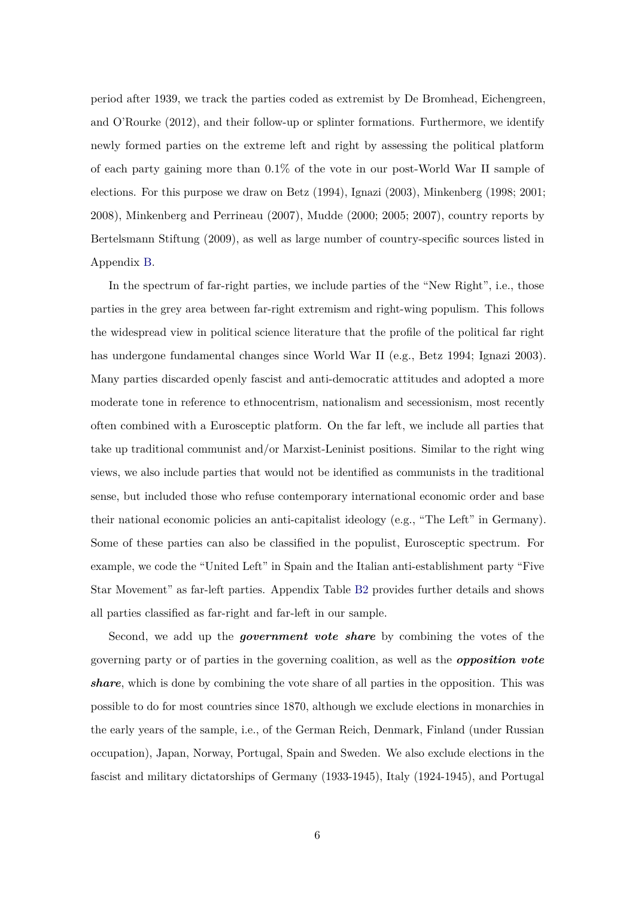period after 1939, we track the parties coded as extremist by De Bromhead, Eichengreen, and O'Rourke (2012), and their follow-up or splinter formations. Furthermore, we identify newly formed parties on the extreme left and right by assessing the political platform of each party gaining more than 0.1% of the vote in our post-World War II sample of elections. For this purpose we draw on Betz (1994), Ignazi (2003), Minkenberg (1998; 2001; 2008), Minkenberg and Perrineau (2007), Mudde (2000; 2005; 2007), country reports by Bertelsmann Stiftung (2009), as well as large number of country-specific sources listed in Appendix B.

In the spectrum of far-right parties, we include parties of the "New Right", i.e., those parties in the grey area between far-right extremism and right-wing populism. This follows the widespread view in political science literature that the profile of the political far right has undergone fundamental changes since World War II (e.g., Betz 1994; Ignazi 2003). Many parties discarded openly fascist and anti-democratic attitudes and adopted a more moderate tone in reference to ethnocentrism, nationalism and secessionism, most recently often combined with a Eurosceptic platform. On the far left, we include all parties that take up traditional communist and/or Marxist-Leninist positions. Similar to the right wing views, we also include parties that would not be identified as communists in the traditional sense, but included those who refuse contemporary international economic order and base their national economic policies an anti-capitalist ideology (e.g., "The Left" in Germany). Some of these parties can also be classified in the populist, Eurosceptic spectrum. For example, we code the "United Left" in Spain and the Italian anti-establishment party "Five Star Movement" as far-left parties. Appendix Table B2 provides further details and shows all parties classified as far-right and far-left in our sample.

Second, we add up the ***government vote share*** by combining the votes of the governing party or of parties in the governing coalition, as well as the ***opposition vote share***, which is done by combining the vote share of all parties in the opposition. This was possible to do for most countries since 1870, although we exclude elections in monarchies in the early years of the sample, i.e., of the German Reich, Denmark, Finland (under Russian occupation), Japan, Norway, Portugal, Spain and Sweden. We also exclude elections in the fascist and military dictatorships of Germany (1933-1945), Italy (1924-1945), and Portugal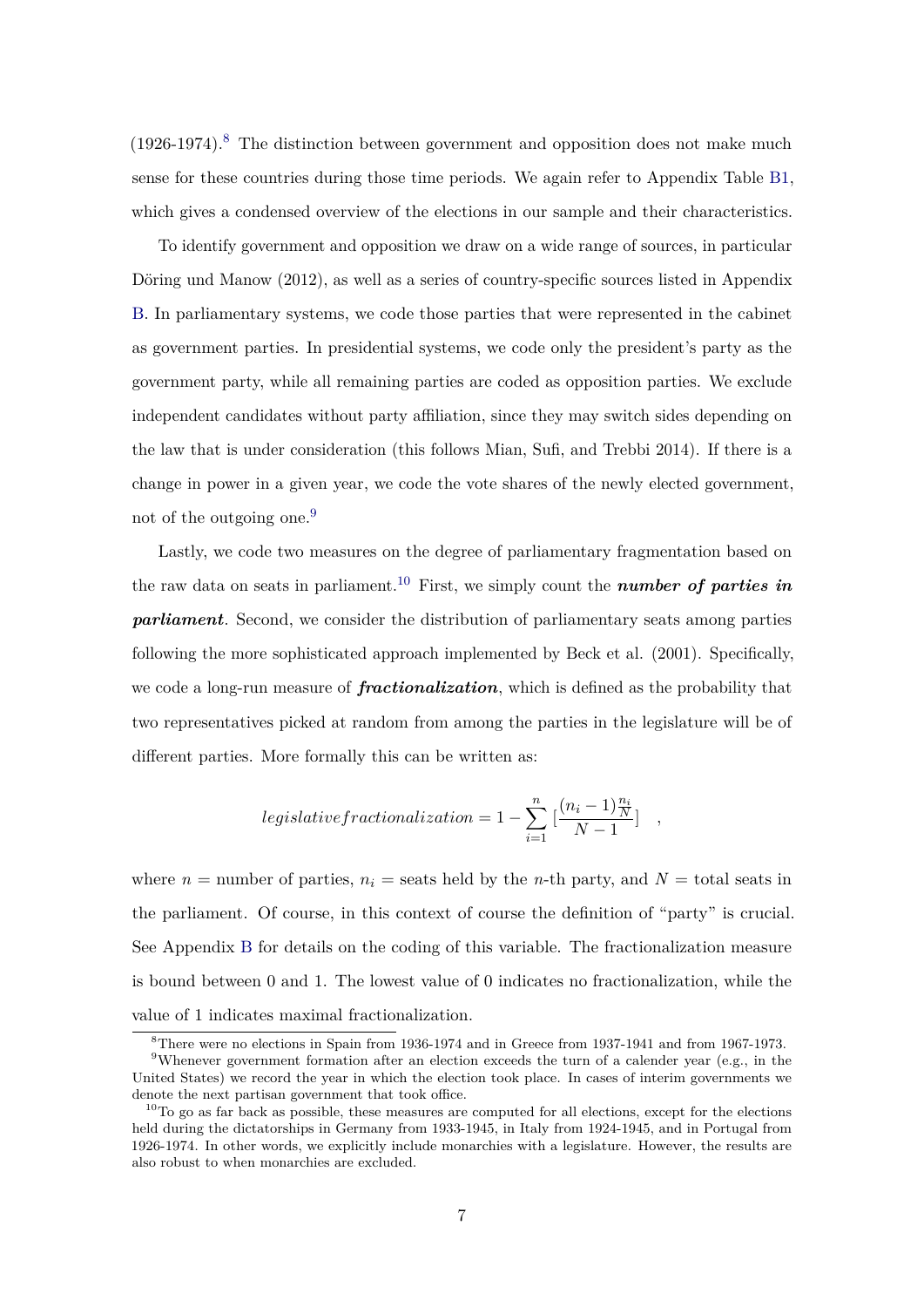(1926-1974).[8] The distinction between government and opposition does not make much sense for these countries during those time periods. We again refer to Appendix Table B1, which gives a condensed overview of the elections in our sample and their characteristics.

To identify government and opposition we draw on a wide range of sources, in particular Döring und Manow (2012), as well as a series of country-specific sources listed in Appendix B. In parliamentary systems, we code those parties that were represented in the cabinet as government parties. In presidential systems, we code only the president's party as the government party, while all remaining parties are coded as opposition parties. We exclude independent candidates without party affiliation, since they may switch sides depending on the law that is under consideration (this follows Mian, Sufi, and Trebbi 2014). If there is a change in power in a given year, we code the vote shares of the newly elected government, not of the outgoing one.[9]

Lastly, we code two measures on the degree of parliamentary fragmentation based on the raw data on seats in parliament.[10] First, we simply count the ***number of parties in parliament***. Second, we consider the distribution of parliamentary seats among parties following the more sophisticated approach implemented by Beck et al. (2001). Specifically, we code a long-run measure of ***fractionalization***, which is defined as the probability that two representatives picked at random from among the parties in the legislature will be of different parties. More formally this can be written as:

$$legislative fractionalization = 1 - \sum_{i=1}^{n} [\frac{(n_i - 1)\frac{n_i}{N}}{N-1}] \quad ,$$

where $n$ = number of parties, $n_i$ = seats held by the $n$-th party, and $N$ = total seats in the parliament. Of course, in this context of course the definition of "party" is crucial. See Appendix B for details on the coding of this variable. The fractionalization measure is bound between 0 and 1. The lowest value of 0 indicates no fractionalization, while the value of 1 indicates maximal fractionalization.

[8] There were no elections in Spain from 1936-1974 and in Greece from 1937-1941 and from 1967-1973.

[9] Whenever government formation after an election exceeds the turn of a calender year (e.g., in the United States) we record the year in which the election took place. In cases of interim governments we denote the next partisan government that took office.

[10] To go as far back as possible, these measures are computed for all elections, except for the elections held during the dictatorships in Germany from 1933-1945, in Italy from 1924-1945, and in Portugal from 1926-1974. In other words, we explicitly include monarchies with a legislature. However, the results are also robust to when monarchies are excluded.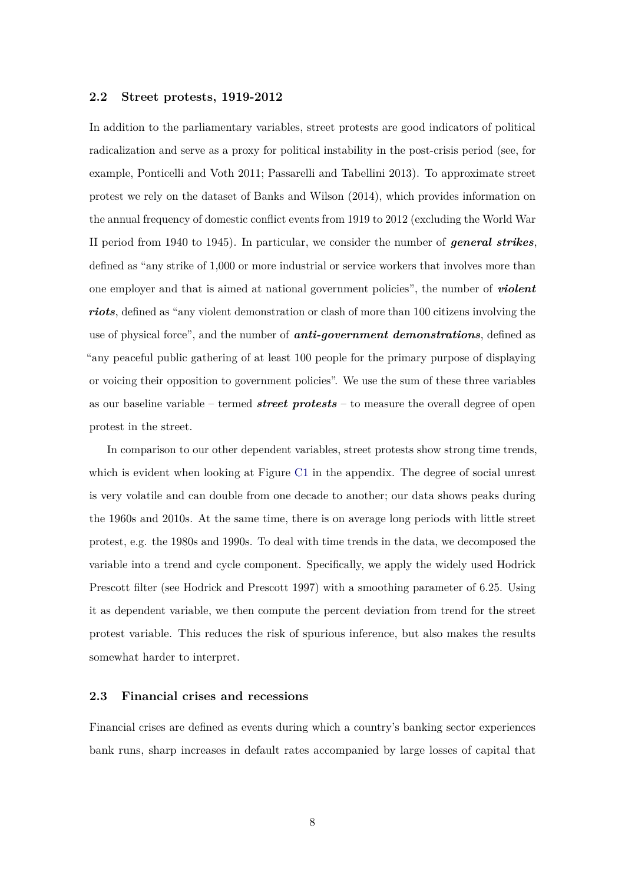### 2.2 Street protests, 1919-2012

In addition to the parliamentary variables, street protests are good indicators of political radicalization and serve as a proxy for political instability in the post-crisis period (see, for example, Ponticelli and Voth 2011; Passarelli and Tabellini 2013). To approximate street protest we rely on the dataset of Banks and Wilson (2014), which provides information on the annual frequency of domestic conflict events from 1919 to 2012 (excluding the World War II period from 1940 to 1945). In particular, we consider the number of ***general strikes***, defined as "any strike of 1,000 or more industrial or service workers that involves more than one employer and that is aimed at national government policies", the number of ***violent riots***, defined as "any violent demonstration or clash of more than 100 citizens involving the use of physical force", and the number of ***anti-government demonstrations***, defined as "any peaceful public gathering of at least 100 people for the primary purpose of displaying or voicing their opposition to government policies". We use the sum of these three variables as our baseline variable – termed ***street protests*** – to measure the overall degree of open protest in the street.

In comparison to our other dependent variables, street protests show strong time trends, which is evident when looking at Figure C1 in the appendix. The degree of social unrest is very volatile and can double from one decade to another; our data shows peaks during the 1960s and 2010s. At the same time, there is on average long periods with little street protest, e.g. the 1980s and 1990s. To deal with time trends in the data, we decomposed the variable into a trend and cycle component. Specifically, we apply the widely used Hodrick Prescott filter (see Hodrick and Prescott 1997) with a smoothing parameter of 6.25. Using it as dependent variable, we then compute the percent deviation from trend for the street protest variable. This reduces the risk of spurious inference, but also makes the results somewhat harder to interpret.

### 2.3 Financial crises and recessions

Financial crises are defined as events during which a country's banking sector experiences bank runs, sharp increases in default rates accompanied by large losses of capital that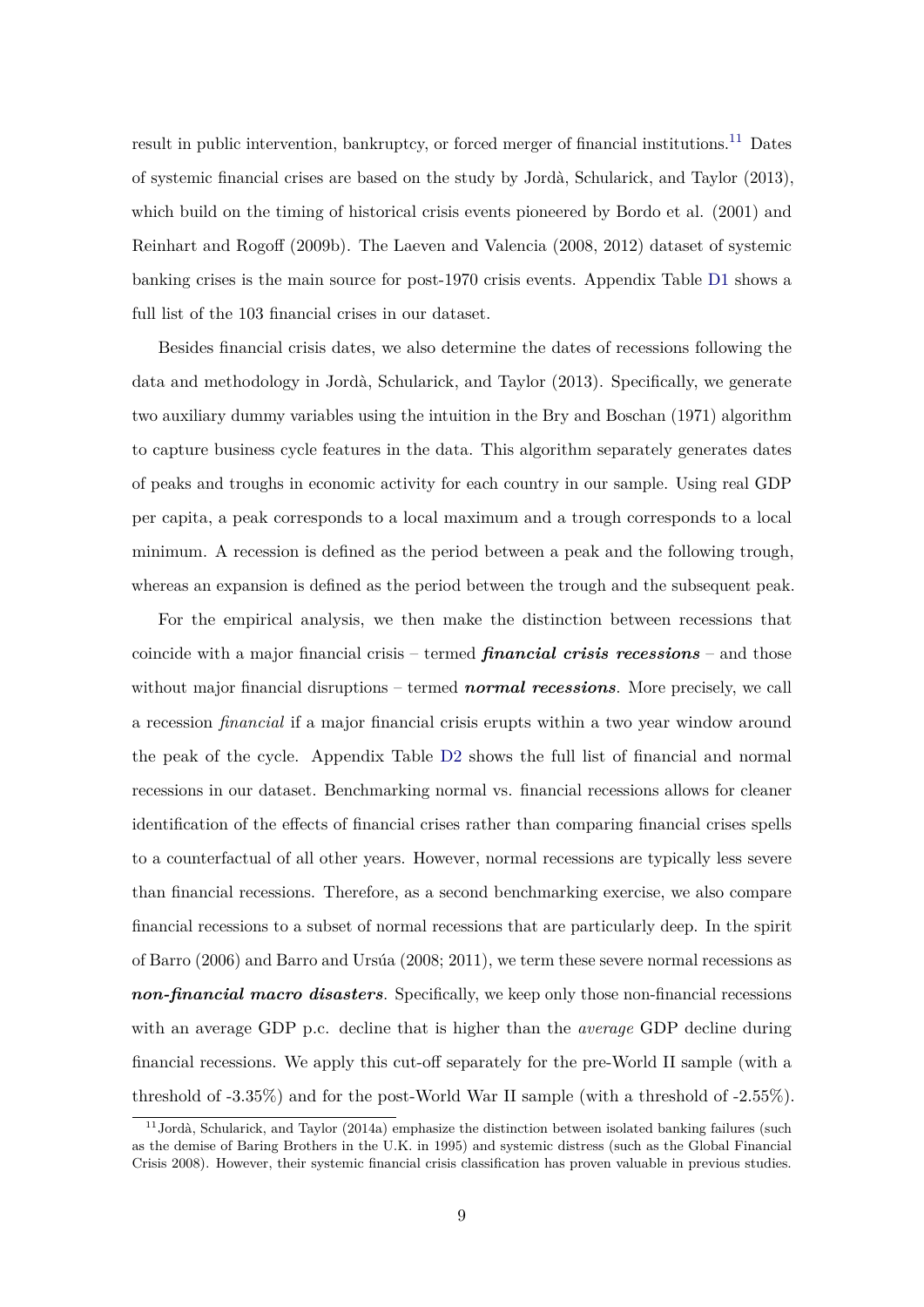result in public intervention, bankruptcy, or forced merger of financial institutions.[11] Dates of systemic financial crises are based on the study by Jordà, Schularick, and Taylor (2013), which build on the timing of historical crisis events pioneered by Bordo et al. (2001) and Reinhart and Rogoff (2009b). The Laeven and Valencia (2008, 2012) dataset of systemic banking crises is the main source for post-1970 crisis events. Appendix Table D1 shows a full list of the 103 financial crises in our dataset.

Besides financial crisis dates, we also determine the dates of recessions following the data and methodology in Jordà, Schularick, and Taylor (2013). Specifically, we generate two auxiliary dummy variables using the intuition in the Bry and Boschan (1971) algorithm to capture business cycle features in the data. This algorithm separately generates dates of peaks and troughs in economic activity for each country in our sample. Using real GDP per capita, a peak corresponds to a local maximum and a trough corresponds to a local minimum. A recession is defined as the period between a peak and the following trough, whereas an expansion is defined as the period between the trough and the subsequent peak.

For the empirical analysis, we then make the distinction between recessions that coincide with a major financial crisis – termed ***financial crisis recessions*** – and those without major financial disruptions – termed ***normal recessions***. More precisely, we call a recession *financial* if a major financial crisis erupts within a two year window around the peak of the cycle. Appendix Table D2 shows the full list of financial and normal recessions in our dataset. Benchmarking normal vs. financial recessions allows for cleaner identification of the effects of financial crises rather than comparing financial crises spells to a counterfactual of all other years. However, normal recessions are typically less severe than financial recessions. Therefore, as a second benchmarking exercise, we also compare financial recessions to a subset of normal recessions that are particularly deep. In the spirit of Barro (2006) and Barro and Ursúa (2008; 2011), we term these severe normal recessions as ***non-financial macro disasters***. Specifically, we keep only those non-financial recessions with an average GDP p.c. decline that is higher than the *average* GDP decline during financial recessions. We apply this cut-off separately for the pre-World II sample (with a threshold of -3.35%) and for the post-World War II sample (with a threshold of -2.55%).

[11] Jordà, Schularick, and Taylor (2014a) emphasize the distinction between isolated banking failures (such as the demise of Baring Brothers in the U.K. in 1995) and systemic distress (such as the Global Financial Crisis 2008). However, their systemic financial crisis classification has proven valuable in previous studies.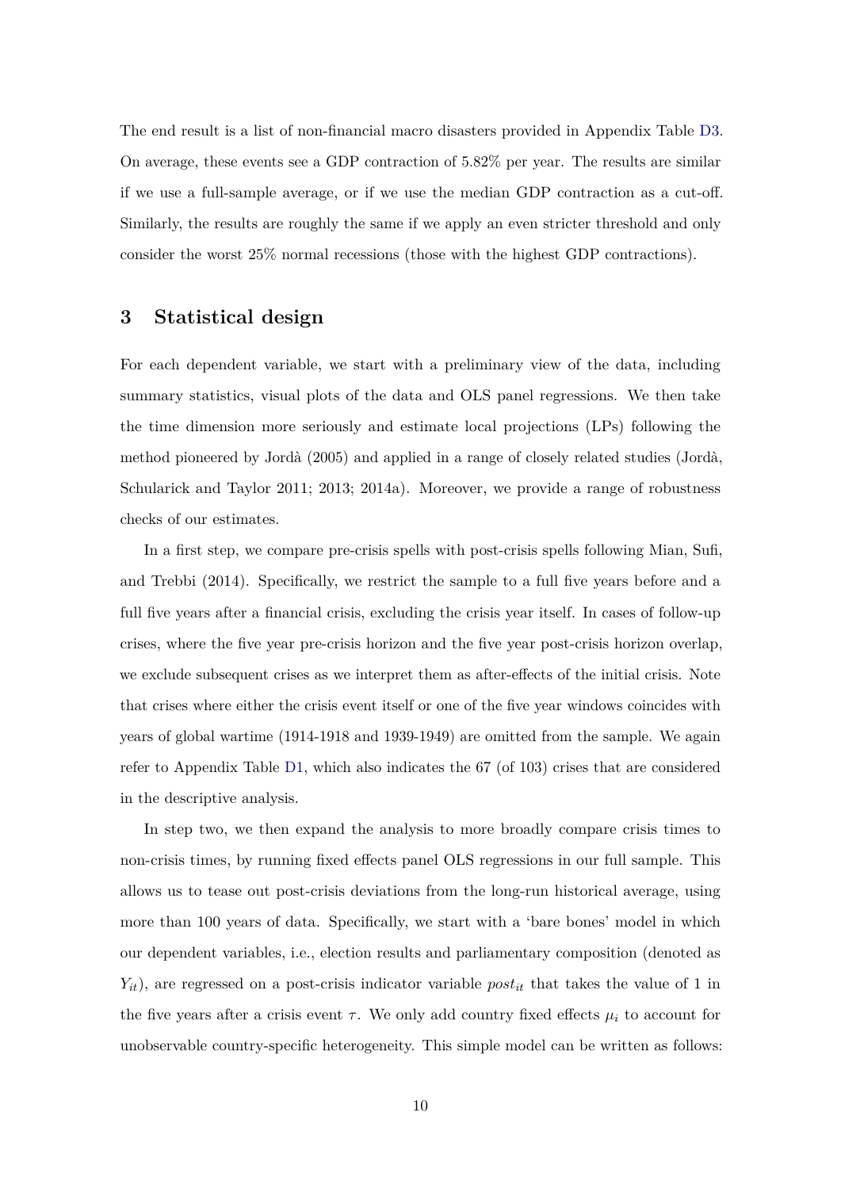The end result is a list of non-financial macro disasters provided in Appendix Table D3. On average, these events see a GDP contraction of 5.82% per year. The results are similar if we use a full-sample average, or if we use the median GDP contraction as a cut-off. Similarly, the results are roughly the same if we apply an even stricter threshold and only consider the worst 25% normal recessions (those with the highest GDP contractions).

## 3 Statistical design

For each dependent variable, we start with a preliminary view of the data, including summary statistics, visual plots of the data and OLS panel regressions. We then take the time dimension more seriously and estimate local projections (LPs) following the method pioneered by Jordà (2005) and applied in a range of closely related studies (Jordà, Schularick and Taylor 2011; 2013; 2014a). Moreover, we provide a range of robustness checks of our estimates.

In a first step, we compare pre-crisis spells with post-crisis spells following Mian, Sufi, and Trebbi (2014). Specifically, we restrict the sample to a full five years before and a full five years after a financial crisis, excluding the crisis year itself. In cases of follow-up crises, where the five year pre-crisis horizon and the five year post-crisis horizon overlap, we exclude subsequent crises as we interpret them as after-effects of the initial crisis. Note that crises where either the crisis event itself or one of the five year windows coincides with years of global wartime (1914-1918 and 1939-1949) are omitted from the sample. We again refer to Appendix Table D1, which also indicates the 67 (of 103) crises that are considered in the descriptive analysis.

In step two, we then expand the analysis to more broadly compare crisis times to non-crisis times, by running fixed effects panel OLS regressions in our full sample. This allows us to tease out post-crisis deviations from the long-run historical average, using more than 100 years of data. Specifically, we start with a 'bare bones' model in which our dependent variables, i.e., election results and parliamentary composition (denoted as $Y_{it}$), are regressed on a post-crisis indicator variable $post_{it}$ that takes the value of 1 in the five years after a crisis event $\tau$. We only add country fixed effects $\mu_i$ to account for unobservable country-specific heterogeneity. This simple model can be written as follows: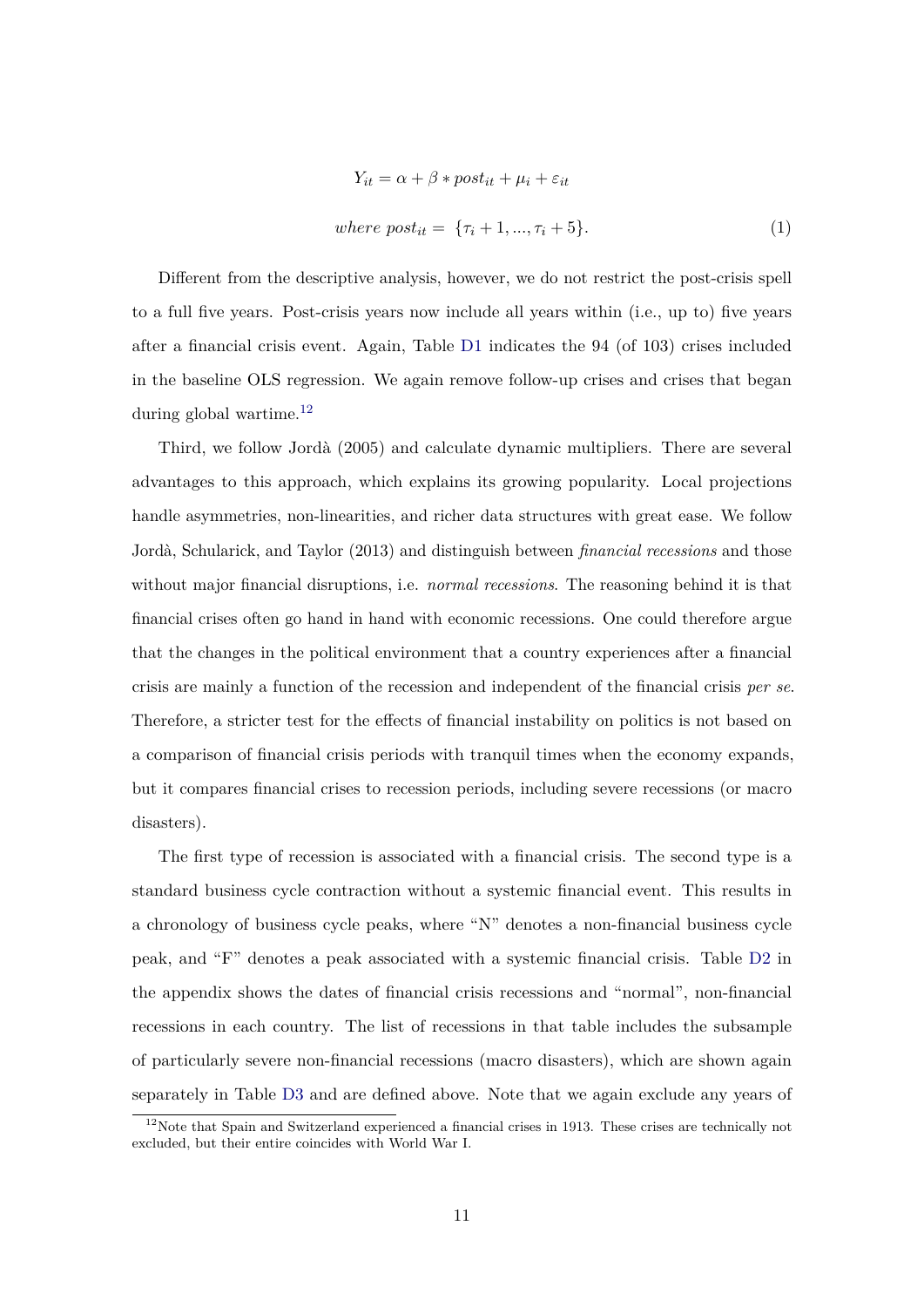$$Y_{it} = \alpha + \beta * post_{it} + \mu_i + \varepsilon_{it}$$

$$where\ post_{it} = \{\tau_i + 1, ..., \tau_i + 5\}. \tag{1}$$

Different from the descriptive analysis, however, we do not restrict the post-crisis spell to a full five years. Post-crisis years now include all years within (i.e., up to) five years after a financial crisis event. Again, Table D1 indicates the 94 (of 103) crises included in the baseline OLS regression. We again remove follow-up crises and crises that began during global wartime.[12]

Third, we follow Jordà (2005) and calculate dynamic multipliers. There are several advantages to this approach, which explains its growing popularity. Local projections handle asymmetries, non-linearities, and richer data structures with great ease. We follow Jordà, Schularick, and Taylor (2013) and distinguish between *financial recessions* and those without major financial disruptions, i.e. *normal recessions*. The reasoning behind it is that financial crises often go hand in hand with economic recessions. One could therefore argue that the changes in the political environment that a country experiences after a financial crisis are mainly a function of the recession and independent of the financial crisis *per se*. Therefore, a stricter test for the effects of financial instability on politics is not based on a comparison of financial crisis periods with tranquil times when the economy expands, but it compares financial crises to recession periods, including severe recessions (or macro disasters).

The first type of recession is associated with a financial crisis. The second type is a standard business cycle contraction without a systemic financial event. This results in a chronology of business cycle peaks, where "N" denotes a non-financial business cycle peak, and "F" denotes a peak associated with a systemic financial crisis. Table D2 in the appendix shows the dates of financial crisis recessions and "normal", non-financial recessions in each country. The list of recessions in that table includes the subsample of particularly severe non-financial recessions (macro disasters), which are shown again separately in Table D3 and are defined above. Note that we again exclude any years of

[12] Note that Spain and Switzerland experienced a financial crises in 1913. These crises are technically not excluded, but their entire coincides with World War I.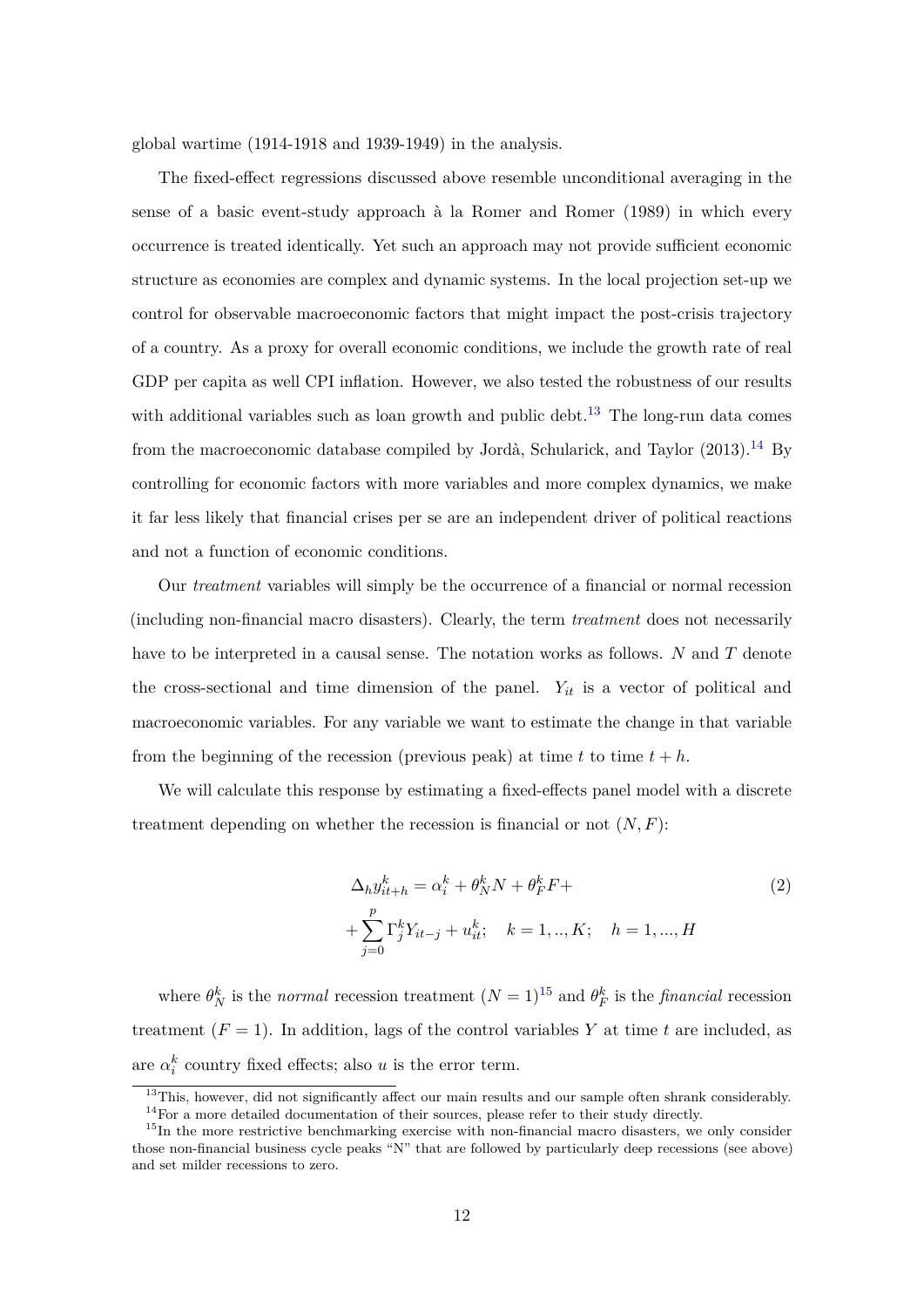global wartime (1914-1918 and 1939-1949) in the analysis.

The fixed-effect regressions discussed above resemble unconditional averaging in the sense of a basic event-study approach à la Romer and Romer (1989) in which every occurrence is treated identically. Yet such an approach may not provide sufficient economic structure as economies are complex and dynamic systems. In the local projection set-up we control for observable macroeconomic factors that might impact the post-crisis trajectory of a country. As a proxy for overall economic conditions, we include the growth rate of real GDP per capita as well CPI inflation. However, we also tested the robustness of our results with additional variables such as loan growth and public debt.[13] The long-run data comes from the macroeconomic database compiled by Jordà, Schularick, and Taylor (2013).[14] By controlling for economic factors with more variables and more complex dynamics, we make it far less likely that financial crises per se are an independent driver of political reactions and not a function of economic conditions.

Our *treatment* variables will simply be the occurrence of a financial or normal recession (including non-financial macro disasters). Clearly, the term *treatment* does not necessarily have to be interpreted in a causal sense. The notation works as follows. $N$ and $T$ denote the cross-sectional and time dimension of the panel. $Y_{it}$ is a vector of political and macroeconomic variables. For any variable we want to estimate the change in that variable from the beginning of the recession (previous peak) at time $t$ to time $t+h$.

We will calculate this response by estimating a fixed-effects panel model with a discrete treatment depending on whether the recession is financial or not $(N, F)$:

$$\Delta_h y_{it+h}^k = \alpha_i^k + \theta_N^k N + \theta_F^k F + + \sum_{j=0}^{p} \Gamma_j^k Y_{it-j} + u_{it}^k; \quad k = 1,..,K; \quad h = 1,...,H \tag{2}$$

where $\theta_N^k$ is the *normal* recession treatment $(N = 1)$[15] and $\theta_F^k$ is the *financial* recession treatment $(F = 1)$. In addition, lags of the control variables $Y$ at time $t$ are included, as are $\alpha_i^k$ country fixed effects; also $u$ is the error term.

[13] This, however, did not significantly affect our main results and our sample often shrank considerably.

[14] For a more detailed documentation of their sources, please refer to their study directly.

[15] In the more restrictive benchmarking exercise with non-financial macro disasters, we only consider those non-financial business cycle peaks "N" that are followed by particularly deep recessions (see above) and set milder recessions to zero.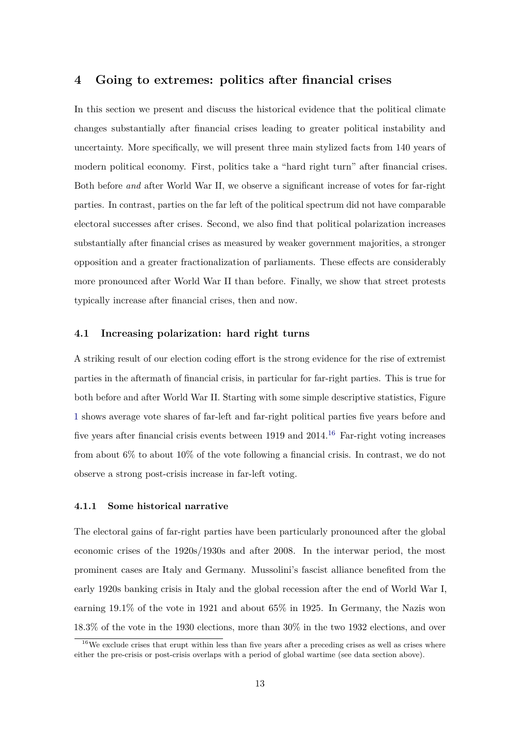## 4 Going to extremes: politics after financial crises

In this section we present and discuss the historical evidence that the political climate changes substantially after financial crises leading to greater political instability and uncertainty. More specifically, we will present three main stylized facts from 140 years of modern political economy. First, politics take a "hard right turn" after financial crises. Both before *and* after World War II, we observe a significant increase of votes for far-right parties. In contrast, parties on the far left of the political spectrum did not have comparable electoral successes after crises. Second, we also find that political polarization increases substantially after financial crises as measured by weaker government majorities, a stronger opposition and a greater fractionalization of parliaments. These effects are considerably more pronounced after World War II than before. Finally, we show that street protests typically increase after financial crises, then and now.

### 4.1 Increasing polarization: hard right turns

A striking result of our election coding effort is the strong evidence for the rise of extremist parties in the aftermath of financial crisis, in particular for far-right parties. This is true for both before and after World War II. Starting with some simple descriptive statistics, Figure 1 shows average vote shares of far-left and far-right political parties five years before and five years after financial crisis events between 1919 and 2014.[16] Far-right voting increases from about 6% to about 10% of the vote following a financial crisis. In contrast, we do not observe a strong post-crisis increase in far-left voting.

#### 4.1.1 Some historical narrative

The electoral gains of far-right parties have been particularly pronounced after the global economic crises of the 1920s/1930s and after 2008. In the interwar period, the most prominent cases are Italy and Germany. Mussolini's fascist alliance benefited from the early 1920s banking crisis in Italy and the global recession after the end of World War I, earning 19.1% of the vote in 1921 and about 65% in 1925. In Germany, the Nazis won 18.3% of the vote in the 1930 elections, more than 30% in the two 1932 elections, and over

[16] We exclude crises that erupt within less than five years after a preceding crises as well as crises where either the pre-crisis or post-crisis overlaps with a period of global wartime (see data section above).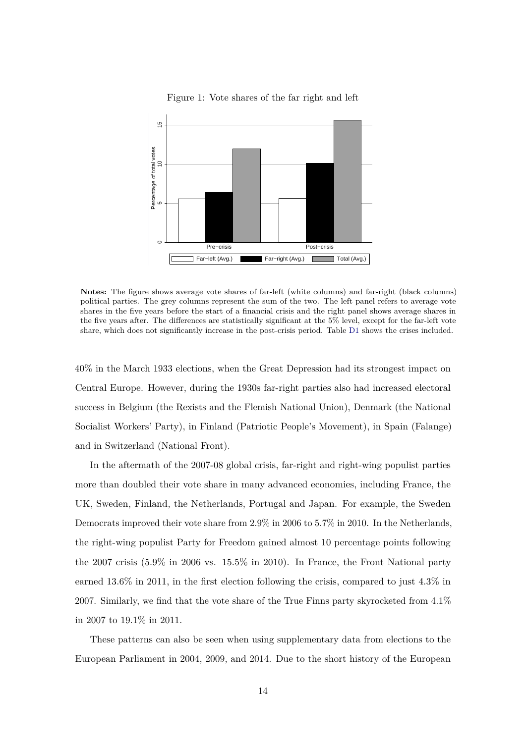Figure 1: Vote shares of the far right and left

**Notes:** The figure shows average vote shares of far-left (white columns) and far-right (black columns) political parties. The grey columns represent the sum of the two. The left panel refers to average vote shares in the five years before the start of a financial crisis and the right panel shows average shares in the five years after. The differences are statistically significant at the 5% level, except for the far-left vote share, which does not significantly increase in the post-crisis period. Table D1 shows the crises included.

40% in the March 1933 elections, when the Great Depression had its strongest impact on Central Europe. However, during the 1930s far-right parties also had increased electoral success in Belgium (the Rexists and the Flemish National Union), Denmark (the National Socialist Workers' Party), in Finland (Patriotic People's Movement), in Spain (Falange) and in Switzerland (National Front).

In the aftermath of the 2007-08 global crisis, far-right and right-wing populist parties more than doubled their vote share in many advanced economies, including France, the UK, Sweden, Finland, the Netherlands, Portugal and Japan. For example, the Sweden Democrats improved their vote share from 2.9% in 2006 to 5.7% in 2010. In the Netherlands, the right-wing populist Party for Freedom gained almost 10 percentage points following the 2007 crisis (5.9% in 2006 vs. 15.5% in 2010). In France, the Front National party earned 13.6% in 2011, in the first election following the crisis, compared to just 4.3% in 2007. Similarly, we find that the vote share of the True Finns party skyrocketed from 4.1% in 2007 to 19.1% in 2011.

These patterns can also be seen when using supplementary data from elections to the European Parliament in 2004, 2009, and 2014. Due to the short history of the European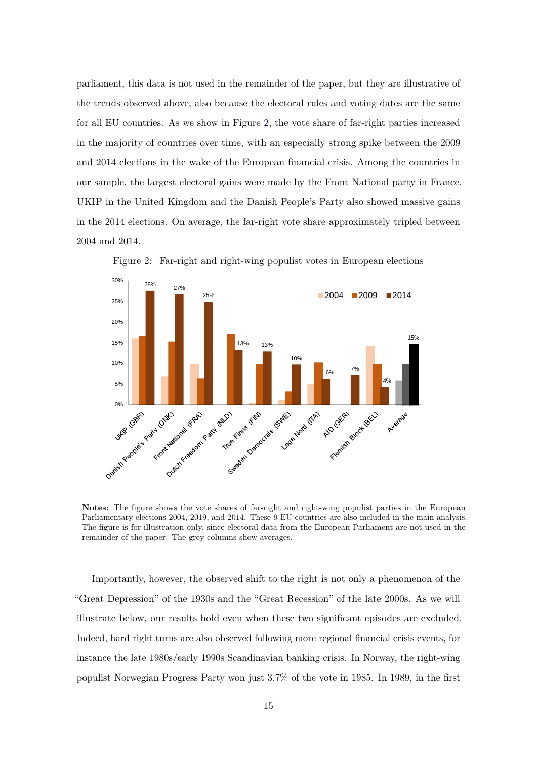parliament, this data is not used in the remainder of the paper, but they are illustrative of the trends observed above, also because the electoral rules and voting dates are the same for all EU countries. As we show in Figure 2, the vote share of far-right parties increased in the majority of countries over time, with an especially strong spike between the 2009 and 2014 elections in the wake of the European financial crisis. Among the countries in our sample, the largest electoral gains were made by the Front National party in France. UKIP in the United Kingdom and the Danish People's Party also showed massive gains in the 2014 elections. On average, the far-right vote share approximately tripled between 2004 and 2014.

Figure 2: Far-right and right-wing populist votes in European elections

**Notes:** The figure shows the vote shares of far-right and right-wing populist parties in the European Parliamentary elections 2004, 2019, and 2014. These 9 EU countries are also included in the main analysis. The figure is for illustration only, since electoral data from the European Parliament are not used in the remainder of the paper. The grey columns show averages.

Importantly, however, the observed shift to the right is not only a phenomenon of the "Great Depression" of the 1930s and the "Great Recession" of the late 2000s. As we will illustrate below, our results hold even when these two significant episodes are excluded. Indeed, hard right turns are also observed following more regional financial crisis events, for instance the late 1980s/early 1990s Scandinavian banking crisis. In Norway, the right-wing populist Norwegian Progress Party won just 3.7% of the vote in 1985. In 1989, in the first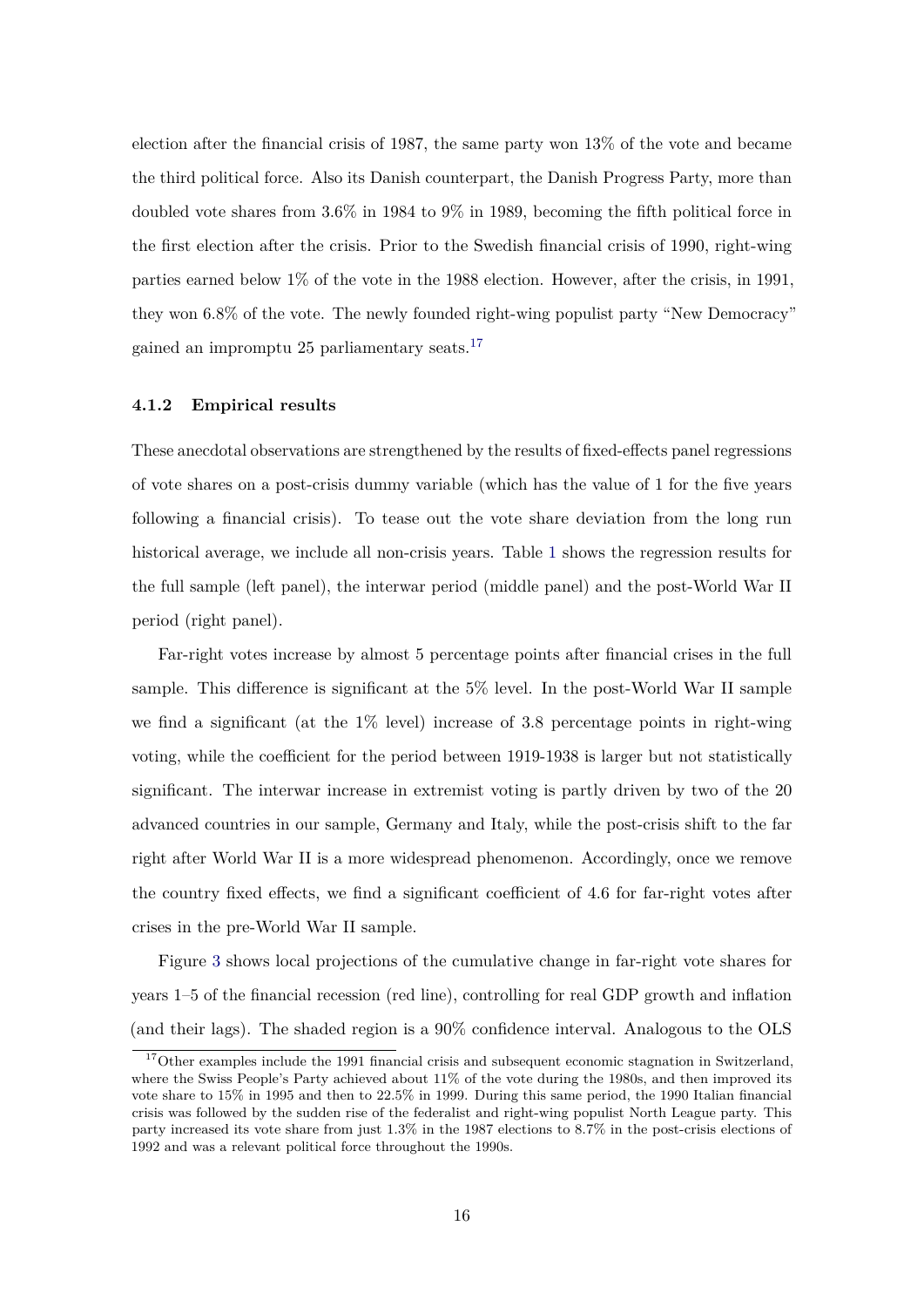election after the financial crisis of 1987, the same party won 13% of the vote and became the third political force. Also its Danish counterpart, the Danish Progress Party, more than doubled vote shares from 3.6% in 1984 to 9% in 1989, becoming the fifth political force in the first election after the crisis. Prior to the Swedish financial crisis of 1990, right-wing parties earned below 1% of the vote in the 1988 election. However, after the crisis, in 1991, they won 6.8% of the vote. The newly founded right-wing populist party "New Democracy" gained an impromptu 25 parliamentary seats.[17]

#### 4.1.2 Empirical results

These anecdotal observations are strengthened by the results of fixed-effects panel regressions of vote shares on a post-crisis dummy variable (which has the value of 1 for the five years following a financial crisis). To tease out the vote share deviation from the long run historical average, we include all non-crisis years. Table 1 shows the regression results for the full sample (left panel), the interwar period (middle panel) and the post-World War II period (right panel).

Far-right votes increase by almost 5 percentage points after financial crises in the full sample. This difference is significant at the 5% level. In the post-World War II sample we find a significant (at the 1% level) increase of 3.8 percentage points in right-wing voting, while the coefficient for the period between 1919-1938 is larger but not statistically significant. The interwar increase in extremist voting is partly driven by two of the 20 advanced countries in our sample, Germany and Italy, while the post-crisis shift to the far right after World War II is a more widespread phenomenon. Accordingly, once we remove the country fixed effects, we find a significant coefficient of 4.6 for far-right votes after crises in the pre-World War II sample.

Figure 3 shows local projections of the cumulative change in far-right vote shares for years 1–5 of the financial recession (red line), controlling for real GDP growth and inflation (and their lags). The shaded region is a 90% confidence interval. Analogous to the OLS

[17] Other examples include the 1991 financial crisis and subsequent economic stagnation in Switzerland, where the Swiss People's Party achieved about 11% of the vote during the 1980s, and then improved its vote share to 15% in 1995 and then to 22.5% in 1999. During this same period, the 1990 Italian financial crisis was followed by the sudden rise of the federalist and right-wing populist North League party. This party increased its vote share from just 1.3% in the 1987 elections to 8.7% in the post-crisis elections of 1992 and was a relevant political force throughout the 1990s.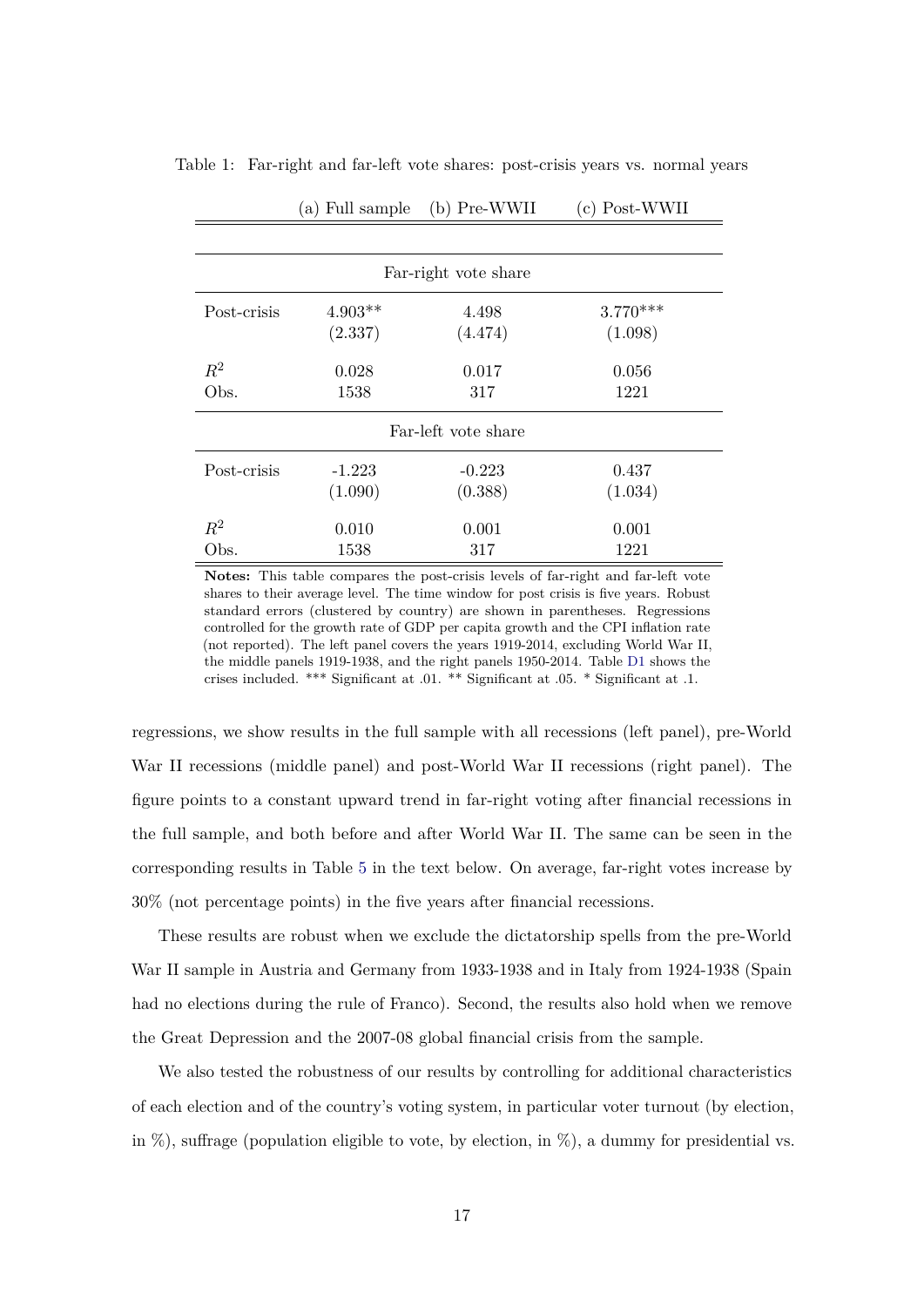Table 1: Far-right and far-left vote shares: post-crisis years vs. normal years

| | (a) Full sample | (b) Pre-WWII | (c) Post-WWII |
|---|---|---|---|
| | **Far-right vote share** | | |
| Post-crisis | 4.903** | 4.498 | 3.770*** |
| | (2.337) | (4.474) | (1.098) |
| $R^2$ | 0.028 | 0.017 | 0.056 |
| Obs. | 1538 | 317 | 1221 |
| | **Far-left vote share** | | |
| Post-crisis | -1.223 | -0.223 | 0.437 |
| | (1.090) | (0.388) | (1.034) |
| $R^2$ | 0.010 | 0.001 | 0.001 |
| Obs. | 1538 | 317 | 1221 |

**Notes:** This table compares the post-crisis levels of far-right and far-left vote shares to their average level. The time window for post crisis is five years. Robust standard errors (clustered by country) are shown in parentheses. Regressions controlled for the growth rate of GDP per capita growth and the CPI inflation rate (not reported). The left panel covers the years 1919-2014, excluding World War II, the middle panels 1919-1938, and the right panels 1950-2014. Table D1 shows the crises included. *** Significant at .01. ** Significant at .05. * Significant at .1.

regressions, we show results in the full sample with all recessions (left panel), pre-World War II recessions (middle panel) and post-World War II recessions (right panel). The figure points to a constant upward trend in far-right voting after financial recessions in the full sample, and both before and after World War II. The same can be seen in the corresponding results in Table 5 in the text below. On average, far-right votes increase by 30% (not percentage points) in the five years after financial recessions.

These results are robust when we exclude the dictatorship spells from the pre-World War II sample in Austria and Germany from 1933-1938 and in Italy from 1924-1938 (Spain had no elections during the rule of Franco). Second, the results also hold when we remove the Great Depression and the 2007-08 global financial crisis from the sample.

We also tested the robustness of our results by controlling for additional characteristics of each election and of the country's voting system, in particular voter turnout (by election, in %), suffrage (population eligible to vote, by election, in %), a dummy for presidential vs.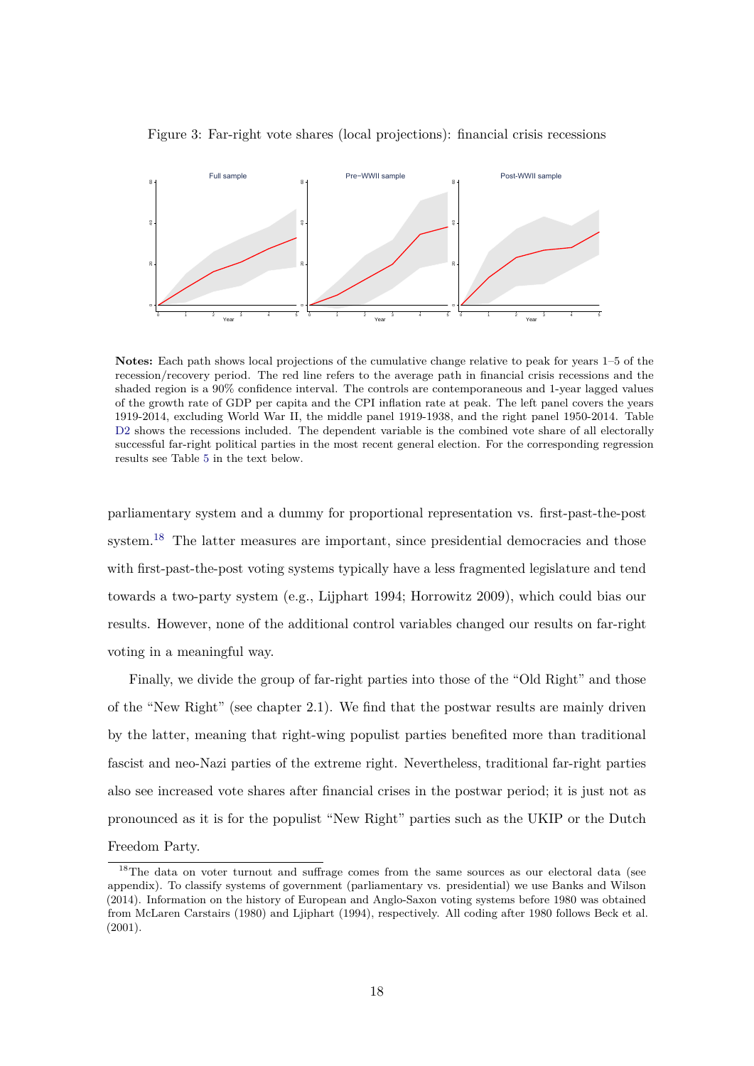Figure 3: Far-right vote shares (local projections): financial crisis recessions

**Notes:** Each path shows local projections of the cumulative change relative to peak for years 1–5 of the recession/recovery period. The red line refers to the average path in financial crisis recessions and the shaded region is a 90% confidence interval. The controls are contemporaneous and 1-year lagged values of the growth rate of GDP per capita and the CPI inflation rate at peak. The left panel covers the years 1919-2014, excluding World War II, the middle panel 1919-1938, and the right panel 1950-2014. Table D2 shows the recessions included. The dependent variable is the combined vote share of all electorally successful far-right political parties in the most recent general election. For the corresponding regression results see Table 5 in the text below.

parliamentary system and a dummy for proportional representation vs. first-past-the-post system.[18] The latter measures are important, since presidential democracies and those with first-past-the-post voting systems typically have a less fragmented legislature and tend towards a two-party system (e.g., Lijphart 1994; Horrowitz 2009), which could bias our results. However, none of the additional control variables changed our results on far-right voting in a meaningful way.

Finally, we divide the group of far-right parties into those of the "Old Right" and those of the "New Right" (see chapter 2.1). We find that the postwar results are mainly driven by the latter, meaning that right-wing populist parties benefited more than traditional fascist and neo-Nazi parties of the extreme right. Nevertheless, traditional far-right parties also see increased vote shares after financial crises in the postwar period; it is just not as pronounced as it is for the populist "New Right" parties such as the UKIP or the Dutch Freedom Party.

[18] The data on voter turnout and suffrage comes from the same sources as our electoral data (see appendix). To classify systems of government (parliamentary vs. presidential) we use Banks and Wilson (2014). Information on the history of European and Anglo-Saxon voting systems before 1980 was obtained from McLaren Carstairs (1980) and Ljiphart (1994), respectively. All coding after 1980 follows Beck et al. (2001).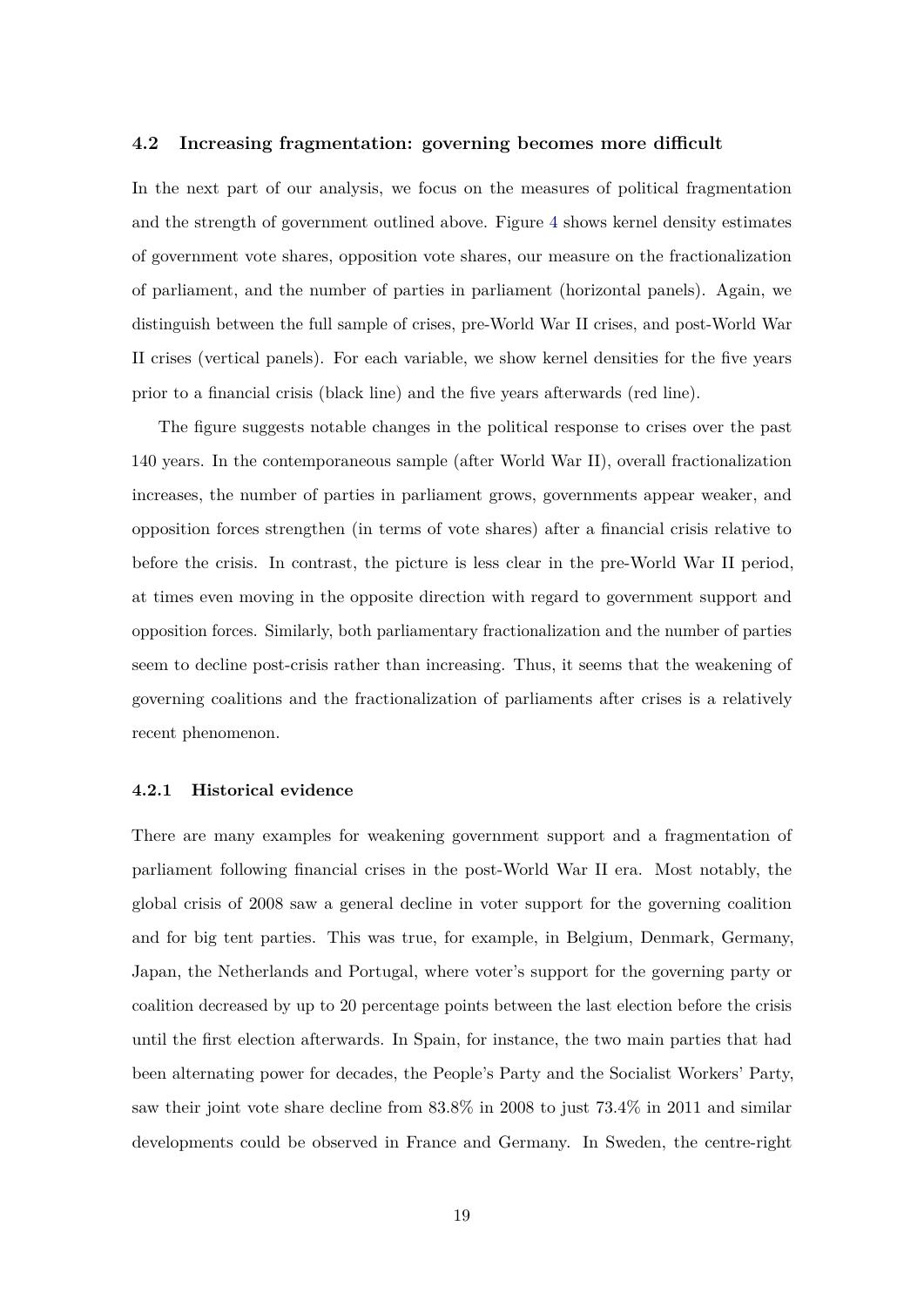### 4.2 Increasing fragmentation: governing becomes more difficult

In the next part of our analysis, we focus on the measures of political fragmentation and the strength of government outlined above. Figure 4 shows kernel density estimates of government vote shares, opposition vote shares, our measure on the fractionalization of parliament, and the number of parties in parliament (horizontal panels). Again, we distinguish between the full sample of crises, pre-World War II crises, and post-World War II crises (vertical panels). For each variable, we show kernel densities for the five years prior to a financial crisis (black line) and the five years afterwards (red line).

The figure suggests notable changes in the political response to crises over the past 140 years. In the contemporaneous sample (after World War II), overall fractionalization increases, the number of parties in parliament grows, governments appear weaker, and opposition forces strengthen (in terms of vote shares) after a financial crisis relative to before the crisis. In contrast, the picture is less clear in the pre-World War II period, at times even moving in the opposite direction with regard to government support and opposition forces. Similarly, both parliamentary fractionalization and the number of parties seem to decline post-crisis rather than increasing. Thus, it seems that the weakening of governing coalitions and the fractionalization of parliaments after crises is a relatively recent phenomenon.

#### 4.2.1 Historical evidence

There are many examples for weakening government support and a fragmentation of parliament following financial crises in the post-World War II era. Most notably, the global crisis of 2008 saw a general decline in voter support for the governing coalition and for big tent parties. This was true, for example, in Belgium, Denmark, Germany, Japan, the Netherlands and Portugal, where voter's support for the governing party or coalition decreased by up to 20 percentage points between the last election before the crisis until the first election afterwards. In Spain, for instance, the two main parties that had been alternating power for decades, the People's Party and the Socialist Workers' Party, saw their joint vote share decline from 83.8% in 2008 to just 73.4% in 2011 and similar developments could be observed in France and Germany. In Sweden, the centre-right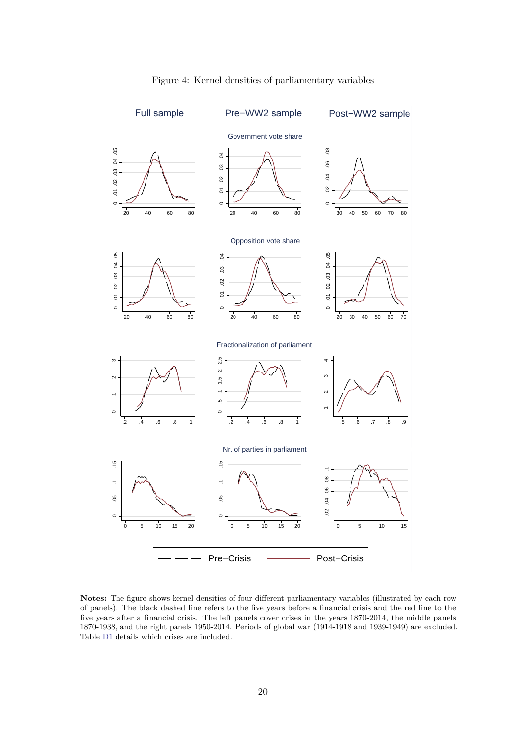Figure 4: Kernel densities of parliamentary variables

**Notes:** The figure shows kernel densities of four different parliamentary variables (illustrated by each row of panels). The black dashed line refers to the five years before a financial crisis and the red line to the five years after a financial crisis. The left panels cover crises in the years 1870-2014, the middle panels 1870-1938, and the right panels 1950-2014. Periods of global war (1914-1918 and 1939-1949) are excluded. Table D1 details which crises are included.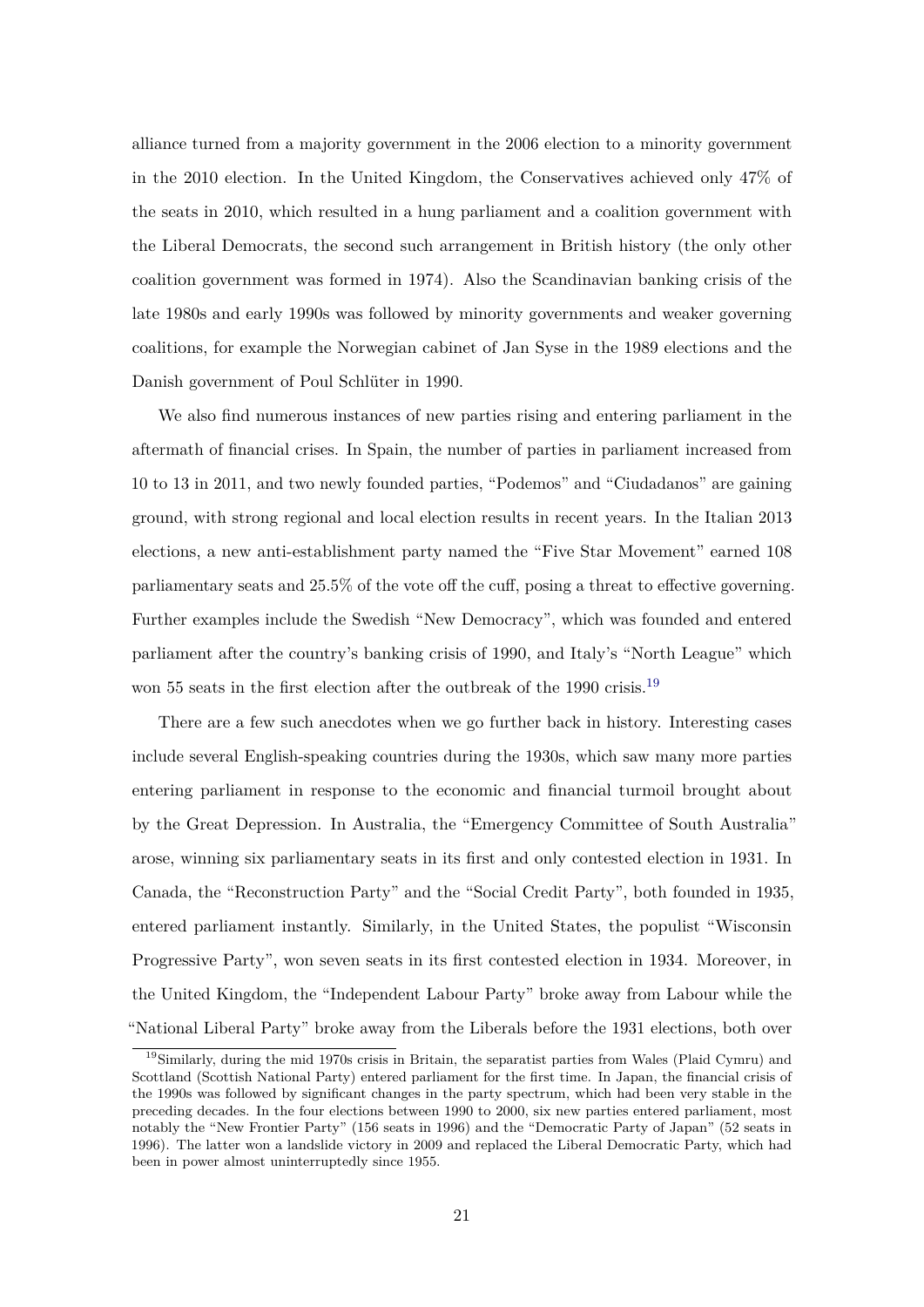alliance turned from a majority government in the 2006 election to a minority government in the 2010 election. In the United Kingdom, the Conservatives achieved only 47% of the seats in 2010, which resulted in a hung parliament and a coalition government with the Liberal Democrats, the second such arrangement in British history (the only other coalition government was formed in 1974). Also the Scandinavian banking crisis of the late 1980s and early 1990s was followed by minority governments and weaker governing coalitions, for example the Norwegian cabinet of Jan Syse in the 1989 elections and the Danish government of Poul Schlüter in 1990.

We also find numerous instances of new parties rising and entering parliament in the aftermath of financial crises. In Spain, the number of parties in parliament increased from 10 to 13 in 2011, and two newly founded parties, "Podemos" and "Ciudadanos" are gaining ground, with strong regional and local election results in recent years. In the Italian 2013 elections, a new anti-establishment party named the "Five Star Movement" earned 108 parliamentary seats and 25.5% of the vote off the cuff, posing a threat to effective governing. Further examples include the Swedish "New Democracy", which was founded and entered parliament after the country's banking crisis of 1990, and Italy's "North League" which won 55 seats in the first election after the outbreak of the 1990 crisis.[19]

There are a few such anecdotes when we go further back in history. Interesting cases include several English-speaking countries during the 1930s, which saw many more parties entering parliament in response to the economic and financial turmoil brought about by the Great Depression. In Australia, the "Emergency Committee of South Australia" arose, winning six parliamentary seats in its first and only contested election in 1931. In Canada, the "Reconstruction Party" and the "Social Credit Party", both founded in 1935, entered parliament instantly. Similarly, in the United States, the populist "Wisconsin Progressive Party", won seven seats in its first contested election in 1934. Moreover, in the United Kingdom, the "Independent Labour Party" broke away from Labour while the "National Liberal Party" broke away from the Liberals before the 1931 elections, both over

[19] Similarly, during the mid 1970s crisis in Britain, the separatist parties from Wales (Plaid Cymru) and Scotland (Scottish National Party) entered parliament for the first time. In Japan, the financial crisis of the 1990s was followed by significant changes in the party spectrum, which had been very stable in the preceding decades. In the four elections between 1990 to 2000, six new parties entered parliament, most notably the "New Frontier Party" (156 seats in 1996) and the "Democratic Party of Japan" (52 seats in 1996). The latter won a landslide victory in 2009 and replaced the Liberal Democratic Party, which had been in power almost uninterruptedly since 1955.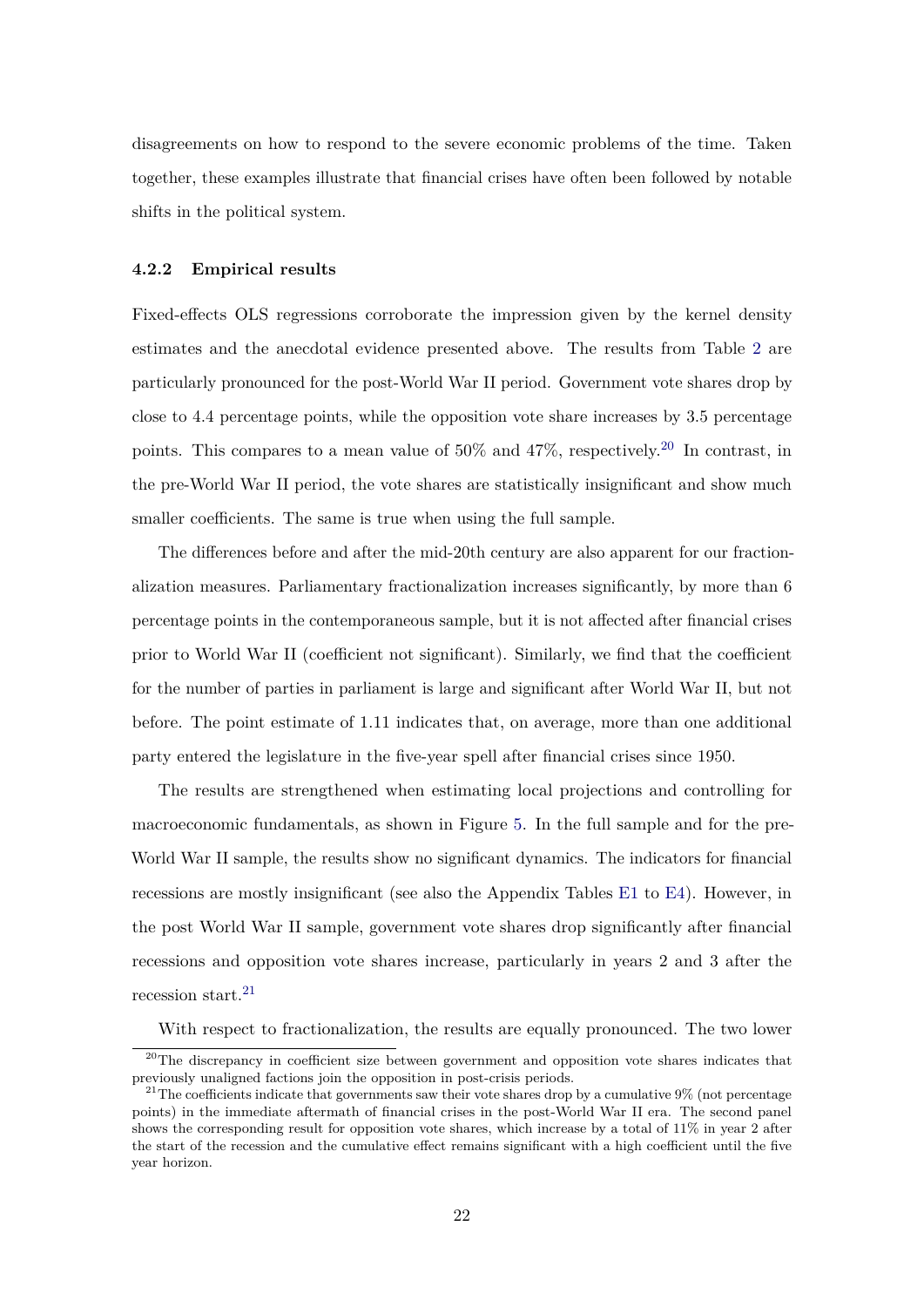disagreements on how to respond to the severe economic problems of the time. Taken together, these examples illustrate that financial crises have often been followed by notable shifts in the political system.

### 4.2.2 Empirical results

Fixed-effects OLS regressions corroborate the impression given by the kernel density estimates and the anecdotal evidence presented above. The results from Table 2 are particularly pronounced for the post-World War II period. Government vote shares drop by close to 4.4 percentage points, while the opposition vote share increases by 3.5 percentage points. This compares to a mean value of 50% and 47%, respectively.[20] In contrast, in the pre-World War II period, the vote shares are statistically insignificant and show much smaller coefficients. The same is true when using the full sample.

The differences before and after the mid-20th century are also apparent for our fractionalization measures. Parliamentary fractionalization increases significantly, by more than 6 percentage points in the contemporaneous sample, but it is not affected after financial crises prior to World War II (coefficient not significant). Similarly, we find that the coefficient for the number of parties in parliament is large and significant after World War II, but not before. The point estimate of 1.11 indicates that, on average, more than one additional party entered the legislature in the five-year spell after financial crises since 1950.

The results are strengthened when estimating local projections and controlling for macroeconomic fundamentals, as shown in Figure 5. In the full sample and for the pre-World War II sample, the results show no significant dynamics. The indicators for financial recessions are mostly insignificant (see also the Appendix Tables E1 to E4). However, in the post World War II sample, government vote shares drop significantly after financial recessions and opposition vote shares increase, particularly in years 2 and 3 after the recession start.[21]

With respect to fractionalization, the results are equally pronounced. The two lower

[20] The discrepancy in coefficient size between government and opposition vote shares indicates that previously unaligned factions join the opposition in post-crisis periods.

[21] The coefficients indicate that governments saw their vote shares drop by a cumulative 9% (not percentage points) in the immediate aftermath of financial crises in the post-World War II era. The second panel shows the corresponding result for opposition vote shares, which increase by a total of 11% in year 2 after the start of the recession and the cumulative effect remains significant with a high coefficient until the five year horizon.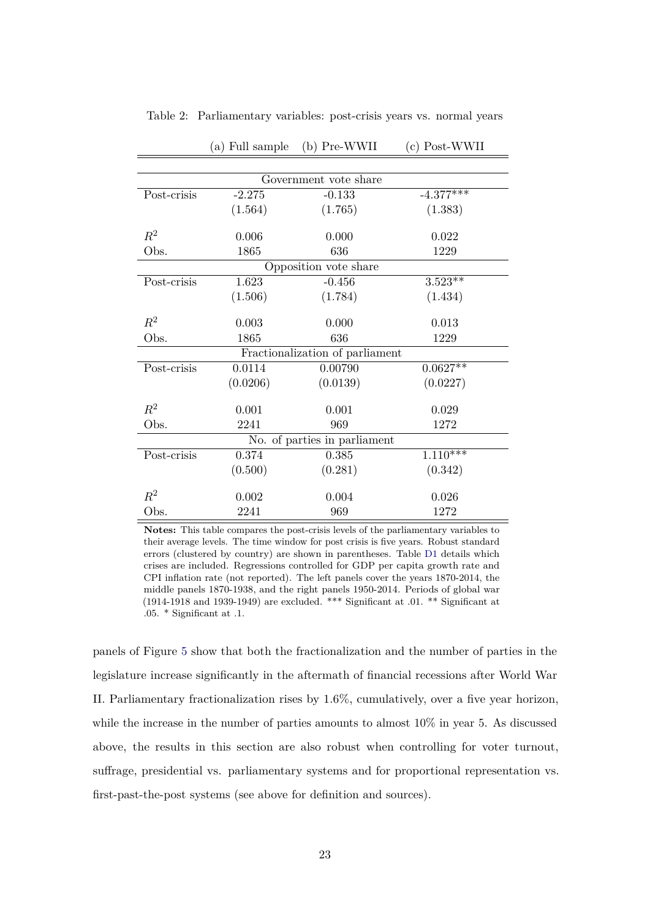Table 2: Parliamentary variables: post-crisis years vs. normal years

| | (a) Full sample | (b) Pre-WWII | (c) Post-WWII |
|---|---|---|---|
| | **Government vote share** | | |
| Post-crisis | -2.275 | -0.133 | -4.377*** |
| | (1.564) | (1.765) | (1.383) |
| $R^2$ | 0.006 | 0.000 | 0.022 |
| Obs. | 1865 | 636 | 1229 |
| | **Opposition vote share** | | |
| Post-crisis | 1.623 | -0.456 | 3.523** |
| | (1.506) | (1.784) | (1.434) |
| $R^2$ | 0.003 | 0.000 | 0.013 |
| Obs. | 1865 | 636 | 1229 |
| | **Fractionalization of parliament** | | |
| Post-crisis | 0.0114 | 0.00790 | 0.0627** |
| | (0.0206) | (0.0139) | (0.0227) |
| $R^2$ | 0.001 | 0.001 | 0.029 |
| Obs. | 2241 | 969 | 1272 |
| | **No. of parties in parliament** | | |
| Post-crisis | 0.374 | 0.385 | 1.110*** |
| | (0.500) | (0.281) | (0.342) |
| $R^2$ | 0.002 | 0.004 | 0.026 |
| Obs. | 2241 | 969 | 1272 |

**Notes:** This table compares the post-crisis levels of the parliamentary variables to their average levels. The time window for post crisis is five years. Robust standard errors (clustered by country) are shown in parentheses. Table D1 details which crises are included. Regressions controlled for GDP per capita growth rate and CPI inflation rate (not reported). The left panels cover the years 1870-2014, the middle panels 1870-1938, and the right panels 1950-2014. Periods of global war (1914-1918 and 1939-1949) are excluded. *** Significant at .01. ** Significant at .05. * Significant at .1.

panels of Figure 5 show that both the fractionalization and the number of parties in the legislature increase significantly in the aftermath of financial recessions after World War II. Parliamentary fractionalization rises by 1.6%, cumulatively, over a five year horizon, while the increase in the number of parties amounts to almost 10% in year 5. As discussed above, the results in this section are also robust when controlling for voter turnout, suffrage, presidential vs. parliamentary systems and for proportional representation vs. first-past-the-post systems (see above for definition and sources).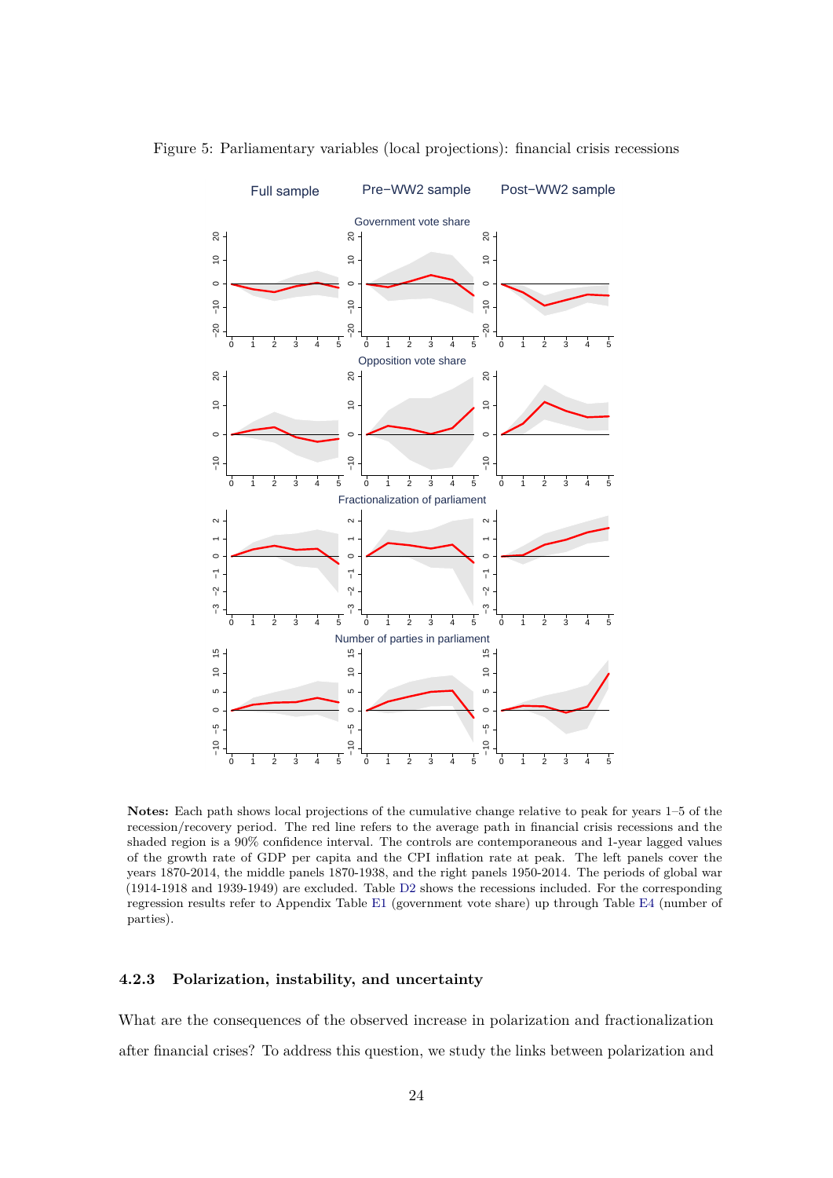Figure 5: Parliamentary variables (local projections): financial crisis recessions

**Notes:** Each path shows local projections of the cumulative change relative to peak for years 1–5 of the recession/recovery period. The red line refers to the average path in financial crisis recessions and the shaded region is a 90% confidence interval. The controls are contemporaneous and 1-year lagged values of the growth rate of GDP per capita and the CPI inflation rate at peak. The left panels cover the years 1870-2014, the middle panels 1870-1938, and the right panels 1950-2014. The periods of global war (1914-1918 and 1939-1949) are excluded. Table D2 shows the recessions included. For the corresponding regression results refer to Appendix Table E1 (government vote share) up through Table E4 (number of parties).

### 4.2.3 Polarization, instability, and uncertainty

What are the consequences of the observed increase in polarization and fractionalization after financial crises? To address this question, we study the links between polarization and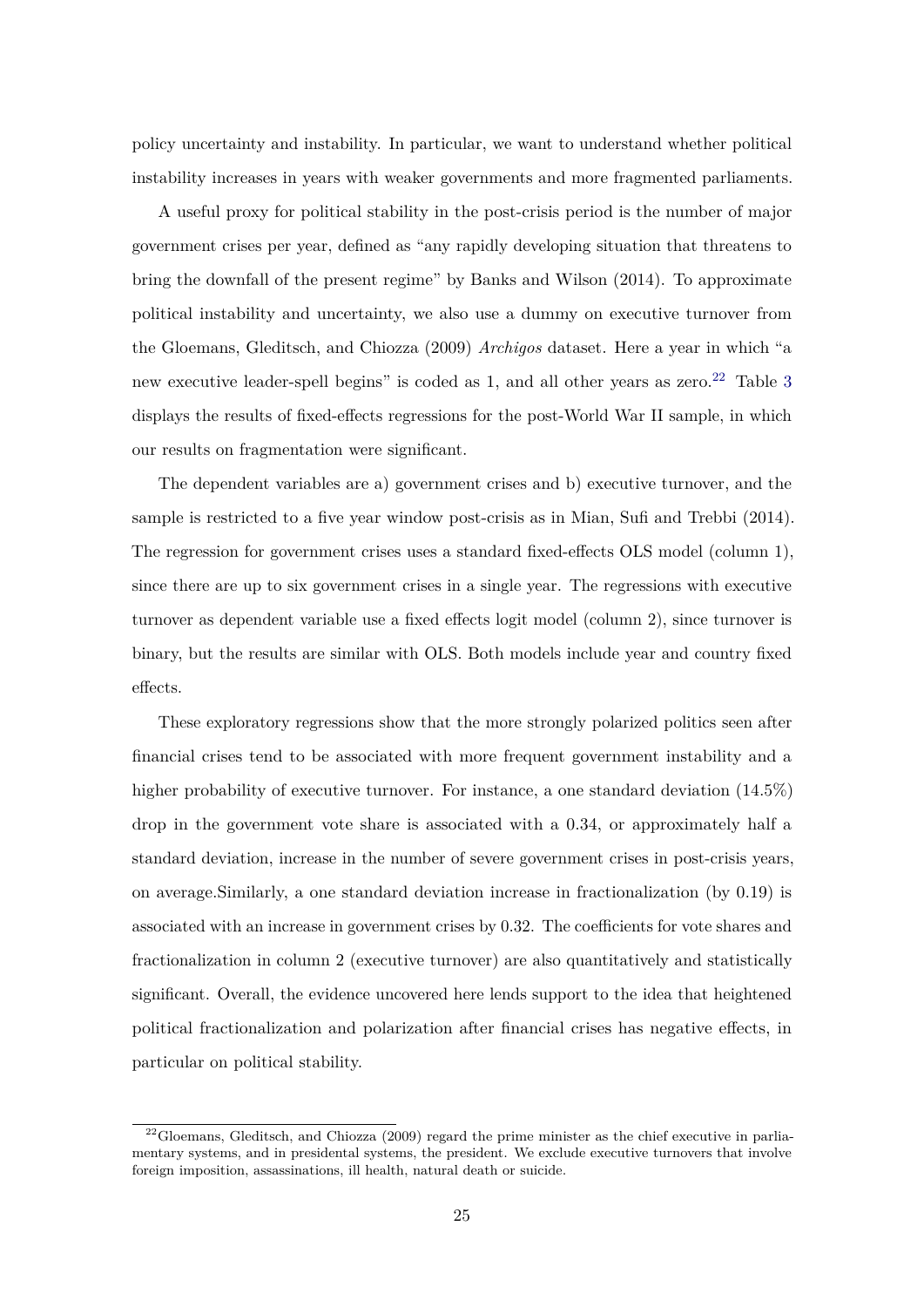policy uncertainty and instability. In particular, we want to understand whether political instability increases in years with weaker governments and more fragmented parliaments.

A useful proxy for political stability in the post-crisis period is the number of major government crises per year, defined as "any rapidly developing situation that threatens to bring the downfall of the present regime" by Banks and Wilson (2014). To approximate political instability and uncertainty, we also use a dummy on executive turnover from the Gloemans, Gleditsch, and Chiozza (2009) *Archigos* dataset. Here a year in which "a new executive leader-spell begins" is coded as 1, and all other years as zero.[22] Table 3 displays the results of fixed-effects regressions for the post-World War II sample, in which our results on fragmentation were significant.

The dependent variables are a) government crises and b) executive turnover, and the sample is restricted to a five year window post-crisis as in Mian, Sufi and Trebbi (2014). The regression for government crises uses a standard fixed-effects OLS model (column 1), since there are up to six government crises in a single year. The regressions with executive turnover as dependent variable use a fixed effects logit model (column 2), since turnover is binary, but the results are similar with OLS. Both models include year and country fixed effects.

These exploratory regressions show that the more strongly polarized politics seen after financial crises tend to be associated with more frequent government instability and a higher probability of executive turnover. For instance, a one standard deviation (14.5%) drop in the government vote share is associated with a 0.34, or approximately half a standard deviation, increase in the number of severe government crises in post-crisis years, on average.Similarly, a one standard deviation increase in fractionalization (by 0.19) is associated with an increase in government crises by 0.32. The coefficients for vote shares and fractionalization in column 2 (executive turnover) are also quantitatively and statistically significant. Overall, the evidence uncovered here lends support to the idea that heightened political fractionalization and polarization after financial crises has negative effects, in particular on political stability.

[22] Gloemans, Gleditsch, and Chiozza (2009) regard the prime minister as the chief executive in parliamentary systems, and in presidental systems, the president. We exclude executive turnovers that involve foreign imposition, assassinations, ill health, natural death or suicide.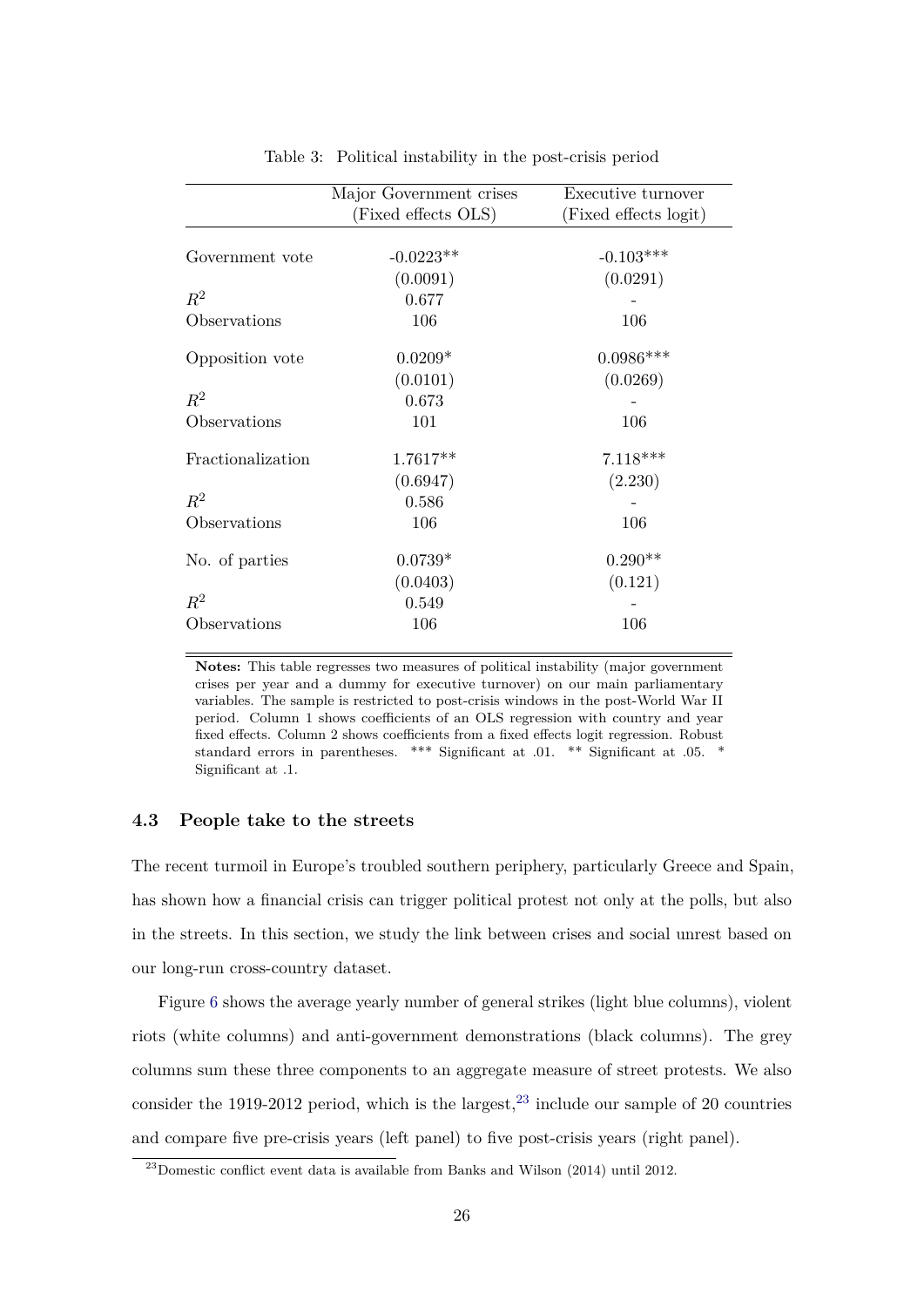Table 3: Political instability in the post-crisis period

| | Major Government crises (Fixed effects OLS) | Executive turnover (Fixed effects logit) |
|---|---|---|
| Government vote | -0.0223** | -0.103*** |
| | (0.0091) | (0.0291) |
| $R^2$ | 0.677 | - |
| Observations | 106 | 106 |
| Opposition vote | 0.0209* | 0.0986*** |
| | (0.0101) | (0.0269) |
| $R^2$ | 0.673 | - |
| Observations | 101 | 106 |
| Fractionalization | 1.7617** | 7.118*** |
| | (0.6947) | (2.230) |
| $R^2$ | 0.586 | - |
| Observations | 106 | 106 |
| No. of parties | 0.0739* | 0.290** |
| | (0.0403) | (0.121) |
| $R^2$ | 0.549 | - |
| Observations | 106 | 106 |

**Notes:** This table regresses two measures of political instability (major government crises per year and a dummy for executive turnover) on our main parliamentary variables. The sample is restricted to post-crisis windows in the post-World War II period. Column 1 shows coefficients of an OLS regression with country and year fixed effects. Column 2 shows coefficients from a fixed effects logit regression. Robust standard errors in parentheses. *** Significant at .01. ** Significant at .05. * Significant at .1.

### 4.3 People take to the streets

The recent turmoil in Europe's troubled southern periphery, particularly Greece and Spain, has shown how a financial crisis can trigger political protest not only at the polls, but also in the streets. In this section, we study the link between crises and social unrest based on our long-run cross-country dataset.

Figure 6 shows the average yearly number of general strikes (light blue columns), violent riots (white columns) and anti-government demonstrations (black columns). The grey columns sum these three components to an aggregate measure of street protests. We also consider the 1919-2012 period, which is the largest,[23] include our sample of 20 countries and compare five pre-crisis years (left panel) to five post-crisis years (right panel).

[23] Domestic conflict event data is available from Banks and Wilson (2014) until 2012.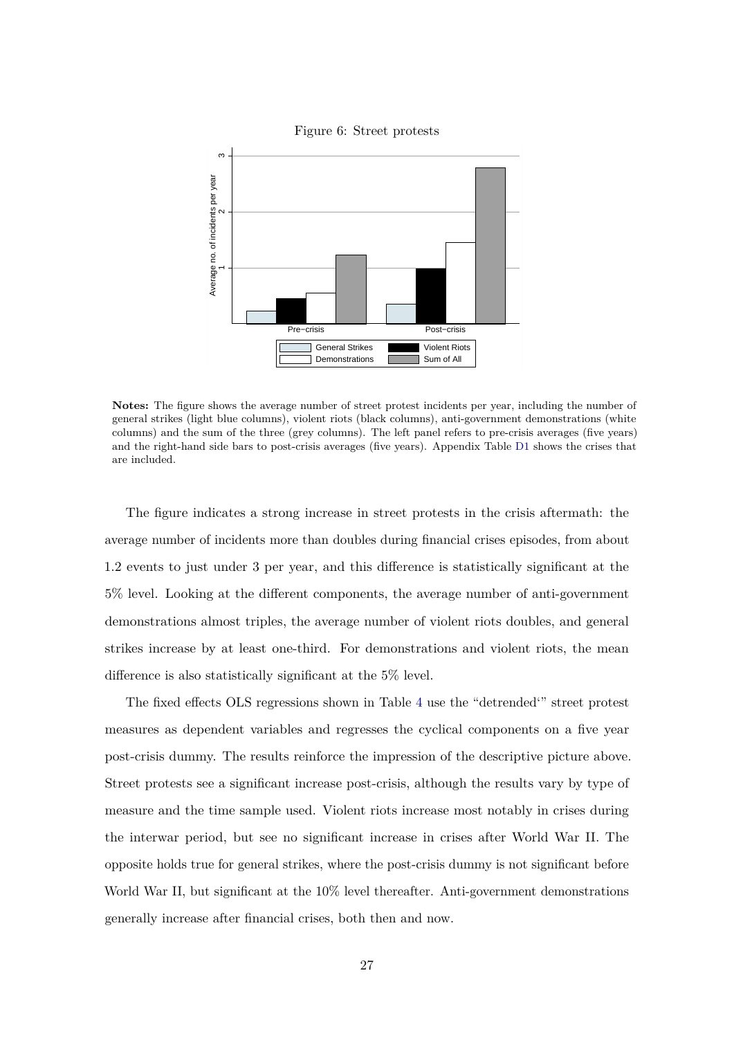Figure 6: Street protests

**Notes:** The figure shows the average number of street protest incidents per year, including the number of general strikes (light blue columns), violent riots (black columns), anti-government demonstrations (white columns) and the sum of the three (grey columns). The left panel refers to pre-crisis averages (five years) and the right-hand side bars to post-crisis averages (five years). Appendix Table D1 shows the crises that are included.

The figure indicates a strong increase in street protests in the crisis aftermath: the average number of incidents more than doubles during financial crises episodes, from about 1.2 events to just under 3 per year, and this difference is statistically significant at the 5% level. Looking at the different components, the average number of anti-government demonstrations almost triples, the average number of violent riots doubles, and general strikes increase by at least one-third. For demonstrations and violent riots, the mean difference is also statistically significant at the 5% level.

The fixed effects OLS regressions shown in Table 4 use the "detrended'" street protest measures as dependent variables and regresses the cyclical components on a five year post-crisis dummy. The results reinforce the impression of the descriptive picture above. Street protests see a significant increase post-crisis, although the results vary by type of measure and the time sample used. Violent riots increase most notably in crises during the interwar period, but see no significant increase in crises after World War II. The opposite holds true for general strikes, where the post-crisis dummy is not significant before World War II, but significant at the 10% level thereafter. Anti-government demonstrations generally increase after financial crises, both then and now.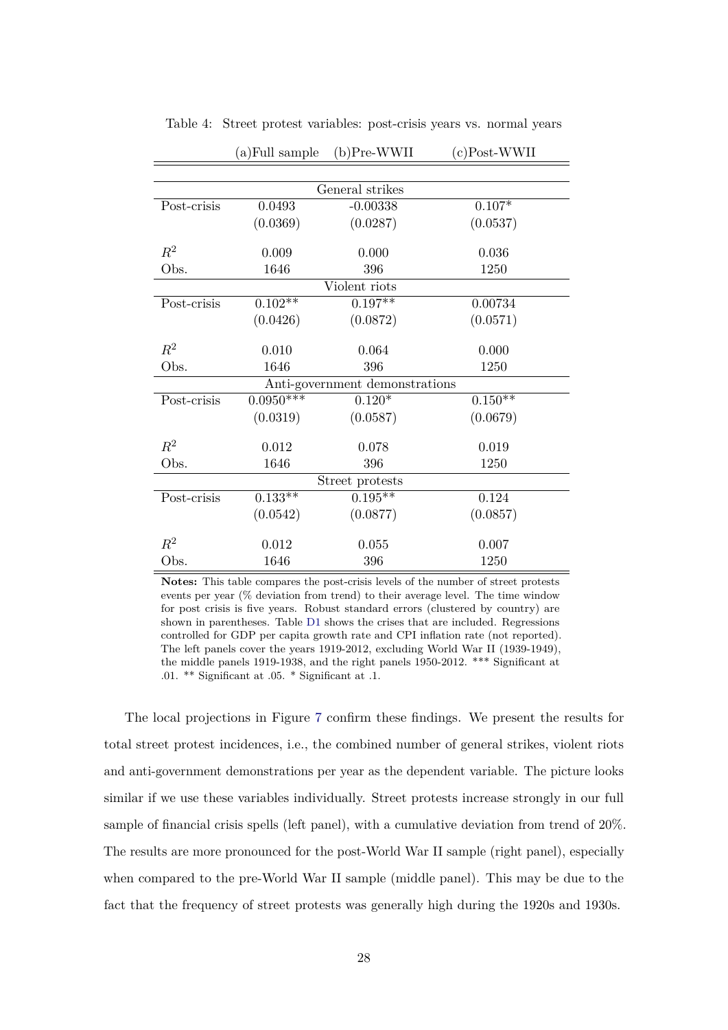Table 4: Street protest variables: post-crisis years vs. normal years

| | (a)Full sample | (b)Pre-WWII | (c)Post-WWII |
|---|---|---|---|
| | | General strikes | |
| Post-crisis | 0.0493 | -0.00338 | 0.107* |
| | (0.0369) | (0.0287) | (0.0537) |
| $R^2$ | 0.009 | 0.000 | 0.036 |
| Obs. | 1646 | 396 | 1250 |
| | | Violent riots | |
| Post-crisis | 0.102** | 0.197** | 0.00734 |
| | (0.0426) | (0.0872) | (0.0571) |
| $R^2$ | 0.010 | 0.064 | 0.000 |
| Obs. | 1646 | 396 | 1250 |
| | | Anti-government demonstrations | |
| Post-crisis | 0.0950*** | 0.120* | 0.150** |
| | (0.0319) | (0.0587) | (0.0679) |
| $R^2$ | 0.012 | 0.078 | 0.019 |
| Obs. | 1646 | 396 | 1250 |
| | | Street protests | |
| Post-crisis | 0.133** | 0.195** | 0.124 |
| | (0.0542) | (0.0877) | (0.0857) |
| $R^2$ | 0.012 | 0.055 | 0.007 |
| Obs. | 1646 | 396 | 1250 |

**Notes:** This table compares the post-crisis levels of the number of street protests events per year (% deviation from trend) to their average level. The time window for post crisis is five years. Robust standard errors (clustered by country) are shown in parentheses. Table D1 shows the crises that are included. Regressions controlled for GDP per capita growth rate and CPI inflation rate (not reported). The left panels cover the years 1919-2012, excluding World War II (1939-1949), the middle panels 1919-1938, and the right panels 1950-2012. *** Significant at .01. ** Significant at .05. * Significant at .1.

The local projections in Figure 7 confirm these findings. We present the results for total street protest incidences, i.e., the combined number of general strikes, violent riots and anti-government demonstrations per year as the dependent variable. The picture looks similar if we use these variables individually. Street protests increase strongly in our full sample of financial crisis spells (left panel), with a cumulative deviation from trend of 20%. The results are more pronounced for the post-World War II sample (right panel), especially when compared to the pre-World War II sample (middle panel). This may be due to the fact that the frequency of street protests was generally high during the 1920s and 1930s.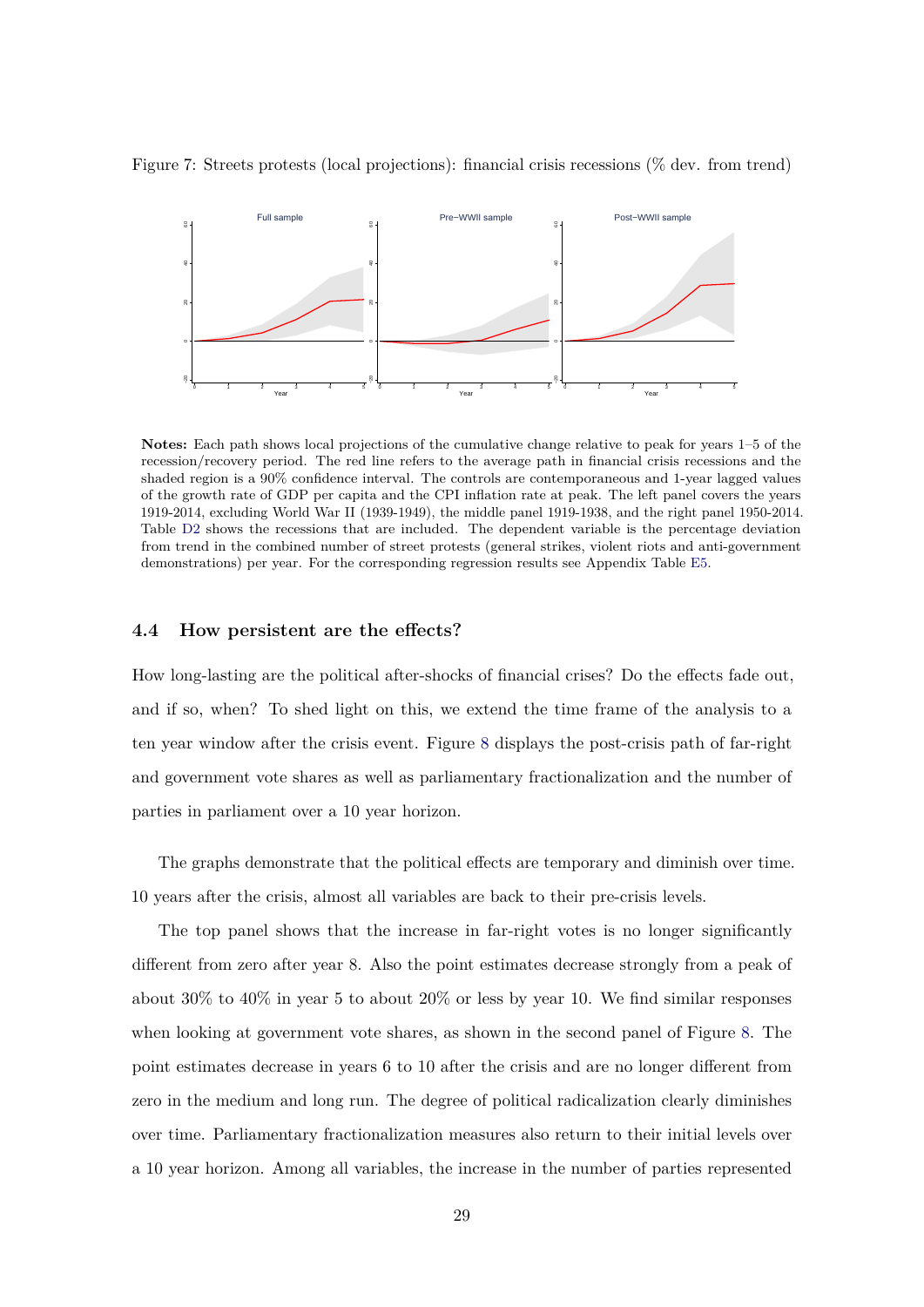Figure 7: Streets protests (local projections): financial crisis recessions (% dev. from trend)

**Notes:** Each path shows local projections of the cumulative change relative to peak for years 1–5 of the recession/recovery period. The red line refers to the average path in financial crisis recessions and the shaded region is a 90% confidence interval. The controls are contemporaneous and 1-year lagged values of the growth rate of GDP per capita and the CPI inflation rate at peak. The left panel covers the years 1919-2014, excluding World War II (1939-1949), the middle panel 1919-1938, and the right panel 1950-2014. Table D2 shows the recessions that are included. The dependent variable is the percentage deviation from trend in the combined number of street protests (general strikes, violent riots and anti-government demonstrations) per year. For the corresponding regression results see Appendix Table E5.

### 4.4 How persistent are the effects?

How long-lasting are the political after-shocks of financial crises? Do the effects fade out, and if so, when? To shed light on this, we extend the time frame of the analysis to a ten year window after the crisis event. Figure 8 displays the post-crisis path of far-right and government vote shares as well as parliamentary fractionalization and the number of parties in parliament over a 10 year horizon.

The graphs demonstrate that the political effects are temporary and diminish over time. 10 years after the crisis, almost all variables are back to their pre-crisis levels.

The top panel shows that the increase in far-right votes is no longer significantly different from zero after year 8. Also the point estimates decrease strongly from a peak of about 30% to 40% in year 5 to about 20% or less by year 10. We find similar responses when looking at government vote shares, as shown in the second panel of Figure 8. The point estimates decrease in years 6 to 10 after the crisis and are no longer different from zero in the medium and long run. The degree of political radicalization clearly diminishes over time. Parliamentary fractionalization measures also return to their initial levels over a 10 year horizon. Among all variables, the increase in the number of parties represented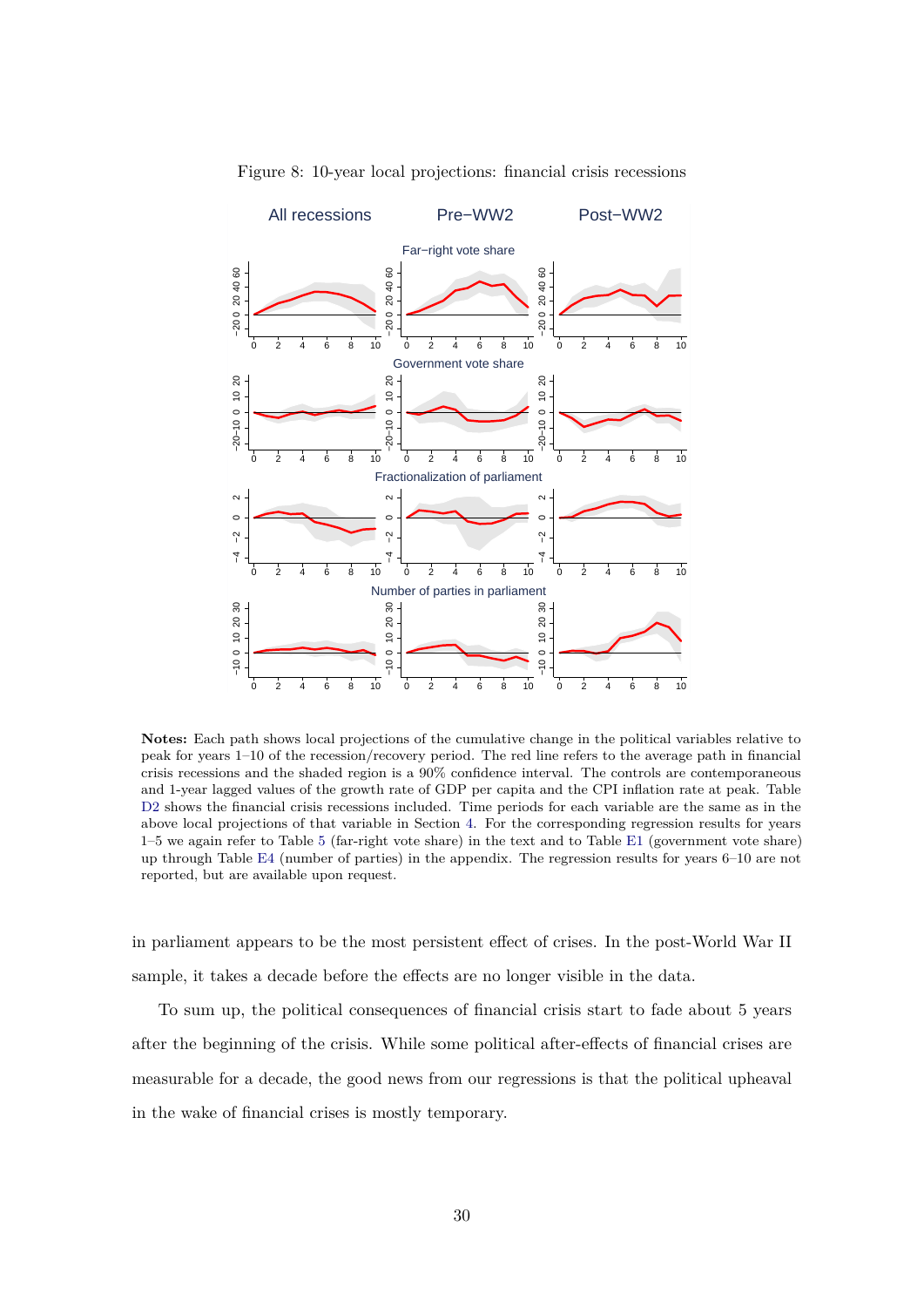Figure 8: 10-year local projections: financial crisis recessions

**Notes:** Each path shows local projections of the cumulative change in the political variables relative to peak for years 1–10 of the recession/recovery period. The red line refers to the average path in financial crisis recessions and the shaded region is a 90% confidence interval. The controls are contemporaneous and 1-year lagged values of the growth rate of GDP per capita and the CPI inflation rate at peak. Table D2 shows the financial crisis recessions included. Time periods for each variable are the same as in the above local projections of that variable in Section 4. For the corresponding regression results for years 1–5 we again refer to Table 5 (far-right vote share) in the text and to Table E1 (government vote share) up through Table E4 (number of parties) in the appendix. The regression results for years 6–10 are not reported, but are available upon request.

in parliament appears to be the most persistent effect of crises. In the post-World War II sample, it takes a decade before the effects are no longer visible in the data.

To sum up, the political consequences of financial crisis start to fade about 5 years after the beginning of the crisis. While some political after-effects of financial crises are measurable for a decade, the good news from our regressions is that the political upheaval in the wake of financial crises is mostly temporary.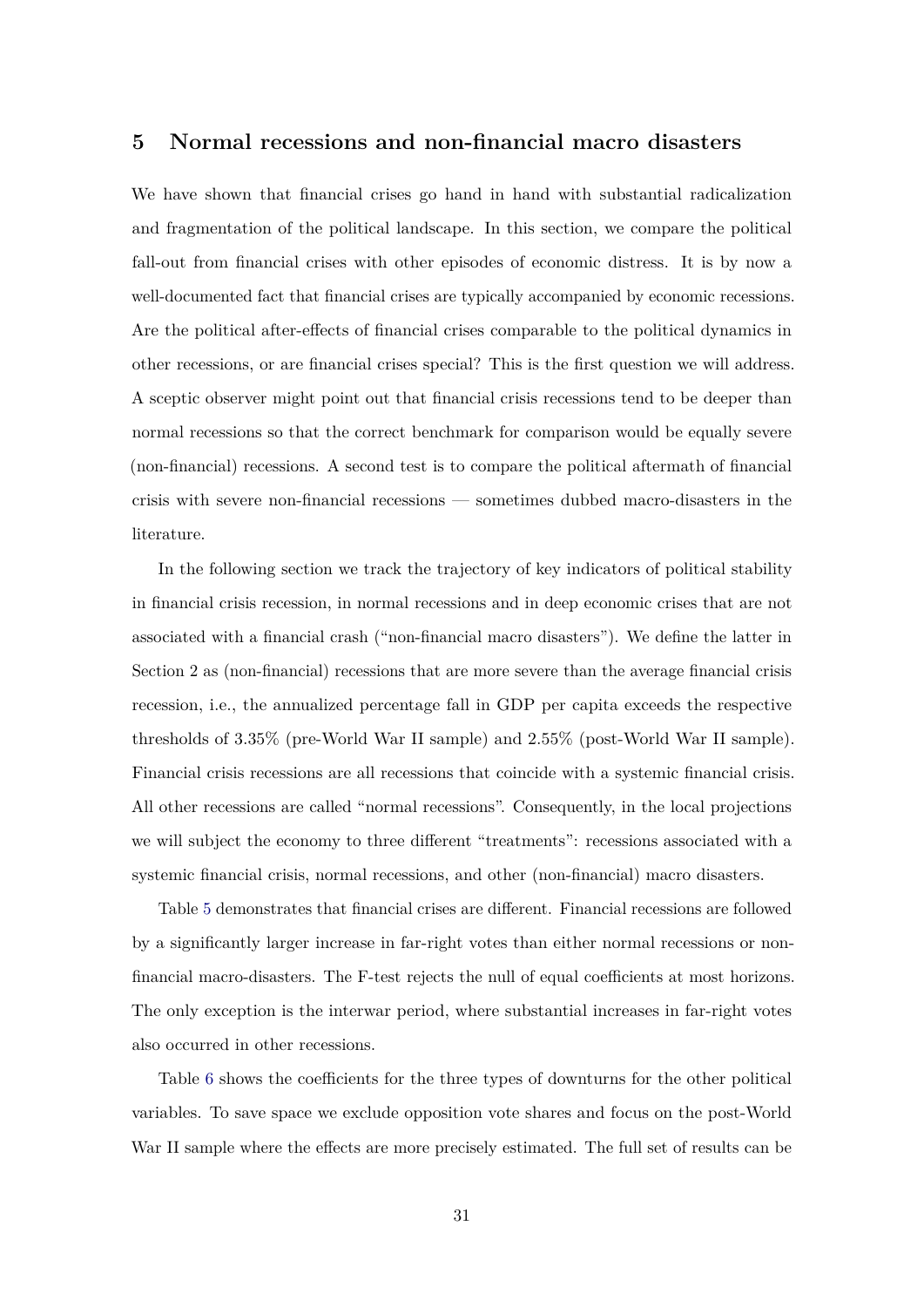## 5 Normal recessions and non-financial macro disasters

We have shown that financial crises go hand in hand with substantial radicalization and fragmentation of the political landscape. In this section, we compare the political fall-out from financial crises with other episodes of economic distress. It is by now a well-documented fact that financial crises are typically accompanied by economic recessions. Are the political after-effects of financial crises comparable to the political dynamics in other recessions, or are financial crises special? This is the first question we will address. A sceptic observer might point out that financial crisis recessions tend to be deeper than normal recessions so that the correct benchmark for comparison would be equally severe (non-financial) recessions. A second test is to compare the political aftermath of financial crisis with severe non-financial recessions — sometimes dubbed macro-disasters in the literature.

In the following section we track the trajectory of key indicators of political stability in financial crisis recession, in normal recessions and in deep economic crises that are not associated with a financial crash ("non-financial macro disasters"). We define the latter in Section 2 as (non-financial) recessions that are more severe than the average financial crisis recession, i.e., the annualized percentage fall in GDP per capita exceeds the respective thresholds of 3.35% (pre-World War II sample) and 2.55% (post-World War II sample). Financial crisis recessions are all recessions that coincide with a systemic financial crisis. All other recessions are called "normal recessions". Consequently, in the local projections we will subject the economy to three different "treatments": recessions associated with a systemic financial crisis, normal recessions, and other (non-financial) macro disasters.

Table 5 demonstrates that financial crises are different. Financial recessions are followed by a significantly larger increase in far-right votes than either normal recessions or non-financial macro-disasters. The F-test rejects the null of equal coefficients at most horizons. The only exception is the interwar period, where substantial increases in far-right votes also occurred in other recessions.

Table 6 shows the coefficients for the three types of downturns for the other political variables. To save space we exclude opposition vote shares and focus on the post-World War II sample where the effects are more precisely estimated. The full set of results can be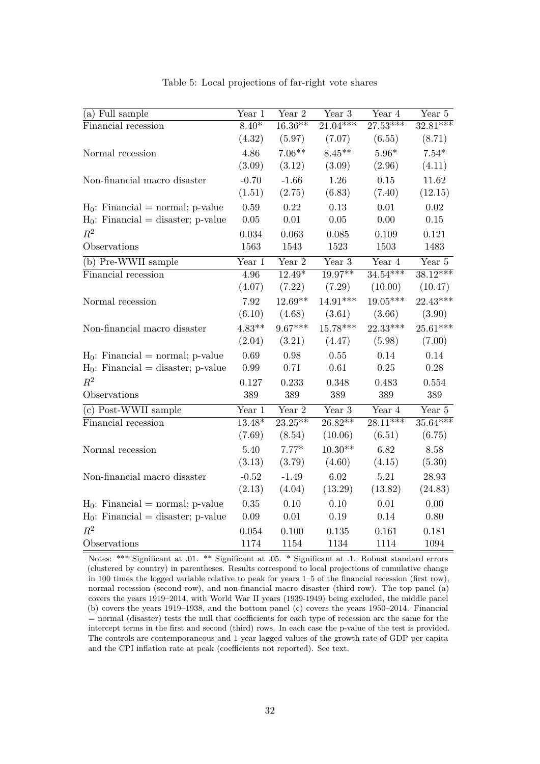Table 5: Local projections of far-right vote shares

| (a) Full sample | Year 1 | Year 2 | Year 3 | Year 4 | Year 5 |
|---|---|---|---|---|---|
| Financial recession | 8.40* | 16.36** | 21.04*** | 27.53*** | 32.81*** |
| | (4.32) | (5.97) | (7.07) | (6.55) | (8.71) |
| Normal recession | 4.86 | 7.06** | 8.45** | 5.96* | 7.54* |
| | (3.09) | (3.12) | (3.09) | (2.96) | (4.11) |
| Non-financial macro disaster | -0.70 | -1.66 | 1.26 | 0.15 | 11.62 |
| | (1.51) | (2.75) | (6.83) | (7.40) | (12.15) |
| $H_0$: Financial = normal; p-value | 0.59 | 0.22 | 0.13 | 0.01 | 0.02 |
| $H_0$: Financial = disaster; p-value | 0.05 | 0.01 | 0.05 | 0.00 | 0.15 |
| $R^2$ | 0.034 | 0.063 | 0.085 | 0.109 | 0.121 |
| Observations | 1563 | 1543 | 1523 | 1503 | 1483 |
| **(b) Pre-WWII sample** | **Year 1** | **Year 2** | **Year 3** | **Year 4** | **Year 5** |
| Financial recession | 4.96 | 12.49* | 19.97** | 34.54*** | 38.12*** |
| | (4.07) | (7.22) | (7.29) | (10.00) | (10.47) |
| Normal recession | 7.92 | 12.69** | 14.91*** | 19.05*** | 22.43*** |
| | (6.10) | (4.68) | (3.61) | (3.66) | (3.90) |
| Non-financial macro disaster | 4.83** | 9.67*** | 15.78*** | 22.33*** | 25.61*** |
| | (2.04) | (3.21) | (4.47) | (5.98) | (7.00) |
| $H_0$: Financial = normal; p-value | 0.69 | 0.98 | 0.55 | 0.14 | 0.14 |
| $H_0$: Financial = disaster; p-value | 0.99 | 0.71 | 0.61 | 0.25 | 0.28 |
| $R^2$ | 0.127 | 0.233 | 0.348 | 0.483 | 0.554 |
| Observations | 389 | 389 | 389 | 389 | 389 |
| **(c) Post-WWII sample** | **Year 1** | **Year 2** | **Year 3** | **Year 4** | **Year 5** |
| Financial recession | 13.48* | 23.25** | 26.82** | 28.11*** | 35.64*** |
| | (7.69) | (8.54) | (10.06) | (6.51) | (6.75) |
| Normal recession | 5.40 | 7.77* | 10.30** | 6.82 | 8.58 |
| | (3.13) | (3.79) | (4.60) | (4.15) | (5.30) |
| Non-financial macro disaster | -0.52 | -1.49 | 6.02 | 5.21 | 28.93 |
| | (2.13) | (4.04) | (13.29) | (13.82) | (24.83) |
| $H_0$: Financial = normal; p-value | 0.35 | 0.10 | 0.10 | 0.01 | 0.00 |
| $H_0$: Financial = disaster; p-value | 0.09 | 0.01 | 0.19 | 0.14 | 0.80 |
| $R^2$ | 0.054 | 0.100 | 0.135 | 0.161 | 0.181 |
| Observations | 1174 | 1154 | 1134 | 1114 | 1094 |

Notes: *** Significant at .01. ** Significant at .05. * Significant at .1. Robust standard errors (clustered by country) in parentheses. Results correspond to local projections of cumulative change in 100 times the logged variable relative to peak for years 1–5 of the financial recession (first row), normal recession (second row), and non-financial macro disaster (third row). The top panel (a) covers the years 1919–2014, with World War II years (1939-1949) being excluded, the middle panel (b) covers the years 1919–1938, and the bottom panel (c) covers the years 1950–2014. Financial = normal (disaster) tests the null that coefficients for each type of recession are the same for the intercept terms in the first and second (third) rows. In each case the p-value of the test is provided. The controls are contemporaneous and 1-year lagged values of the growth rate of GDP per capita and the CPI inflation rate at peak (coefficients not reported). See text.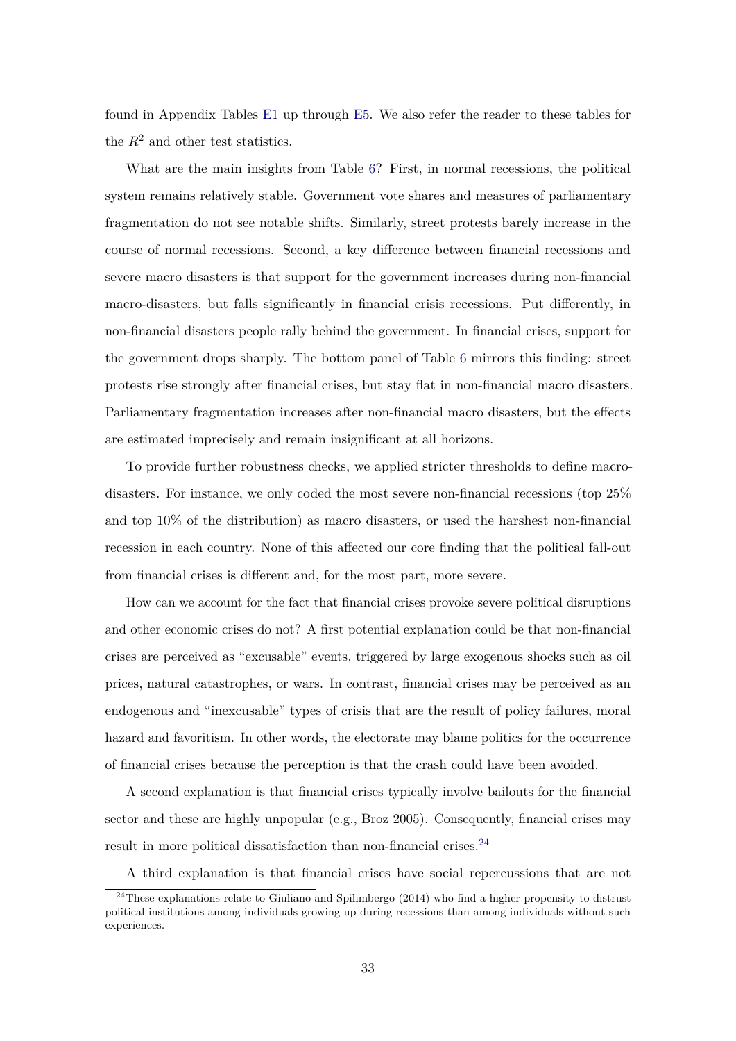found in Appendix Tables E1 up through E5. We also refer the reader to these tables for the $R^2$ and other test statistics.

What are the main insights from Table 6? First, in normal recessions, the political system remains relatively stable. Government vote shares and measures of parliamentary fragmentation do not see notable shifts. Similarly, street protests barely increase in the course of normal recessions. Second, a key difference between financial recessions and severe macro disasters is that support for the government increases during non-financial macro-disasters, but falls significantly in financial crisis recessions. Put differently, in non-financial disasters people rally behind the government. In financial crises, support for the government drops sharply. The bottom panel of Table 6 mirrors this finding: street protests rise strongly after financial crises, but stay flat in non-financial macro disasters. Parliamentary fragmentation increases after non-financial macro disasters, but the effects are estimated imprecisely and remain insignificant at all horizons.

To provide further robustness checks, we applied stricter thresholds to define macro-disasters. For instance, we only coded the most severe non-financial recessions (top 25% and top 10% of the distribution) as macro disasters, or used the harshest non-financial recession in each country. None of this affected our core finding that the political fall-out from financial crises is different and, for the most part, more severe.

How can we account for the fact that financial crises provoke severe political disruptions and other economic crises do not? A first potential explanation could be that non-financial crises are perceived as "excusable" events, triggered by large exogenous shocks such as oil prices, natural catastrophes, or wars. In contrast, financial crises may be perceived as an endogenous and "inexcusable" types of crisis that are the result of policy failures, moral hazard and favoritism. In other words, the electorate may blame politics for the occurrence of financial crises because the perception is that the crash could have been avoided.

A second explanation is that financial crises typically involve bailouts for the financial sector and these are highly unpopular (e.g., Broz 2005). Consequently, financial crises may result in more political dissatisfaction than non-financial crises.[24]

A third explanation is that financial crises have social repercussions that are not

[24]These explanations relate to Giuliano and Spilimbergo (2014) who find a higher propensity to distrust political institutions among individuals growing up during recessions than among individuals without such experiences.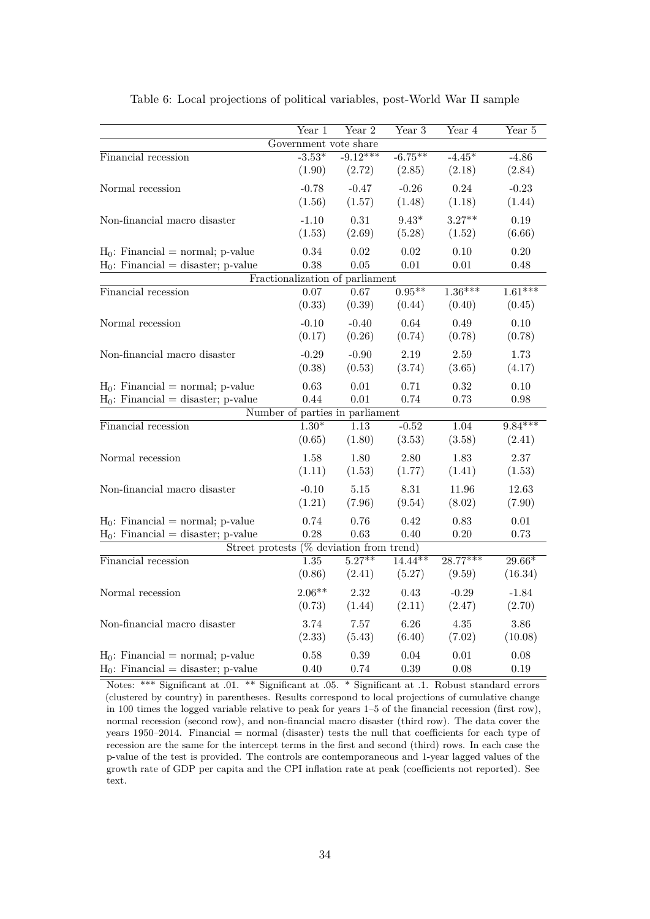Table 6: Local projections of political variables, post-World War II sample

| | Year 1 | Year 2 | Year 3 | Year 4 | Year 5 |
|---|---|---|---|---|---|
| | | Government vote share | | | |
| Financial recession | -3.53* | -9.12*** | -6.75** | -4.45* | -4.86 |
| | (1.90) | (2.72) | (2.85) | (2.18) | (2.84) |
| Normal recession | -0.78 | -0.47 | -0.26 | 0.24 | -0.23 |
| | (1.56) | (1.57) | (1.48) | (1.18) | (1.44) |
| Non-financial macro disaster | -1.10 | 0.31 | 9.43* | 3.27** | 0.19 |
| | (1.53) | (2.69) | (5.28) | (1.52) | (6.66) |
| $H_0$: Financial = normal; p-value | 0.34 | 0.02 | 0.02 | 0.10 | 0.20 |
| $H_0$: Financial = disaster; p-value | 0.38 | 0.05 | 0.01 | 0.01 | 0.48 |
| | | Fractionalization of parliament | | | |
| Financial recession | 0.07 | 0.67 | 0.95** | 1.36*** | 1.61*** |
| | (0.33) | (0.39) | (0.44) | (0.40) | (0.45) |
| Normal recession | -0.10 | -0.40 | 0.64 | 0.49 | 0.10 |
| | (0.17) | (0.26) | (0.74) | (0.78) | (0.78) |
| Non-financial macro disaster | -0.29 | -0.90 | 2.19 | 2.59 | 1.73 |
| | (0.38) | (0.53) | (3.74) | (3.65) | (4.17) |
| $H_0$: Financial = normal; p-value | 0.63 | 0.01 | 0.71 | 0.32 | 0.10 |
| $H_0$: Financial = disaster; p-value | 0.44 | 0.01 | 0.74 | 0.73 | 0.98 |
| | | Number of parties in parliament | | | |
| Financial recession | 1.30* | 1.13 | -0.52 | 1.04 | 9.84*** |
| | (0.65) | (1.80) | (3.53) | (3.58) | (2.41) |
| Normal recession | 1.58 | 1.80 | 2.80 | 1.83 | 2.37 |
| | (1.11) | (1.53) | (1.77) | (1.41) | (1.53) |
| Non-financial macro disaster | -0.10 | 5.15 | 8.31 | 11.96 | 12.63 |
| | (1.21) | (7.96) | (9.54) | (8.02) | (7.90) |
| $H_0$: Financial = normal; p-value | 0.74 | 0.76 | 0.42 | 0.83 | 0.01 |
| $H_0$: Financial = disaster; p-value | 0.28 | 0.63 | 0.40 | 0.20 | 0.73 |
| | | Street protests (% deviation from trend) | | | |
| Financial recession | 1.35 | 5.27** | 14.44** | 28.77*** | 29.66* |
| | (0.86) | (2.41) | (5.27) | (9.59) | (16.34) |
| Normal recession | 2.06** | 2.32 | 0.43 | -0.29 | -1.84 |
| | (0.73) | (1.44) | (2.11) | (2.47) | (2.70) |
| Non-financial macro disaster | 3.74 | 7.57 | 6.26 | 4.35 | 3.86 |
| | (2.33) | (5.43) | (6.40) | (7.02) | (10.08) |
| $H_0$: Financial = normal; p-value | 0.58 | 0.39 | 0.04 | 0.01 | 0.08 |
| $H_0$: Financial = disaster; p-value | 0.40 | 0.74 | 0.39 | 0.08 | 0.19 |

Notes: *** Significant at .01. ** Significant at .05. * Significant at .1. Robust standard errors (clustered by country) in parentheses. Results correspond to local projections of cumulative change in 100 times the logged variable relative to peak for years 1–5 of the financial recession (first row), normal recession (second row), and non-financial macro disaster (third row). The data cover the years 1950–2014. Financial = normal (disaster) tests the null that coefficients for each type of recession are the same for the intercept terms in the first and second (third) rows. In each case the p-value of the test is provided. The controls are contemporaneous and 1-year lagged values of the growth rate of GDP per capita and the CPI inflation rate at peak (coefficients not reported). See text.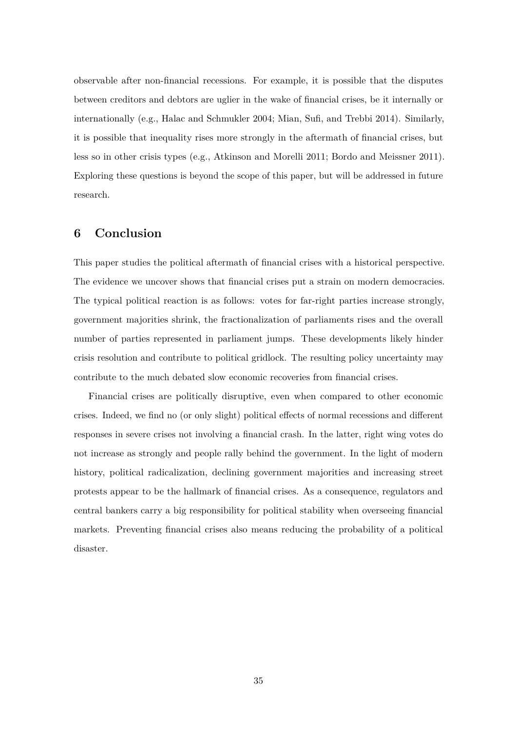observable after non-financial recessions. For example, it is possible that the disputes between creditors and debtors are uglier in the wake of financial crises, be it internally or internationally (e.g., Halac and Schmukler 2004; Mian, Sufi, and Trebbi 2014). Similarly, it is possible that inequality rises more strongly in the aftermath of financial crises, but less so in other crisis types (e.g., Atkinson and Morelli 2011; Bordo and Meissner 2011). Exploring these questions is beyond the scope of this paper, but will be addressed in future research.

## 6 Conclusion

This paper studies the political aftermath of financial crises with a historical perspective. The evidence we uncover shows that financial crises put a strain on modern democracies. The typical political reaction is as follows: votes for far-right parties increase strongly, government majorities shrink, the fractionalization of parliaments rises and the overall number of parties represented in parliament jumps. These developments likely hinder crisis resolution and contribute to political gridlock. The resulting policy uncertainty may contribute to the much debated slow economic recoveries from financial crises.

Financial crises are politically disruptive, even when compared to other economic crises. Indeed, we find no (or only slight) political effects of normal recessions and different responses in severe crises not involving a financial crash. In the latter, right wing votes do not increase as strongly and people rally behind the government. In the light of modern history, political radicalization, declining government majorities and increasing street protests appear to be the hallmark of financial crises. As a consequence, regulators and central bankers carry a big responsibility for political stability when overseeing financial markets. Preventing financial crises also means reducing the probability of a political disaster.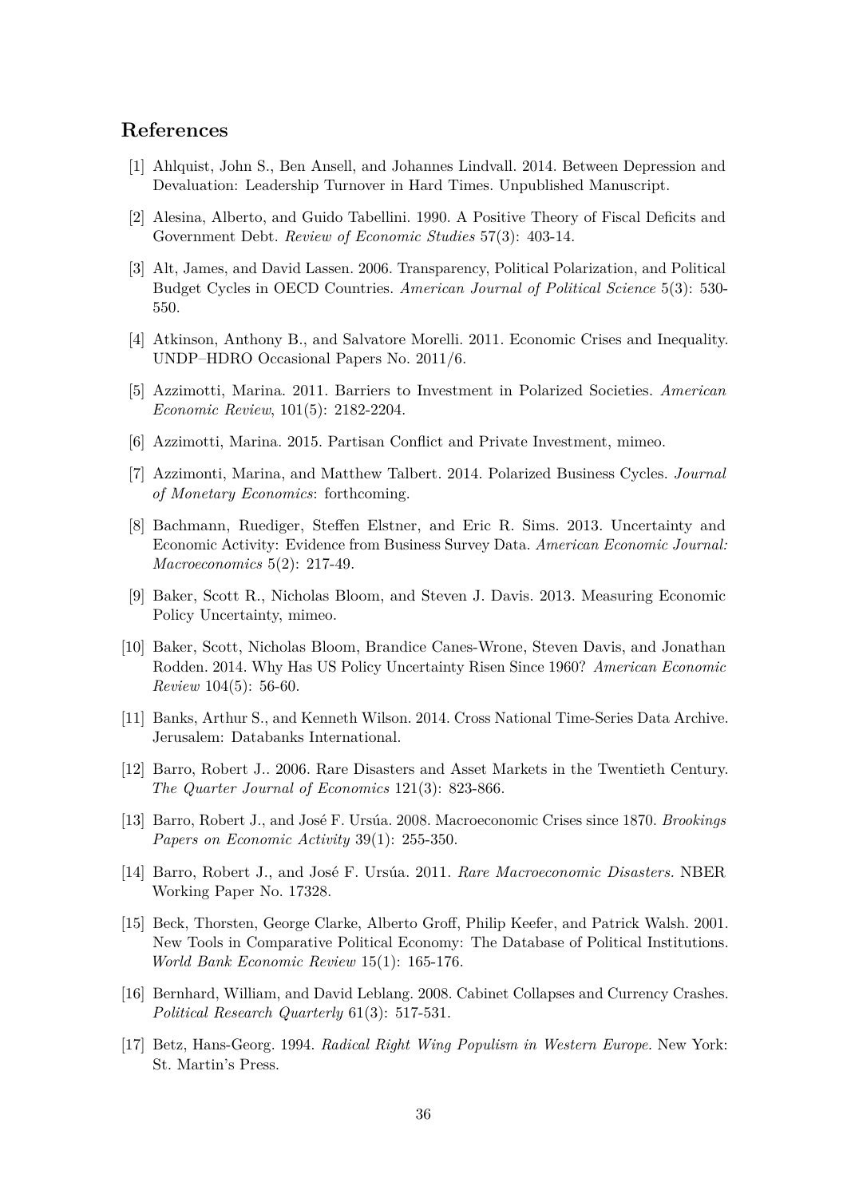## References

[1] Ahlquist, John S., Ben Ansell, and Johannes Lindvall. 2014. Between Depression and Devaluation: Leadership Turnover in Hard Times. Unpublished Manuscript.

[2] Alesina, Alberto, and Guido Tabellini. 1990. A Positive Theory of Fiscal Deficits and Government Debt. *Review of Economic Studies* 57(3): 403-14.

[3] Alt, James, and David Lassen. 2006. Transparency, Political Polarization, and Political Budget Cycles in OECD Countries. *American Journal of Political Science* 5(3): 530-550.

[4] Atkinson, Anthony B., and Salvatore Morelli. 2011. Economic Crises and Inequality. UNDP–HDRO Occasional Papers No. 2011/6.

[5] Azzimotti, Marina. 2011. Barriers to Investment in Polarized Societies. *American Economic Review*, 101(5): 2182-2204.

[6] Azzimotti, Marina. 2015. Partisan Conflict and Private Investment, mimeo.

[7] Azzimonti, Marina, and Matthew Talbert. 2014. Polarized Business Cycles. *Journal of Monetary Economics*: forthcoming.

[8] Bachmann, Ruediger, Steffen Elstner, and Eric R. Sims. 2013. Uncertainty and Economic Activity: Evidence from Business Survey Data. *American Economic Journal: Macroeconomics* 5(2): 217-49.

[9] Baker, Scott R., Nicholas Bloom, and Steven J. Davis. 2013. Measuring Economic Policy Uncertainty, mimeo.

[10] Baker, Scott, Nicholas Bloom, Brandice Canes-Wrone, Steven Davis, and Jonathan Rodden. 2014. Why Has US Policy Uncertainty Risen Since 1960? *American Economic Review* 104(5): 56-60.

[11] Banks, Arthur S., and Kenneth Wilson. 2014. Cross National Time-Series Data Archive. Jerusalem: Databanks International.

[12] Barro, Robert J.. 2006. Rare Disasters and Asset Markets in the Twentieth Century. *The Quarter Journal of Economics* 121(3): 823-866.

[13] Barro, Robert J., and José F. Ursúa. 2008. Macroeconomic Crises since 1870. *Brookings Papers on Economic Activity* 39(1): 255-350.

[14] Barro, Robert J., and José F. Ursúa. 2011. *Rare Macroeconomic Disasters.* NBER Working Paper No. 17328.

[15] Beck, Thorsten, George Clarke, Alberto Groff, Philip Keefer, and Patrick Walsh. 2001. New Tools in Comparative Political Economy: The Database of Political Institutions. *World Bank Economic Review* 15(1): 165-176.

[16] Bernhard, William, and David Leblang. 2008. Cabinet Collapses and Currency Crashes. *Political Research Quarterly* 61(3): 517-531.

[17] Betz, Hans-Georg. 1994. *Radical Right Wing Populism in Western Europe.* New York: St. Martin's Press.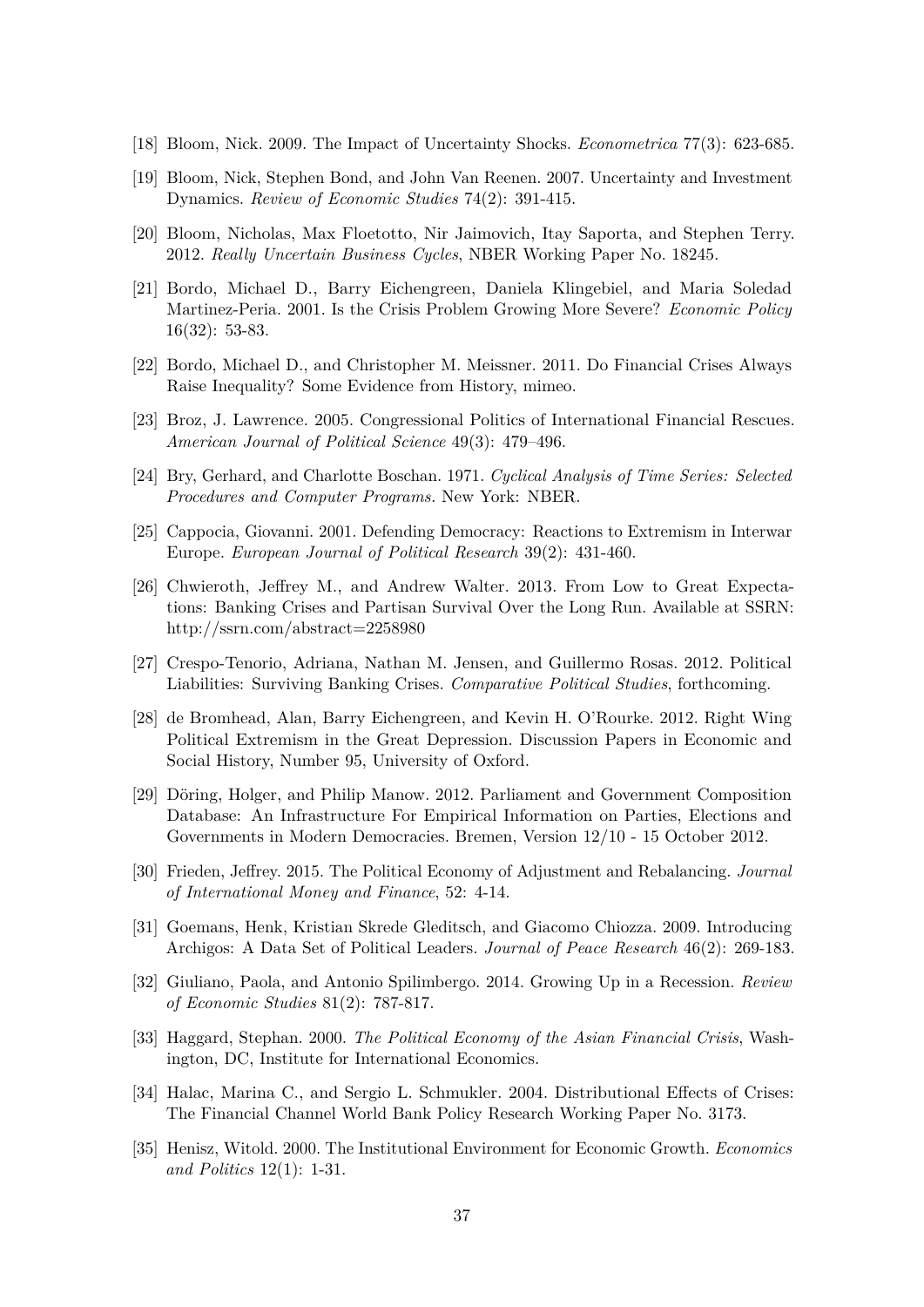[18] Bloom, Nick. 2009. The Impact of Uncertainty Shocks. *Econometrica* 77(3): 623-685.

[19] Bloom, Nick, Stephen Bond, and John Van Reenen. 2007. Uncertainty and Investment Dynamics. *Review of Economic Studies* 74(2): 391-415.

[20] Bloom, Nicholas, Max Floetotto, Nir Jaimovich, Itay Saporta, and Stephen Terry. 2012. *Really Uncertain Business Cycles*, NBER Working Paper No. 18245.

[21] Bordo, Michael D., Barry Eichengreen, Daniela Klingebiel, and Maria Soledad Martinez-Peria. 2001. Is the Crisis Problem Growing More Severe? *Economic Policy* 16(32): 53-83.

[22] Bordo, Michael D., and Christopher M. Meissner. 2011. Do Financial Crises Always Raise Inequality? Some Evidence from History, mimeo.

[23] Broz, J. Lawrence. 2005. Congressional Politics of International Financial Rescues. *American Journal of Political Science* 49(3): 479–496.

[24] Bry, Gerhard, and Charlotte Boschan. 1971. *Cyclical Analysis of Time Series: Selected Procedures and Computer Programs.* New York: NBER.

[25] Cappocia, Giovanni. 2001. Defending Democracy: Reactions to Extremism in Interwar Europe. *European Journal of Political Research* 39(2): 431-460.

[26] Chwieroth, Jeffrey M., and Andrew Walter. 2013. From Low to Great Expectations: Banking Crises and Partisan Survival Over the Long Run. Available at SSRN: http://ssrn.com/abstract=2258980

[27] Crespo-Tenorio, Adriana, Nathan M. Jensen, and Guillermo Rosas. 2012. Political Liabilities: Surviving Banking Crises. *Comparative Political Studies*, forthcoming.

[28] de Bromhead, Alan, Barry Eichengreen, and Kevin H. O'Rourke. 2012. Right Wing Political Extremism in the Great Depression. Discussion Papers in Economic and Social History, Number 95, University of Oxford.

[29] Döring, Holger, and Philip Manow. 2012. Parliament and Government Composition Database: An Infrastructure For Empirical Information on Parties, Elections and Governments in Modern Democracies. Bremen, Version 12/10 - 15 October 2012.

[30] Frieden, Jeffrey. 2015. The Political Economy of Adjustment and Rebalancing. *Journal of International Money and Finance*, 52: 4-14.

[31] Goemans, Henk, Kristian Skrede Gleditsch, and Giacomo Chiozza. 2009. Introducing Archigos: A Data Set of Political Leaders. *Journal of Peace Research* 46(2): 269-183.

[32] Giuliano, Paola, and Antonio Spilimbergo. 2014. Growing Up in a Recession. *Review of Economic Studies* 81(2): 787-817.

[33] Haggard, Stephan. 2000. *The Political Economy of the Asian Financial Crisis*, Washington, DC, Institute for International Economics.

[34] Halac, Marina C., and Sergio L. Schmukler. 2004. Distributional Effects of Crises: The Financial Channel World Bank Policy Research Working Paper No. 3173.

[35] Henisz, Witold. 2000. The Institutional Environment for Economic Growth. *Economics and Politics* 12(1): 1-31.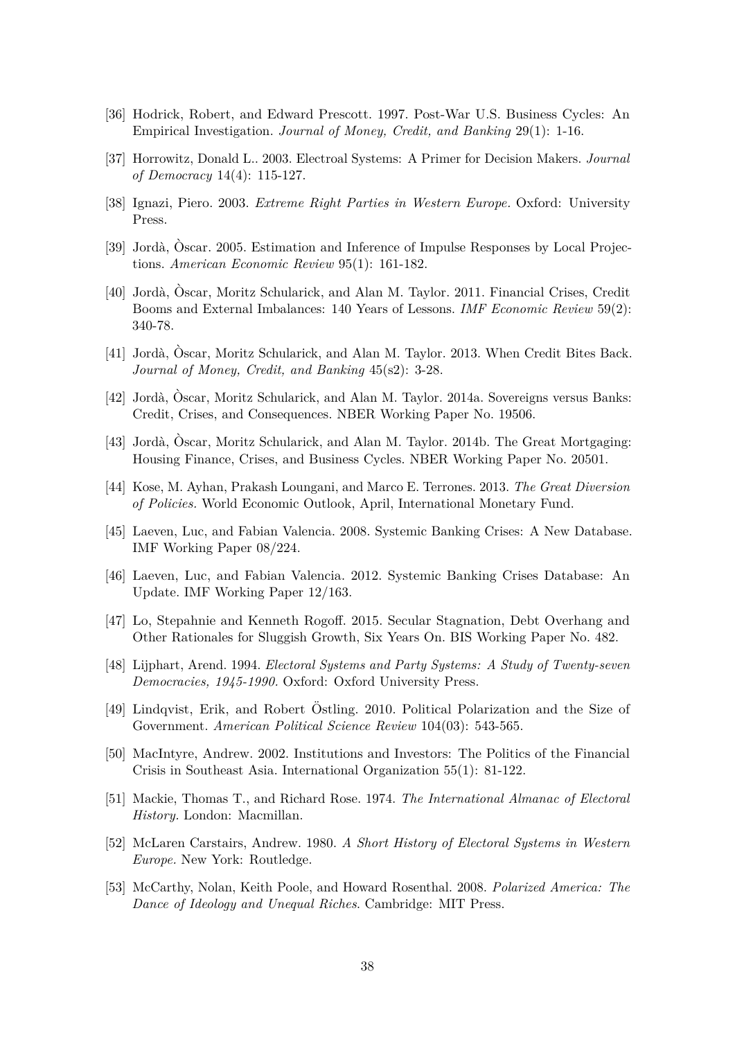[36] Hodrick, Robert, and Edward Prescott. 1997. Post-War U.S. Business Cycles: An Empirical Investigation. *Journal of Money, Credit, and Banking* 29(1): 1-16.

[37] Horrowitz, Donald L.. 2003. Electroal Systems: A Primer for Decision Makers. *Journal of Democracy* 14(4): 115-127.

[38] Ignazi, Piero. 2003. *Extreme Right Parties in Western Europe.* Oxford: University Press.

[39] Jordà, Òscar. 2005. Estimation and Inference of Impulse Responses by Local Projections. *American Economic Review* 95(1): 161-182.

[40] Jordà, Òscar, Moritz Schularick, and Alan M. Taylor. 2011. Financial Crises, Credit Booms and External Imbalances: 140 Years of Lessons. *IMF Economic Review* 59(2): 340-78.

[41] Jordà, Òscar, Moritz Schularick, and Alan M. Taylor. 2013. When Credit Bites Back. *Journal of Money, Credit, and Banking* 45(s2): 3-28.

[42] Jordà, Òscar, Moritz Schularick, and Alan M. Taylor. 2014a. Sovereigns versus Banks: Credit, Crises, and Consequences. NBER Working Paper No. 19506.

[43] Jordà, Òscar, Moritz Schularick, and Alan M. Taylor. 2014b. The Great Mortgaging: Housing Finance, Crises, and Business Cycles. NBER Working Paper No. 20501.

[44] Kose, M. Ayhan, Prakash Loungani, and Marco E. Terrones. 2013. *The Great Diversion of Policies.* World Economic Outlook, April, International Monetary Fund.

[45] Laeven, Luc, and Fabian Valencia. 2008. Systemic Banking Crises: A New Database. IMF Working Paper 08/224.

[46] Laeven, Luc, and Fabian Valencia. 2012. Systemic Banking Crises Database: An Update. IMF Working Paper 12/163.

[47] Lo, Stepahnie and Kenneth Rogoff. 2015. Secular Stagnation, Debt Overhang and Other Rationales for Sluggish Growth, Six Years On. BIS Working Paper No. 482.

[48] Lijphart, Arend. 1994. *Electoral Systems and Party Systems: A Study of Twenty-seven Democracies, 1945-1990.* Oxford: Oxford University Press.

[49] Lindqvist, Erik, and Robert Östling. 2010. Political Polarization and the Size of Government. *American Political Science Review* 104(03): 543-565.

[50] MacIntyre, Andrew. 2002. Institutions and Investors: The Politics of the Financial Crisis in Southeast Asia. International Organization 55(1): 81-122.

[51] Mackie, Thomas T., and Richard Rose. 1974. *The International Almanac of Electoral History.* London: Macmillan.

[52] McLaren Carstairs, Andrew. 1980. *A Short History of Electoral Systems in Western Europe.* New York: Routledge.

[53] McCarthy, Nolan, Keith Poole, and Howard Rosenthal. 2008. *Polarized America: The Dance of Ideology and Unequal Riches*. Cambridge: MIT Press.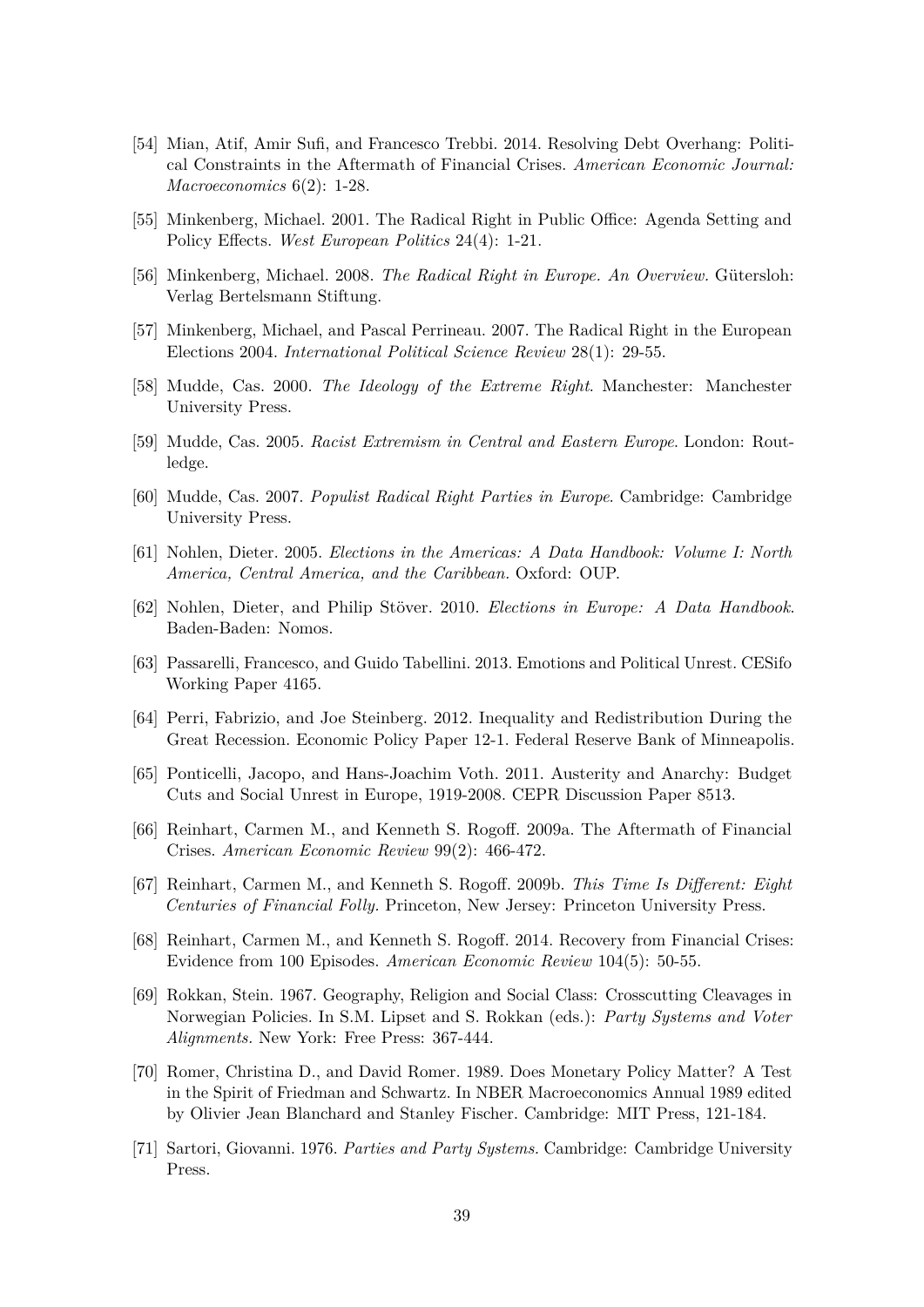[54] Mian, Atif, Amir Sufi, and Francesco Trebbi. 2014. Resolving Debt Overhang: Political Constraints in the Aftermath of Financial Crises. *American Economic Journal: Macroeconomics* 6(2): 1-28.

[55] Minkenberg, Michael. 2001. The Radical Right in Public Office: Agenda Setting and Policy Effects. *West European Politics* 24(4): 1-21.

[56] Minkenberg, Michael. 2008. *The Radical Right in Europe. An Overview.* Gütersloh: Verlag Bertelsmann Stiftung.

[57] Minkenberg, Michael, and Pascal Perrineau. 2007. The Radical Right in the European Elections 2004. *International Political Science Review* 28(1): 29-55.

[58] Mudde, Cas. 2000. *The Ideology of the Extreme Right*. Manchester: Manchester University Press.

[59] Mudde, Cas. 2005. *Racist Extremism in Central and Eastern Europe*. London: Routledge.

[60] Mudde, Cas. 2007. *Populist Radical Right Parties in Europe*. Cambridge: Cambridge University Press.

[61] Nohlen, Dieter. 2005. *Elections in the Americas: A Data Handbook: Volume I: North America, Central America, and the Caribbean.* Oxford: OUP.

[62] Nohlen, Dieter, and Philip Stöver. 2010. *Elections in Europe: A Data Handbook*. Baden-Baden: Nomos.

[63] Passarelli, Francesco, and Guido Tabellini. 2013. Emotions and Political Unrest. CESifo Working Paper 4165.

[64] Perri, Fabrizio, and Joe Steinberg. 2012. Inequality and Redistribution During the Great Recession. Economic Policy Paper 12-1. Federal Reserve Bank of Minneapolis.

[65] Ponticelli, Jacopo, and Hans-Joachim Voth. 2011. Austerity and Anarchy: Budget Cuts and Social Unrest in Europe, 1919-2008. CEPR Discussion Paper 8513.

[66] Reinhart, Carmen M., and Kenneth S. Rogoff. 2009a. The Aftermath of Financial Crises. *American Economic Review* 99(2): 466-472.

[67] Reinhart, Carmen M., and Kenneth S. Rogoff. 2009b. *This Time Is Different: Eight Centuries of Financial Folly.* Princeton, New Jersey: Princeton University Press.

[68] Reinhart, Carmen M., and Kenneth S. Rogoff. 2014. Recovery from Financial Crises: Evidence from 100 Episodes. *American Economic Review* 104(5): 50-55.

[69] Rokkan, Stein. 1967. Geography, Religion and Social Class: Crosscutting Cleavages in Norwegian Policies. In S.M. Lipset and S. Rokkan (eds.): *Party Systems and Voter Alignments.* New York: Free Press: 367-444.

[70] Romer, Christina D., and David Romer. 1989. Does Monetary Policy Matter? A Test in the Spirit of Friedman and Schwartz. In NBER Macroeconomics Annual 1989 edited by Olivier Jean Blanchard and Stanley Fischer. Cambridge: MIT Press, 121-184.

[71] Sartori, Giovanni. 1976. *Parties and Party Systems.* Cambridge: Cambridge University Press.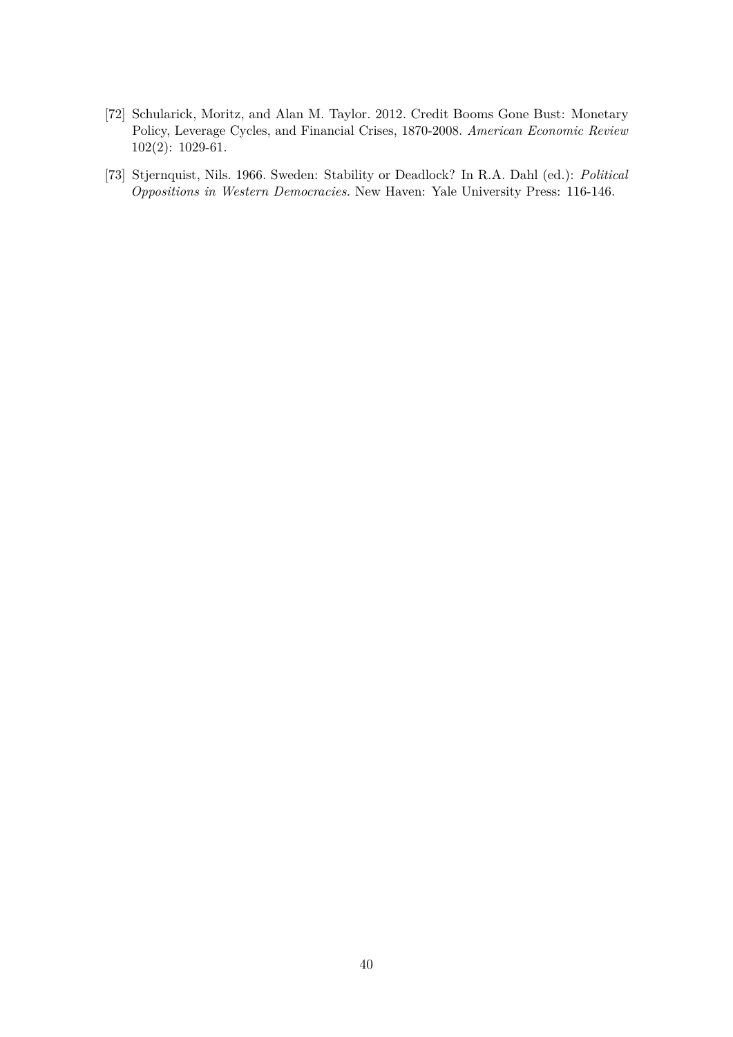[72] Schularick, Moritz, and Alan M. Taylor. 2012. Credit Booms Gone Bust: Monetary Policy, Leverage Cycles, and Financial Crises, 1870-2008. *American Economic Review* 102(2): 1029-61.

[73] Stjernquist, Nils. 1966. Sweden: Stability or Deadlock? In R.A. Dahl (ed.): *Political Oppositions in Western Democracies*. New Haven: Yale University Press: 116-146.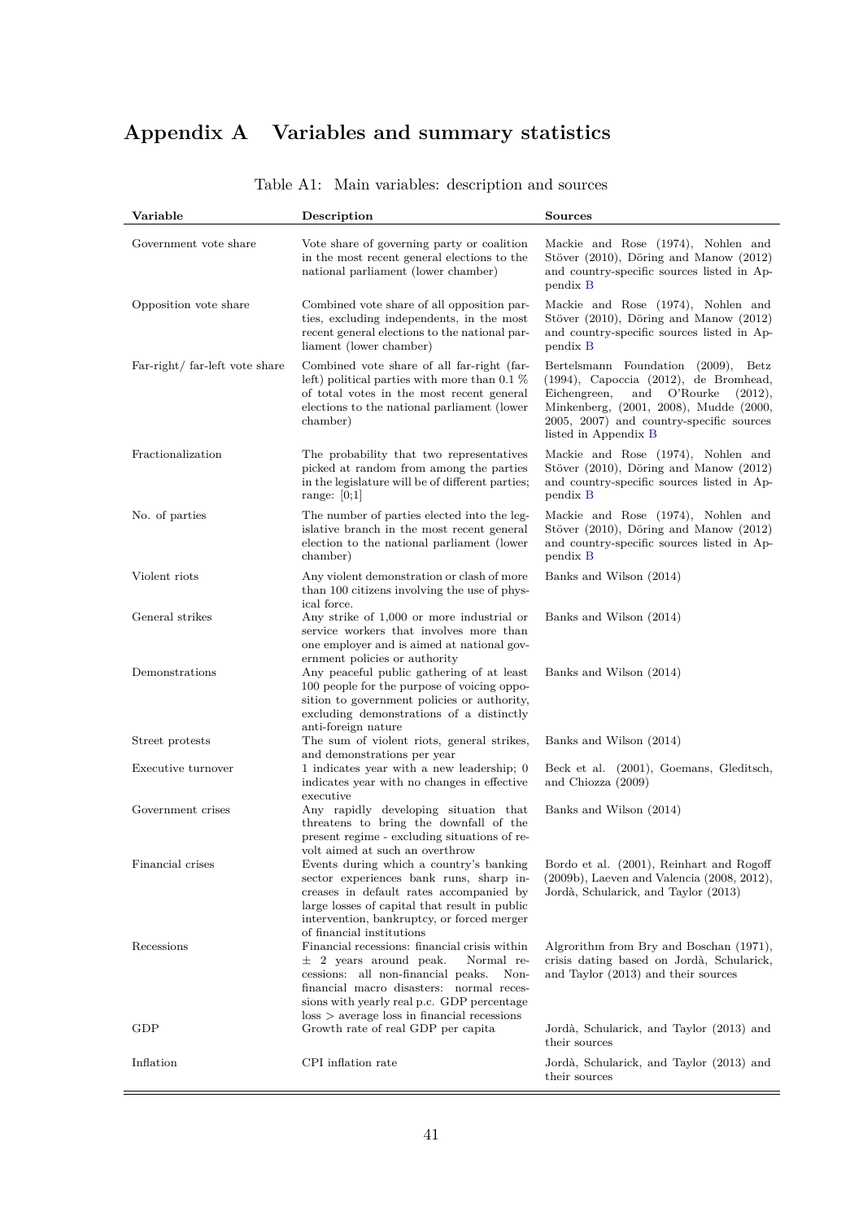# Appendix A Variables and summary statistics

Table A1: Main variables: description and sources

| Variable | Description | Sources |
|---|---|---|
| Government vote share | Vote share of governing party or coalition in the most recent general elections to the national parliament (lower chamber) | Mackie and Rose (1974), Nohlen and Stöver (2010), Döring and Manow (2012) and country-specific sources listed in Appendix B |
| Opposition vote share | Combined vote share of all opposition parties, excluding independents, in the most recent general elections to the national parliament (lower chamber) | Mackie and Rose (1974), Nohlen and Stöver (2010), Döring and Manow (2012) and country-specific sources listed in Appendix B |
| Far-right/ far-left vote share | Combined vote share of all far-right (far-left) political parties with more than 0.1 % of total votes in the most recent general elections to the national parliament (lower chamber) | Bertelsmann Foundation (2009), Betz (1994), Capoccia (2012), de Bromhead, Eichengreen, and O'Rourke (2012), Minkenberg, (2001, 2008), Mudde (2000, 2005, 2007) and country-specific sources listed in Appendix B |
| Fractionalization | The probability that two representatives picked at random from among the parties in the legislature will be of different parties; range: [0;1] | Mackie and Rose (1974), Nohlen and Stöver (2010), Döring and Manow (2012) and country-specific sources listed in Appendix B |
| No. of parties | The number of parties elected into the legislative branch in the most recent general election to the national parliament (lower chamber) | Mackie and Rose (1974), Nohlen and Stöver (2010), Döring and Manow (2012) and country-specific sources listed in Appendix B |
| Violent riots | Any violent demonstration or clash of more than 100 citizens involving the use of physical force. | Banks and Wilson (2014) |
| General strikes | Any strike of 1,000 or more industrial or service workers that involves more than one employer and is aimed at national government policies or authority | Banks and Wilson (2014) |
| Demonstrations | Any peaceful public gathering of at least 100 people for the purpose of voicing opposition to government policies or authority, excluding demonstrations of a distinctly anti-foreign nature | Banks and Wilson (2014) |
| Street protests | The sum of violent riots, general strikes, and demonstrations per year | Banks and Wilson (2014) |
| Executive turnover | 1 indicates year with a new leadership; 0 indicates year with no changes in effective executive | Beck et al. (2001), Goemans, Gleditsch, and Chiozza (2009) |
| Government crises | Any rapidly developing situation that threatens to bring the downfall of the present regime - excluding situations of revolt aimed at such an overthrow | Banks and Wilson (2014) |
| Financial crises | Events during which a country's banking sector experiences bank runs, sharp increases in default rates accompanied by large losses of capital that result in public intervention, bankruptcy, or forced merger of financial institutions | Bordo et al. (2001), Reinhart and Rogoff (2009b), Laeven and Valencia (2008, 2012), Jordà, Schularick, and Taylor (2013) |
| Recessions | Financial recessions: financial crisis within $\pm$ 2 years around peak. Normal recessions: all non-financial peaks. Non-financial macro disasters: normal recessions with yearly real p.c. GDP percentage loss > average loss in financial recessions | Algrorithm from Bry and Boschan (1971), crisis dating based on Jordà, Schularick, and Taylor (2013) and their sources |
| GDP | Growth rate of real GDP per capita | Jordà, Schularick, and Taylor (2013) and their sources |
| Inflation | CPI inflation rate | Jordà, Schularick, and Taylor (2013) and their sources |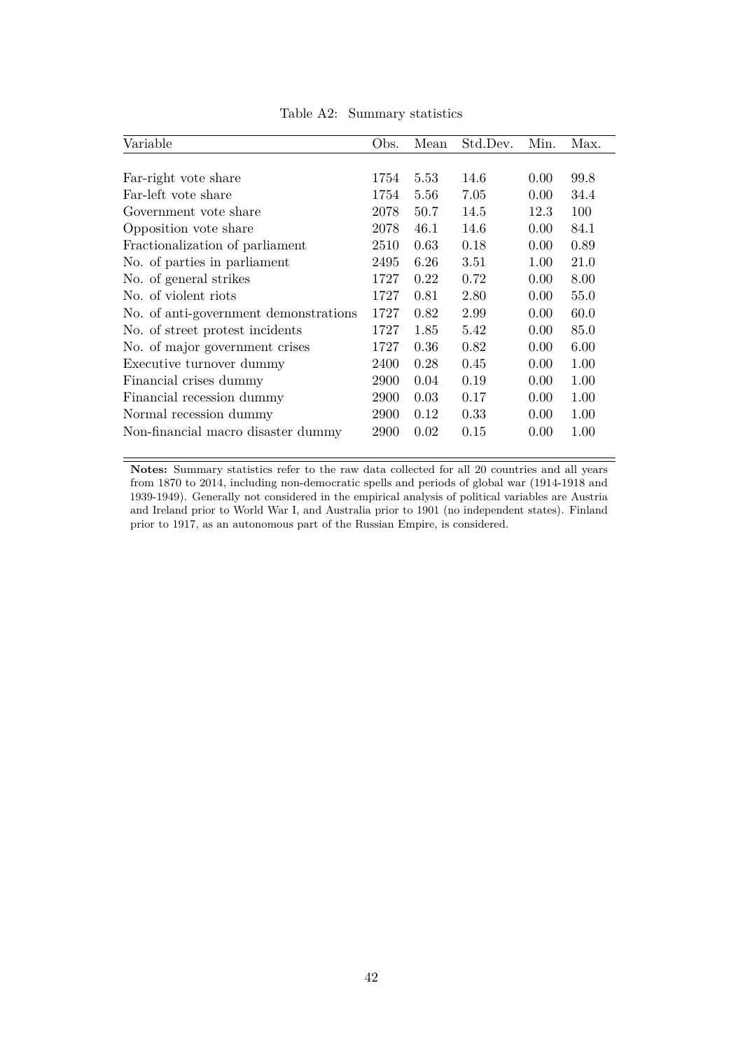Table A2: Summary statistics

| Variable | Obs. | Mean | Std.Dev. | Min. | Max. |
|---|---|---|---|---|---|
| Far-right vote share | 1754 | 5.53 | 14.6 | 0.00 | 99.8 |
| Far-left vote share | 1754 | 5.56 | 7.05 | 0.00 | 34.4 |
| Government vote share | 2078 | 50.7 | 14.5 | 12.3 | 100 |
| Opposition vote share | 2078 | 46.1 | 14.6 | 0.00 | 84.1 |
| Fractionalization of parliament | 2510 | 0.63 | 0.18 | 0.00 | 0.89 |
| No. of parties in parliament | 2495 | 6.26 | 3.51 | 1.00 | 21.0 |
| No. of general strikes | 1727 | 0.22 | 0.72 | 0.00 | 8.00 |
| No. of violent riots | 1727 | 0.81 | 2.80 | 0.00 | 55.0 |
| No. of anti-government demonstrations | 1727 | 0.82 | 2.99 | 0.00 | 60.0 |
| No. of street protest incidents | 1727 | 1.85 | 5.42 | 0.00 | 85.0 |
| No. of major government crises | 1727 | 0.36 | 0.82 | 0.00 | 6.00 |
| Executive turnover dummy | 2400 | 0.28 | 0.45 | 0.00 | 1.00 |
| Financial crises dummy | 2900 | 0.04 | 0.19 | 0.00 | 1.00 |
| Financial recession dummy | 2900 | 0.03 | 0.17 | 0.00 | 1.00 |
| Normal recession dummy | 2900 | 0.12 | 0.33 | 0.00 | 1.00 |
| Non-financial macro disaster dummy | 2900 | 0.02 | 0.15 | 0.00 | 1.00 |

**Notes:** Summary statistics refer to the raw data collected for all 20 countries and all years from 1870 to 2014, including non-democratic spells and periods of global war (1914-1918 and 1939-1949). Generally not considered in the empirical analysis of political variables are Austria and Ireland prior to World War I, and Australia prior to 1901 (no independent states). Finland prior to 1917, as an autonomous part of the Russian Empire, is considered.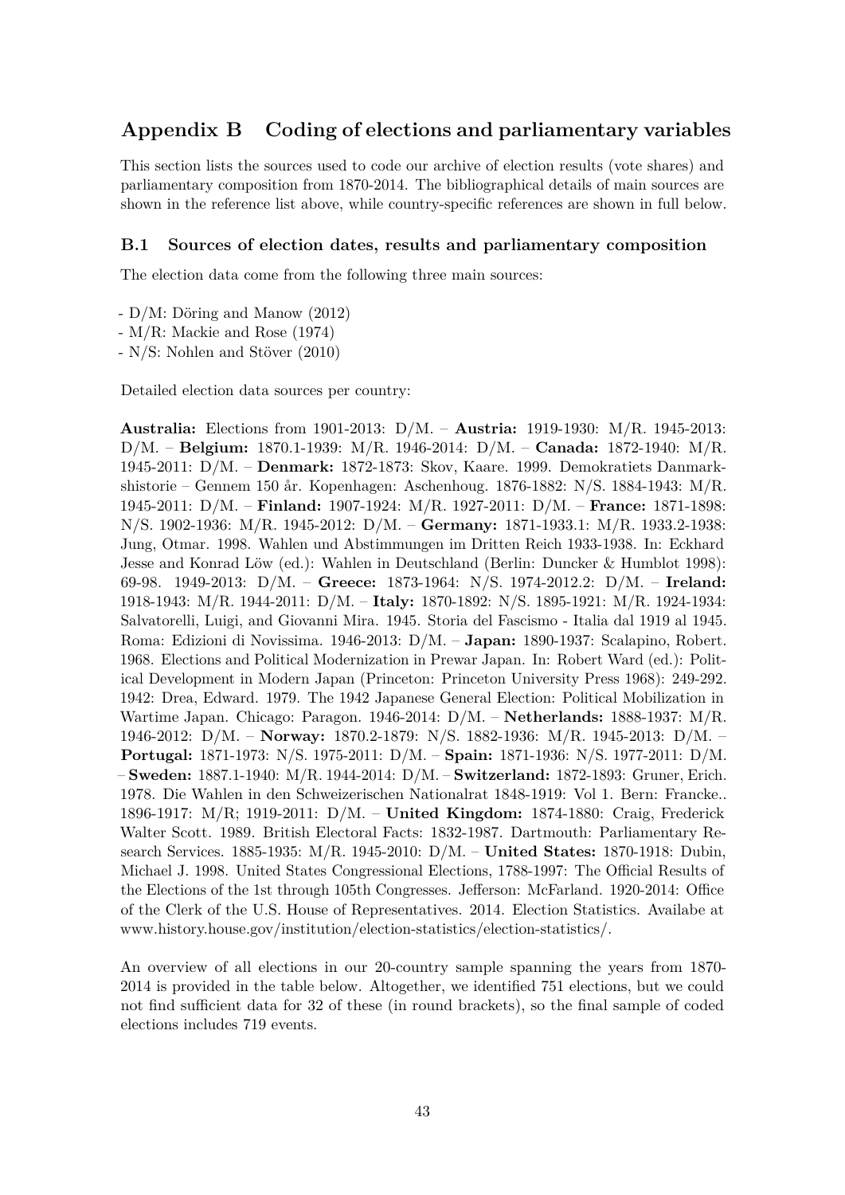# Appendix B Coding of elections and parliamentary variables

This section lists the sources used to code our archive of election results (vote shares) and parliamentary composition from 1870-2014. The bibliographical details of main sources are shown in the reference list above, while country-specific references are shown in full below.

## B.1 Sources of election dates, results and parliamentary composition

The election data come from the following three main sources:

- D/M: Döring and Manow (2012)
- M/R: Mackie and Rose (1974)
- N/S: Nohlen and Stöver (2010)

Detailed election data sources per country:

**Australia:** Elections from 1901-2013: D/M. – **Austria:** 1919-1930: M/R. 1945-2013: D/M. – **Belgium:** 1870.1-1939: M/R. 1946-2014: D/M. – **Canada:** 1872-1940: M/R. 1945-2011: D/M. – **Denmark:** 1872-1873: Skov, Kaare. 1999. Demokratiets Danmarkshistorie – Gennem 150 år. Kopenhagen: Aschenhoug. 1876-1882: N/S. 1884-1943: M/R. 1945-2011: D/M. – **Finland:** 1907-1924: M/R. 1927-2011: D/M. – **France:** 1871-1898: N/S. 1902-1936: M/R. 1945-2012: D/M. – **Germany:** 1871-1933.1: M/R. 1933.2-1938: Jung, Otmar. 1998. Wahlen und Abstimmungen im Dritten Reich 1933-1938. In: Eckhard Jesse and Konrad Löw (ed.): Wahlen in Deutschland (Berlin: Duncker & Humblot 1998): 69-98. 1949-2013: D/M. – **Greece:** 1873-1964: N/S. 1974-2012.2: D/M. – **Ireland:** 1918-1943: M/R. 1944-2011: D/M. – **Italy:** 1870-1892: N/S. 1895-1921: M/R. 1924-1934: Salvatorelli, Luigi, and Giovanni Mira. 1945. Storia del Fascismo - Italia dal 1919 al 1945. Roma: Edizioni di Novissima. 1946-2013: D/M. – **Japan:** 1890-1937: Scalapino, Robert. 1968. Elections and Political Modernization in Prewar Japan. In: Robert Ward (ed.): Political Development in Modern Japan (Princeton: Princeton University Press 1968): 249-292. 1942: Drea, Edward. 1979. The 1942 Japanese General Election: Political Mobilization in Wartime Japan. Chicago: Paragon. 1946-2014: D/M. – **Netherlands:** 1888-1937: M/R. 1946-2012: D/M. – **Norway:** 1870.2-1879: N/S. 1882-1936: M/R. 1945-2013: D/M. – **Portugal:** 1871-1973: N/S. 1975-2011: D/M. – **Spain:** 1871-1936: N/S. 1977-2011: D/M. – **Sweden:** 1887.1-1940: M/R. 1944-2014: D/M. – **Switzerland:** 1872-1893: Gruner, Erich. 1978. Die Wahlen in den Schweizerischen Nationalrat 1848-1919: Vol 1. Bern: Francke.. 1896-1917: M/R; 1919-2011: D/M. – **United Kingdom:** 1874-1880: Craig, Frederick Walter Scott. 1989. British Electoral Facts: 1832-1987. Dartmouth: Parliamentary Research Services. 1885-1935: M/R. 1945-2010: D/M. – **United States:** 1870-1918: Dubin, Michael J. 1998. United States Congressional Elections, 1788-1997: The Official Results of the Elections of the 1st through 105th Congresses. Jefferson: McFarland. 1920-2014: Office of the Clerk of the U.S. House of Representatives. 2014. Election Statistics. Availabe at www.history.house.gov/institution/election-statistics/election-statistics/.

An overview of all elections in our 20-country sample spanning the years from 1870-2014 is provided in the table below. Altogether, we identified 751 elections, but we could not find sufficient data for 32 of these (in round brackets), so the final sample of coded elections includes 719 events.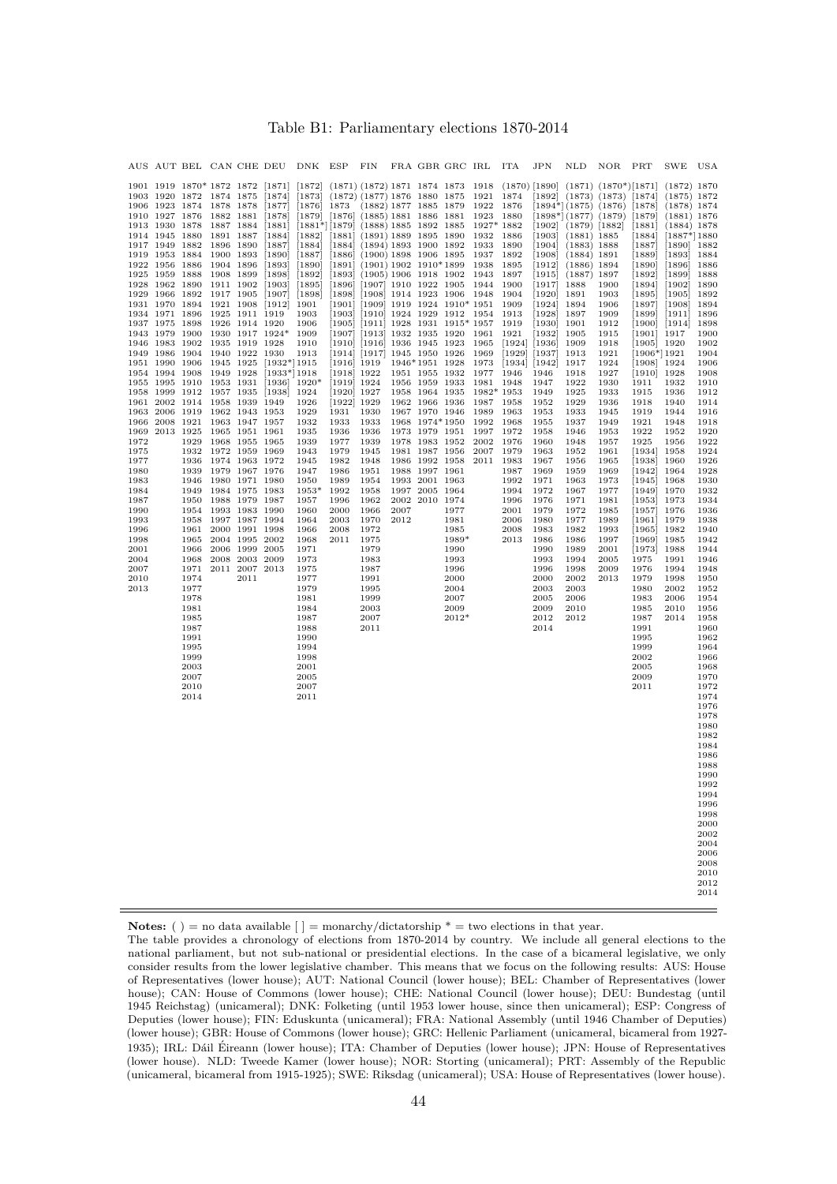Table B1: Parliamentary elections 1870-2014

| AUS | AUT | BEL | CAN | CHE | DEU | DNK | ESP | FIN | FRA | GBR | GRC | IRL | ITA | JPN | NLD | NOR | PRT | SWE | USA |
|---|---|---|---|---|---|---|---|---|---|---|---|---|---|---|---|---|---|---|---|
| 1901 | 1919 | 1870* | 1872 | 1872 | [1871] | [1872] | (1871) | (1872) | 1871 | 1874 | 1873 | 1918 | (1870) | [1890] | (1871) | (1870*) | [1871] | (1872) | 1870 |
| 1903 | 1920 | 1872 | 1874 | 1875 | [1874] | [1873] | (1872) | (1877) | 1876 | 1880 | 1875 | 1921 | 1874 | [1892] | (1873) | (1873) | [1874] | (1875) | 1872 |
| 1906 | 1923 | 1874 | 1878 | 1878 | [1877] | [1876] | 1873 | (1882) | 1877 | 1885 | 1879 | 1922 | 1876 | [1894*] | (1875) | (1876) | [1878] | (1878) | 1874 |
| 1910 | 1927 | 1876 | 1882 | 1881 | [1878] | [1879] | [1876] | (1885) | 1881 | 1886 | 1881 | 1923 | 1880 | [1898*] | (1877) | (1879) | [1879] | (1881) | 1876 |
| 1913 | 1930 | 1878 | 1887 | 1884 | [1881] | [1881*] | [1879] | (1888) | 1885 | 1892 | 1885 | 1927* | 1882 | [1902] | (1879) | [1882] | [1881] | (1884) | 1878 |
| 1914 | 1945 | 1880 | 1891 | 1887 | [1884] | [1882] | [1881] | (1891) | 1889 | 1895 | 1890 | 1932 | 1886 | [1903] | (1881) | 1885 | [1884] | [1887*] | 1880 |
| 1917 | 1949 | 1882 | 1896 | 1890 | [1887] | [1884] | [1884] | (1894) | 1893 | 1900 | 1892 | 1933 | 1890 | [1904] | (1883) | 1888 | [1887] | [1890] | 1882 |
| 1919 | 1953 | 1884 | 1900 | 1893 | [1890] | [1887] | [1886] | (1900) | 1898 | 1906 | 1895 | 1937 | 1892 | [1908] | (1884) | 1891 | [1889] | [1893] | 1884 |
| 1922 | 1956 | 1886 | 1904 | 1896 | [1893] | [1890] | [1891] | (1901) | 1902 | 1910* | 1899 | 1938 | 1895 | [1912] | (1886) | 1894 | [1890] | [1896] | 1886 |
| 1925 | 1959 | 1888 | 1908 | 1899 | [1898] | [1892] | [1893] | (1905) | 1906 | 1918 | 1902 | 1943 | 1897 | [1915] | (1887) | 1897 | [1892] | [1899] | 1888 |
| 1928 | 1962 | 1890 | 1911 | 1902 | [1903] | [1895] | [1896] | [1907] | 1910 | 1922 | 1905 | 1944 | 1900 | [1917] | 1888 | 1900 | [1894] | [1902] | 1890 |
| 1929 | 1966 | 1892 | 1917 | 1905 | [1907] | [1898] | [1898] | [1908] | 1914 | 1923 | 1906 | 1948 | 1904 | [1920] | 1891 | 1903 | [1895] | [1905] | 1892 |
| 1931 | 1970 | 1894 | 1921 | 1908 | [1912] | 1901 | [1901] | [1909] | 1919 | 1924 | 1910* | 1951 | 1909 | [1924] | 1894 | 1906 | [1897] | [1908] | 1894 |
| 1934 | 1971 | 1896 | 1925 | 1911 | 1919 | 1903 | [1903] | [1910] | 1924 | 1929 | 1912 | 1954 | 1913 | [1928] | 1897 | 1909 | [1899] | [1911] | 1896 |
| 1937 | 1975 | 1898 | 1926 | 1914 | 1920 | 1906 | [1905] | [1911] | 1928 | 1931 | 1915* | 1957 | 1919 | [1930] | 1901 | 1912 | [1900] | [1914] | 1898 |
| 1943 | 1979 | 1900 | 1930 | 1917 | 1924* | 1909 | [1907] | [1913] | 1932 | 1935 | 1920 | 1961 | 1921 | [1932] | 1905 | 1915 | [1901] | 1917 | 1900 |
| 1946 | 1983 | 1902 | 1935 | 1919 | 1928 | 1910 | [1910] | [1916] | 1936 | 1945 | 1923 | 1965 | [1924] | [1936] | 1909 | 1918 | [1905] | 1920 | 1902 |
| 1949 | 1986 | 1904 | 1940 | 1922 | 1930 | 1913 | [1914] | [1917] | 1945 | 1950 | 1926 | 1969 | [1929] | [1937] | 1913 | 1921 | [1906*] | 1921 | 1904 |
| 1951 | 1990 | 1906 | 1945 | 1925 | [1932*] | 1915 | [1916] | 1919 | 1946* | 1951 | 1928 | 1973 | [1934] | [1942] | 1917 | 1924 | [1908] | 1924 | 1906 |
| 1954 | 1994 | 1908 | 1949 | 1928 | [1933*] | 1918 | [1918] | 1922 | 1951 | 1955 | 1932 | 1977 | 1946 | 1946 | 1918 | 1927 | [1910] | 1928 | 1908 |
| 1955 | 1995 | 1910 | 1953 | 1931 | [1936] | 1920* | [1919] | 1924 | 1956 | 1959 | 1933 | 1981 | 1948 | 1947 | 1922 | 1930 | 1911 | 1932 | 1910 |
| 1958 | 1999 | 1912 | 1957 | 1935 | [1938] | 1924 | [1920] | 1927 | 1958 | 1964 | 1935 | 1982* | 1953 | 1949 | 1925 | 1933 | 1915 | 1936 | 1912 |
| 1961 | 2002 | 1914 | 1958 | 1939 | 1949 | 1926 | [1922] | 1929 | 1962 | 1966 | 1936 | 1987 | 1958 | 1952 | 1929 | 1936 | 1918 | 1940 | 1914 |
| 1963 | 2006 | 1919 | 1962 | 1943 | 1953 | 1929 | 1931 | 1930 | 1967 | 1970 | 1946 | 1989 | 1963 | 1953 | 1933 | 1945 | 1919 | 1944 | 1916 |
| 1966 | 2008 | 1921 | 1963 | 1947 | 1957 | 1932 | 1933 | 1933 | 1968 | 1974* | 1950 | 1992 | 1968 | 1955 | 1937 | 1949 | 1921 | 1948 | 1918 |
| 1969 | 2013 | 1925 | 1965 | 1951 | 1961 | 1935 | 1936 | 1936 | 1973 | 1979 | 1951 | 1997 | 1972 | 1958 | 1946 | 1953 | 1922 | 1952 | 1920 |
| 1972 | | 1929 | 1968 | 1955 | 1965 | 1939 | 1977 | 1939 | 1978 | 1983 | 1952 | 2002 | 1976 | 1960 | 1948 | 1957 | 1925 | 1956 | 1922 |
| 1975 | | 1932 | 1972 | 1959 | 1969 | 1943 | 1979 | 1945 | 1981 | 1987 | 1956 | 2007 | 1979 | 1963 | 1952 | 1961 | [1934] | 1958 | 1924 |
| 1977 | | 1936 | 1974 | 1963 | 1972 | 1945 | 1982 | 1948 | 1986 | 1992 | 1958 | 2011 | 1983 | 1967 | 1956 | 1965 | [1938] | 1960 | 1926 |
| 1980 | | 1939 | 1979 | 1967 | 1976 | 1947 | 1986 | 1951 | 1988 | 1997 | 1961 | | 1987 | 1969 | 1959 | 1969 | [1942] | 1964 | 1928 |
| 1983 | | 1946 | 1980 | 1971 | 1980 | 1950 | 1989 | 1954 | 1993 | 2001 | 1963 | | 1992 | 1971 | 1963 | 1973 | [1945] | 1968 | 1930 |
| 1984 | | 1949 | 1984 | 1975 | 1983 | 1953* | 1992 | 1958 | 1997 | 2005 | 1964 | | 1994 | 1972 | 1967 | 1977 | [1949] | 1970 | 1932 |
| 1987 | | 1950 | 1988 | 1979 | 1987 | 1957 | 1996 | 1962 | 2002 | 2010 | 1974 | | 1996 | 1976 | 1971 | 1981 | [1953] | 1973 | 1934 |
| 1990 | | 1954 | 1993 | 1983 | 1990 | 1960 | 2000 | 1966 | 2007 | | 1977 | | 2001 | 1979 | 1972 | 1985 | [1957] | 1976 | 1936 |
| 1993 | | 1958 | 1997 | 1987 | 1994 | 1964 | 2003 | 1970 | 2012 | | 1981 | | 2006 | 1980 | 1977 | 1989 | [1961] | 1979 | 1938 |
| 1996 | | 1961 | 2000 | 1991 | 1998 | 1966 | 2008 | 1972 | | | 1985 | | 2008 | 1983 | 1982 | 1993 | [1965] | 1982 | 1940 |
| 1998 | | 1965 | 2004 | 1995 | 2002 | 1968 | 2011 | 1975 | | | 1989* | | 2013 | 1986 | 1986 | 1997 | [1969] | 1985 | 1942 |
| 2001 | | 1966 | 2006 | 1999 | 2005 | 1971 | | 1979 | | | 1990 | | | 1990 | 1989 | 2001 | [1973] | 1988 | 1944 |
| 2004 | | 1968 | 2008 | 2003 | 2009 | 1973 | | 1983 | | | 1993 | | | 1993 | 1994 | 2005 | 1975 | 1991 | 1946 |
| 2007 | | 1971 | 2011 | 2007 | 2013 | 1975 | | 1987 | | | 1996 | | | 1996 | 1998 | 2009 | 1976 | 1994 | 1948 |
| 2010 | | 1974 | | 2011 | | 1977 | | 1991 | | | 2000 | | | 2000 | 2002 | 2013 | 1979 | 1998 | 1950 |
| 2013 | | 1977 | | | | 1979 | | 1995 | | | 2004 | | | 2003 | 2003 | | 1980 | 2002 | 1952 |
| | | 1978 | | | | 1981 | | 1999 | | | 2007 | | | 2005 | 2006 | | 1983 | 2006 | 1954 |
| | | 1981 | | | | 1984 | | 2003 | | | 2009 | | | 2009 | 2010 | | 1985 | 2010 | 1956 |
| | | 1985 | | | | 1987 | | 2007 | | | 2012* | | | 2012 | 2012 | | 1987 | 2014 | 1958 |
| | | 1987 | | | | 1988 | | 2011 | | | | | | 2014 | | | 1991 | | 1960 |
| | | 1991 | | | | 1990 | | | | | | | | | | | 1995 | | 1962 |
| | | 1995 | | | | 1994 | | | | | | | | | | | 1999 | | 1964 |
| | | 1999 | | | | 1998 | | | | | | | | | | | 2002 | | 1966 |
| | | 2003 | | | | 2001 | | | | | | | | | | | 2005 | | 1968 |
| | | 2007 | | | | 2005 | | | | | | | | | | | 2009 | | 1970 |
| | | 2010 | | | | 2007 | | | | | | | | | | | 2011 | | 1972 |
| | | 2014 | | | | 2011 | | | | | | | | | | | | | 1974 |
| | | | | | | | | | | | | | | | | | | | 1976 |
| | | | | | | | | | | | | | | | | | | | 1978 |
| | | | | | | | | | | | | | | | | | | | 1980 |
| | | | | | | | | | | | | | | | | | | | 1982 |
| | | | | | | | | | | | | | | | | | | | 1984 |
| | | | | | | | | | | | | | | | | | | | 1986 |
| | | | | | | | | | | | | | | | | | | | 1988 |
| | | | | | | | | | | | | | | | | | | | 1990 |
| | | | | | | | | | | | | | | | | | | | 1992 |
| | | | | | | | | | | | | | | | | | | | 1994 |
| | | | | | | | | | | | | | | | | | | | 1996 |
| | | | | | | | | | | | | | | | | | | | 1998 |
| | | | | | | | | | | | | | | | | | | | 2000 |
| | | | | | | | | | | | | | | | | | | | 2002 |
| | | | | | | | | | | | | | | | | | | | 2004 |
| | | | | | | | | | | | | | | | | | | | 2006 |
| | | | | | | | | | | | | | | | | | | | 2008 |
| | | | | | | | | | | | | | | | | | | | 2010 |
| | | | | | | | | | | | | | | | | | | | 2012 |
| | | | | | | | | | | | | | | | | | | | 2014 |

**Notes:** ( ) = no data available [ ] = monarchy/dictatorship * = two elections in that year.

The table provides a chronology of elections from 1870-2014 by country. We include all general elections to the national parliament, but not sub-national or presidential elections. In the case of a bicameral legislative, we only consider results from the lower legislative chamber. This means that we focus on the following results: AUS: House of Representatives (lower house); AUT: National Council (lower house); BEL: Chamber of Representatives (lower house); CAN: House of Commons (lower house); CHE: National Council (lower house); DEU: Bundestag (until 1945 Reichstag) (unicameral); DNK: Folketing (until 1953 lower house, since then unicameral); ESP: Congress of Deputies (lower house); FIN: Eduskunta (unicameral); FRA: National Assembly (until 1946 Chamber of Deputies) (lower house); GBR: House of Commons (lower house); GRC: Hellenic Parliament (unicameral, bicameral from 1927-1935); IRL: Dáil Éireann (lower house); ITA: Chamber of Deputies (lower house); JPN: House of Representatives (lower house). NLD: Tweede Kamer (lower house); NOR: Storting (unicameral); PRT: Assembly of the Republic (unicameral, bicameral from 1915-1925); SWE: Riksdag (unicameral); USA: House of Representatives (lower house).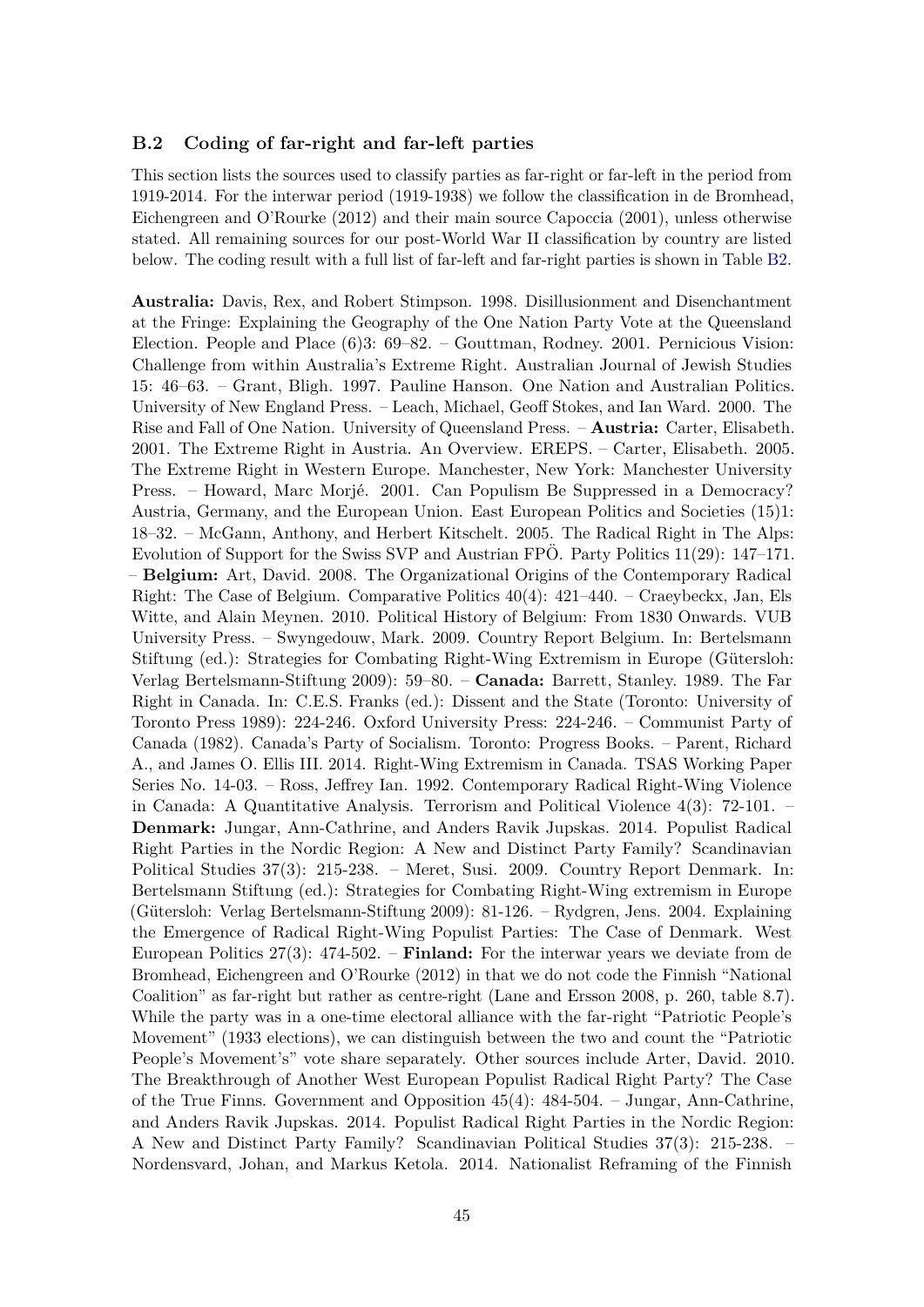### B.2 Coding of far-right and far-left parties

This section lists the sources used to classify parties as far-right or far-left in the period from 1919-2014. For the interwar period (1919-1938) we follow the classification in de Bromhead, Eichengreen and O'Rourke (2012) and their main source Capoccia (2001), unless otherwise stated. All remaining sources for our post-World War II classification by country are listed below. The coding result with a full list of far-left and far-right parties is shown in Table B2.

**Australia:** Davis, Rex, and Robert Stimpson. 1998. Disillusionment and Disenchantment at the Fringe: Explaining the Geography of the One Nation Party Vote at the Queensland Election. People and Place (6)3: 69–82. – Gouttman, Rodney. 2001. Pernicious Vision: Challenge from within Australia's Extreme Right. Australian Journal of Jewish Studies 15: 46–63. – Grant, Bligh. 1997. Pauline Hanson. One Nation and Australian Politics. University of New England Press. – Leach, Michael, Geoff Stokes, and Ian Ward. 2000. The Rise and Fall of One Nation. University of Queensland Press. – **Austria:** Carter, Elisabeth. 2001. The Extreme Right in Austria. An Overview. EREPS. – Carter, Elisabeth. 2005. The Extreme Right in Western Europe. Manchester, New York: Manchester University Press. – Howard, Marc Morjé. 2001. Can Populism Be Suppressed in a Democracy? Austria, Germany, and the European Union. East European Politics and Societies (15)1: 18–32. – McGann, Anthony, and Herbert Kitschelt. 2005. The Radical Right in The Alps: Evolution of Support for the Swiss SVP and Austrian FPÖ. Party Politics 11(29): 147–171. – **Belgium:** Art, David. 2008. The Organizational Origins of the Contemporary Radical Right: The Case of Belgium. Comparative Politics 40(4): 421–440. – Craeybeckx, Jan, Els Witte, and Alain Meynen. 2010. Political History of Belgium: From 1830 Onwards. VUB University Press. – Swyngedouw, Mark. 2009. Country Report Belgium. In: Bertelsmann Stiftung (ed.): Strategies for Combating Right-Wing Extremism in Europe (Gütersloh: Verlag Bertelsmann-Stiftung 2009): 59–80. – **Canada:** Barrett, Stanley. 1989. The Far Right in Canada. In: C.E.S. Franks (ed.): Dissent and the State (Toronto: University of Toronto Press 1989): 224-246. Oxford University Press: 224-246. – Communist Party of Canada (1982). Canada's Party of Socialism. Toronto: Progress Books. – Parent, Richard A., and James O. Ellis III. 2014. Right-Wing Extremism in Canada. TSAS Working Paper Series No. 14-03. – Ross, Jeffrey Ian. 1992. Contemporary Radical Right-Wing Violence in Canada: A Quantitative Analysis. Terrorism and Political Violence 4(3): 72-101. – **Denmark:** Jungar, Ann-Cathrine, and Anders Ravik Jupskas. 2014. Populist Radical Right Parties in the Nordic Region: A New and Distinct Party Family? Scandinavian Political Studies 37(3): 215-238. – Meret, Susi. 2009. Country Report Denmark. In: Bertelsmann Stiftung (ed.): Strategies for Combating Right-Wing extremism in Europe (Gütersloh: Verlag Bertelsmann-Stiftung 2009): 81-126. – Rydgren, Jens. 2004. Explaining the Emergence of Radical Right-Wing Populist Parties: The Case of Denmark. West European Politics 27(3): 474-502. – **Finland:** For the interwar years we deviate from de Bromhead, Eichengreen and O'Rourke (2012) in that we do not code the Finnish "National Coalition" as far-right but rather as centre-right (Lane and Ersson 2008, p. 260, table 8.7). While the party was in a one-time electoral alliance with the far-right "Patriotic People's Movement" (1933 elections), we can distinguish between the two and count the "Patriotic People's Movement's" vote share separately. Other sources include Arter, David. 2010. The Breakthrough of Another West European Populist Radical Right Party? The Case of the True Finns. Government and Opposition 45(4): 484-504. – Jungar, Ann-Cathrine, and Anders Ravik Jupskas. 2014. Populist Radical Right Parties in the Nordic Region: A New and Distinct Party Family? Scandinavian Political Studies 37(3): 215-238. – Nordensvard, Johan, and Markus Ketola. 2014. Nationalist Reframing of the Finnish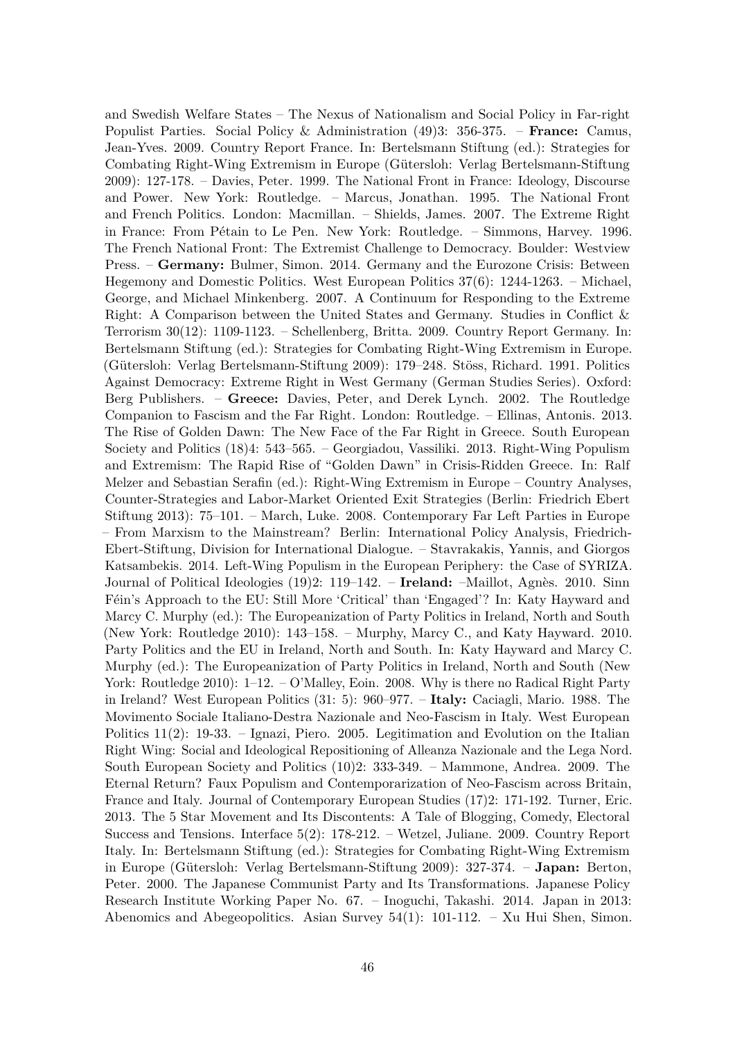and Swedish Welfare States – The Nexus of Nationalism and Social Policy in Far-right Populist Parties. Social Policy & Administration (49)3: 356-375. – **France:** Camus, Jean-Yves. 2009. Country Report France. In: Bertelsmann Stiftung (ed.): Strategies for Combating Right-Wing Extremism in Europe (Gütersloh: Verlag Bertelsmann-Stiftung 2009): 127-178. – Davies, Peter. 1999. The National Front in France: Ideology, Discourse and Power. New York: Routledge. – Marcus, Jonathan. 1995. The National Front and French Politics. London: Macmillan. – Shields, James. 2007. The Extreme Right in France: From Pétain to Le Pen. New York: Routledge. – Simmons, Harvey. 1996. The French National Front: The Extremist Challenge to Democracy. Boulder: Westview Press. – **Germany:** Bulmer, Simon. 2014. Germany and the Eurozone Crisis: Between Hegemony and Domestic Politics. West European Politics 37(6): 1244-1263. – Michael, George, and Michael Minkenberg. 2007. A Continuum for Responding to the Extreme Right: A Comparison between the United States and Germany. Studies in Conflict & Terrorism 30(12): 1109-1123. – Schellenberg, Britta. 2009. Country Report Germany. In: Bertelsmann Stiftung (ed.): Strategies for Combating Right-Wing Extremism in Europe. (Gütersloh: Verlag Bertelsmann-Stiftung 2009): 179–248. Stöss, Richard. 1991. Politics Against Democracy: Extreme Right in West Germany (German Studies Series). Oxford: Berg Publishers. – **Greece:** Davies, Peter, and Derek Lynch. 2002. The Routledge Companion to Fascism and the Far Right. London: Routledge. – Ellinas, Antonis. 2013. The Rise of Golden Dawn: The New Face of the Far Right in Greece. South European Society and Politics (18)4: 543–565. – Georgiadou, Vassiliki. 2013. Right-Wing Populism and Extremism: The Rapid Rise of "Golden Dawn" in Crisis-Ridden Greece. In: Ralf Melzer and Sebastian Serafin (ed.): Right-Wing Extremism in Europe – Country Analyses, Counter-Strategies and Labor-Market Oriented Exit Strategies (Berlin: Friedrich Ebert Stiftung 2013): 75–101. – March, Luke. 2008. Contemporary Far Left Parties in Europe – From Marxism to the Mainstream? Berlin: International Policy Analysis, Friedrich-Ebert-Stiftung, Division for International Dialogue. – Stavrakakis, Yannis, and Giorgos Katsambekis. 2014. Left-Wing Populism in the European Periphery: the Case of SYRIZA. Journal of Political Ideologies (19)2: 119–142. – **Ireland:** –Maillot, Agnès. 2010. Sinn Féin's Approach to the EU: Still More 'Critical' than 'Engaged'? In: Katy Hayward and Marcy C. Murphy (ed.): The Europeanization of Party Politics in Ireland, North and South (New York: Routledge 2010): 143–158. – Murphy, Marcy C., and Katy Hayward. 2010. Party Politics and the EU in Ireland, North and South. In: Katy Hayward and Marcy C. Murphy (ed.): The Europeanization of Party Politics in Ireland, North and South (New York: Routledge 2010): 1–12. – O'Malley, Eoin. 2008. Why is there no Radical Right Party in Ireland? West European Politics (31: 5): 960–977. – **Italy:** Caciagli, Mario. 1988. The Movimento Sociale Italiano-Destra Nazionale and Neo-Fascism in Italy. West European Politics 11(2): 19-33. – Ignazi, Piero. 2005. Legitimation and Evolution on the Italian Right Wing: Social and Ideological Repositioning of Alleanza Nazionale and the Lega Nord. South European Society and Politics (10)2: 333-349. – Mammone, Andrea. 2009. The Eternal Return? Faux Populism and Contemporarization of Neo-Fascism across Britain, France and Italy. Journal of Contemporary European Studies (17)2: 171-192. Turner, Eric. 2013. The 5 Star Movement and Its Discontents: A Tale of Blogging, Comedy, Electoral Success and Tensions. Interface 5(2): 178-212. – Wetzel, Juliane. 2009. Country Report Italy. In: Bertelsmann Stiftung (ed.): Strategies for Combating Right-Wing Extremism in Europe (Gütersloh: Verlag Bertelsmann-Stiftung 2009): 327-374. – **Japan:** Berton, Peter. 2000. The Japanese Communist Party and Its Transformations. Japanese Policy Research Institute Working Paper No. 67. – Inoguchi, Takashi. 2014. Japan in 2013: Abenomics and Abegeopolitics. Asian Survey 54(1): 101-112. – Xu Hui Shen, Simon.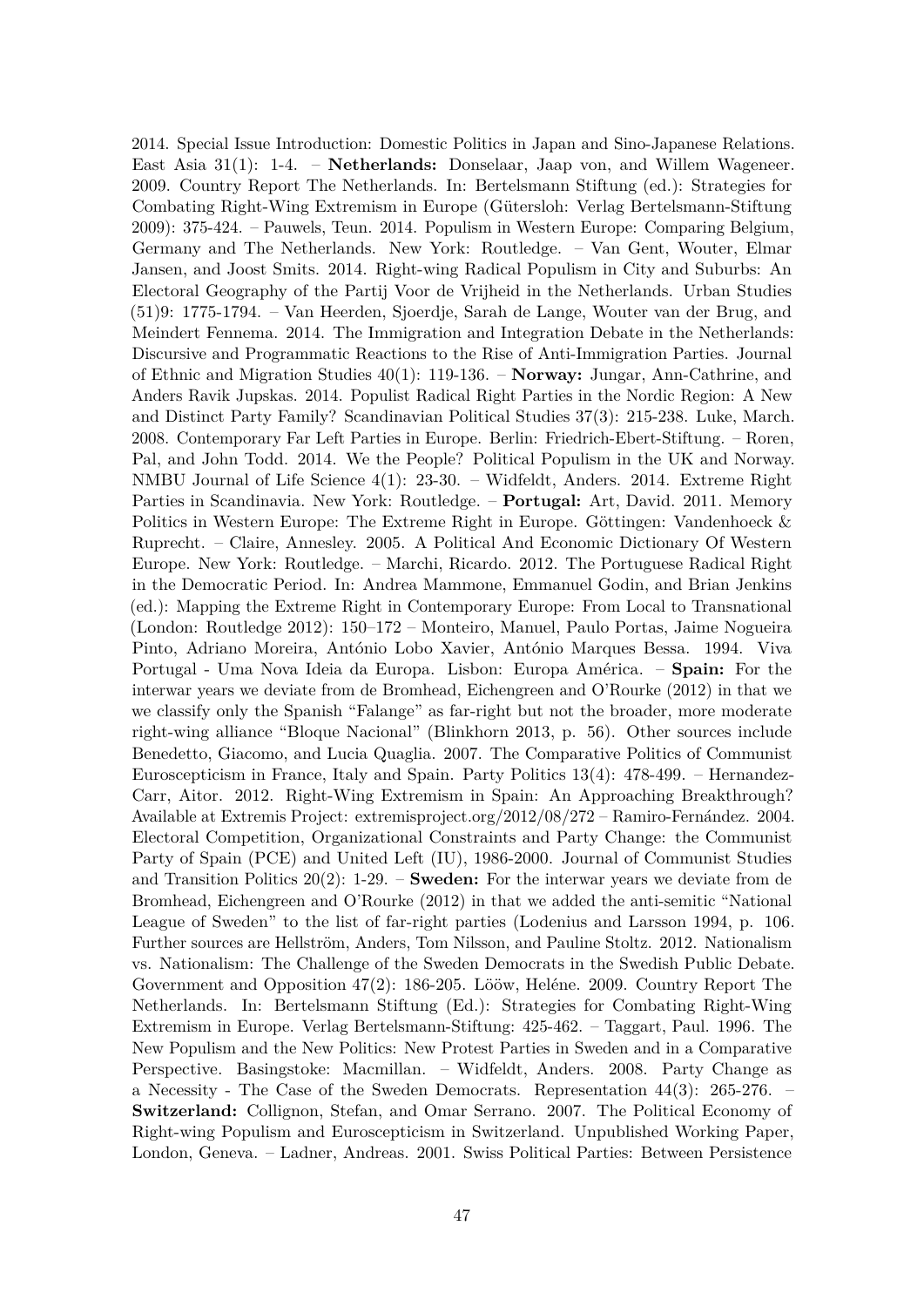2014. Special Issue Introduction: Domestic Politics in Japan and Sino-Japanese Relations. East Asia 31(1): 1-4. – **Netherlands:** Donselaar, Jaap von, and Willem Wageneer. 2009. Country Report The Netherlands. In: Bertelsmann Stiftung (ed.): Strategies for Combating Right-Wing Extremism in Europe (Gütersloh: Verlag Bertelsmann-Stiftung 2009): 375-424. – Pauwels, Teun. 2014. Populism in Western Europe: Comparing Belgium, Germany and The Netherlands. New York: Routledge. – Van Gent, Wouter, Elmar Jansen, and Joost Smits. 2014. Right-wing Radical Populism in City and Suburbs: An Electoral Geography of the Partij Voor de Vrijheid in the Netherlands. Urban Studies (51)9: 1775-1794. – Van Heerden, Sjoerdje, Sarah de Lange, Wouter van der Brug, and Meindert Fennema. 2014. The Immigration and Integration Debate in the Netherlands: Discursive and Programmatic Reactions to the Rise of Anti-Immigration Parties. Journal of Ethnic and Migration Studies 40(1): 119-136. – **Norway:** Jungar, Ann-Cathrine, and Anders Ravik Jupskas. 2014. Populist Radical Right Parties in the Nordic Region: A New and Distinct Party Family? Scandinavian Political Studies 37(3): 215-238. Luke, March. 2008. Contemporary Far Left Parties in Europe. Berlin: Friedrich-Ebert-Stiftung. – Roren, Pal, and John Todd. 2014. We the People? Political Populism in the UK and Norway. NMBU Journal of Life Science 4(1): 23-30. – Widfeldt, Anders. 2014. Extreme Right Parties in Scandinavia. New York: Routledge. – **Portugal:** Art, David. 2011. Memory Politics in Western Europe: The Extreme Right in Europe. Göttingen: Vandenhoeck & Ruprecht. – Claire, Annesley. 2005. A Political And Economic Dictionary Of Western Europe. New York: Routledge. – Marchi, Ricardo. 2012. The Portuguese Radical Right in the Democratic Period. In: Andrea Mammone, Emmanuel Godin, and Brian Jenkins (ed.): Mapping the Extreme Right in Contemporary Europe: From Local to Transnational (London: Routledge 2012): 150–172 – Monteiro, Manuel, Paulo Portas, Jaime Nogueira Pinto, Adriano Moreira, António Lobo Xavier, António Marques Bessa. 1994. Viva Portugal - Uma Nova Ideia da Europa. Lisbon: Europa América. – **Spain:** For the interwar years we deviate from de Bromhead, Eichengreen and O'Rourke (2012) in that we classify only the Spanish "Falange" as far-right but not the broader, more moderate right-wing alliance "Bloque Nacional" (Blinkhorn 2013, p. 56). Other sources include Benedetto, Giacomo, and Lucia Quaglia. 2007. The Comparative Politics of Communist Euroscepticism in France, Italy and Spain. Party Politics 13(4): 478-499. – Hernandez-Carr, Aitor. 2012. Right-Wing Extremism in Spain: An Approaching Breakthrough? Available at Extremis Project: extremisproject.org/2012/08/272 – Ramiro-Fernández. 2004. Electoral Competition, Organizational Constraints and Party Change: the Communist Party of Spain (PCE) and United Left (IU), 1986-2000. Journal of Communist Studies and Transition Politics 20(2): 1-29. – **Sweden:** For the interwar years we deviate from de Bromhead, Eichengreen and O'Rourke (2012) in that we added the anti-semitic "National League of Sweden" to the list of far-right parties (Lodenius and Larsson 1994, p. 106. Further sources are Hellström, Anders, Tom Nilsson, and Pauline Stoltz. 2012. Nationalism vs. Nationalism: The Challenge of the Sweden Democrats in the Swedish Public Debate. Government and Opposition 47(2): 186-205. Lööw, Heléne. 2009. Country Report The Netherlands. In: Bertelsmann Stiftung (Ed.): Strategies for Combating Right-Wing Extremism in Europe. Verlag Bertelsmann-Stiftung: 425-462. – Taggart, Paul. 1996. The New Populism and the New Politics: New Protest Parties in Sweden and in a Comparative Perspective. Basingstoke: Macmillan. – Widfeldt, Anders. 2008. Party Change as a Necessity - The Case of the Sweden Democrats. Representation 44(3): 265-276. – **Switzerland:** Collignon, Stefan, and Omar Serrano. 2007. The Political Economy of Right-wing Populism and Euroscepticism in Switzerland. Unpublished Working Paper, London, Geneva. – Ladner, Andreas. 2001. Swiss Political Parties: Between Persistence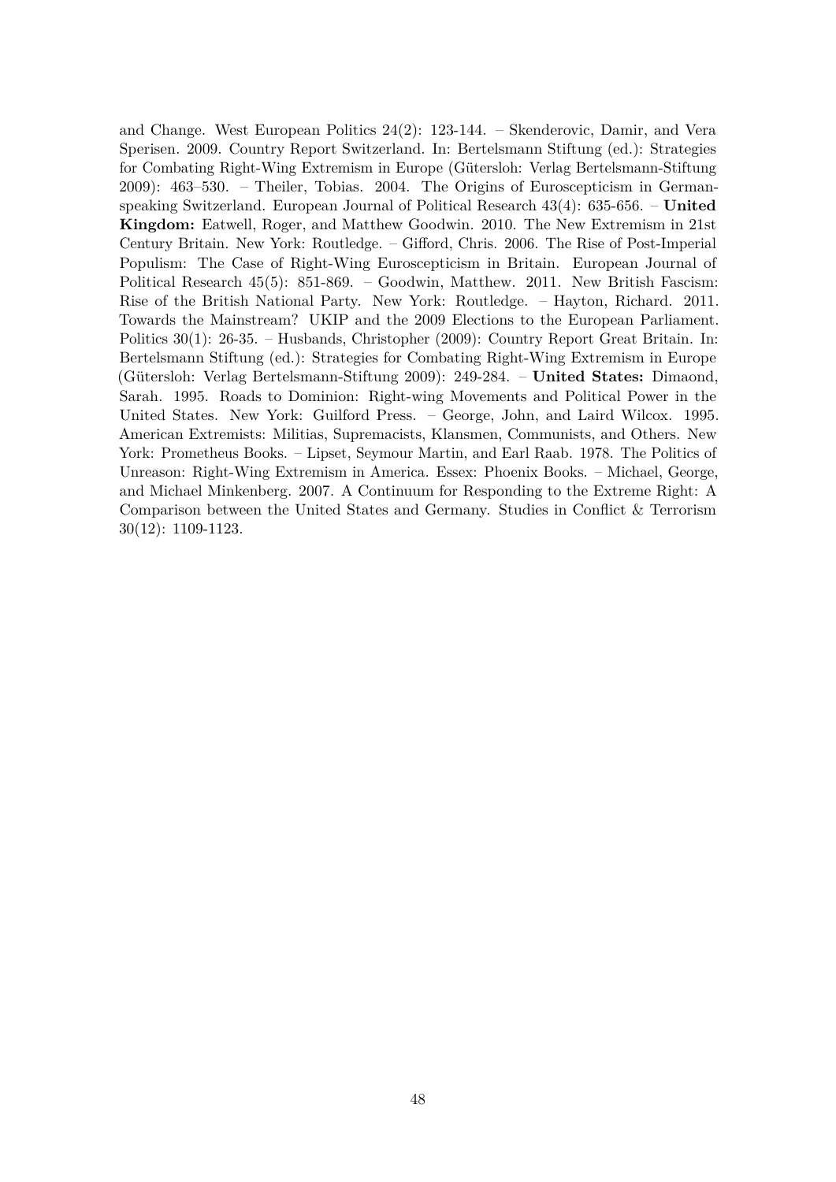and Change. West European Politics 24(2): 123-144. – Skenderovic, Damir, and Vera Sperisen. 2009. Country Report Switzerland. In: Bertelsmann Stiftung (ed.): Strategies for Combating Right-Wing Extremism in Europe (Gütersloh: Verlag Bertelsmann-Stiftung 2009): 463–530. – Theiler, Tobias. 2004. The Origins of Euroscepticism in German-speaking Switzerland. European Journal of Political Research 43(4): 635-656. – **United Kingdom:** Eatwell, Roger, and Matthew Goodwin. 2010. The New Extremism in 21st Century Britain. New York: Routledge. – Gifford, Chris. 2006. The Rise of Post-Imperial Populism: The Case of Right-Wing Euroscepticism in Britain. European Journal of Political Research 45(5): 851-869. – Goodwin, Matthew. 2011. New British Fascism: Rise of the British National Party. New York: Routledge. – Hayton, Richard. 2011. Towards the Mainstream? UKIP and the 2009 Elections to the European Parliament. Politics 30(1): 26-35. – Husbands, Christopher (2009): Country Report Great Britain. In: Bertelsmann Stiftung (ed.): Strategies for Combating Right-Wing Extremism in Europe (Gütersloh: Verlag Bertelsmann-Stiftung 2009): 249-284. – **United States:** Dimaond, Sarah. 1995. Roads to Dominion: Right-wing Movements and Political Power in the United States. New York: Guilford Press. – George, John, and Laird Wilcox. 1995. American Extremists: Militias, Supremacists, Klansmen, Communists, and Others. New York: Prometheus Books. – Lipset, Seymour Martin, and Earl Raab. 1978. The Politics of Unreason: Right-Wing Extremism in America. Essex: Phoenix Books. – Michael, George, and Michael Minkenberg. 2007. A Continuum for Responding to the Extreme Right: A Comparison between the United States and Germany. Studies in Conflict & Terrorism 30(12): 1109-1123.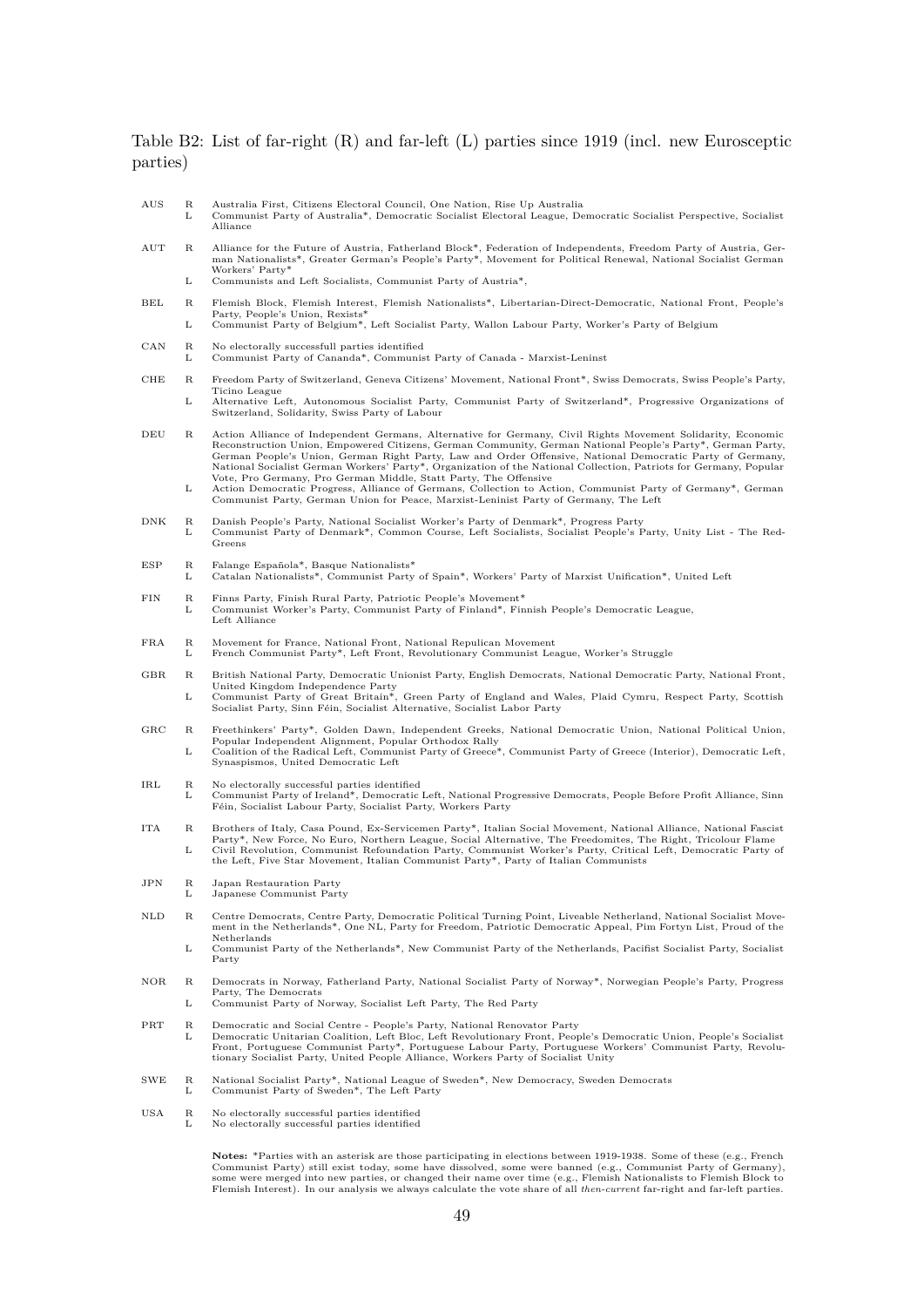Table B2: List of far-right (R) and far-left (L) parties since 1919 (incl. new Eurosceptic parties)

| | | |
|---|---|---|
| AUS | R | Australia First, Citizens Electoral Council, One Nation, Rise Up Australia |
| | L | Communist Party of Australia*, Democratic Socialist Electoral League, Democratic Socialist Perspective, Socialist Alliance |
| AUT | R | Alliance for the Future of Austria, Fatherland Block*, Federation of Independents, Freedom Party of Austria, German Nationalists*, Greater German's People's Party*, Movement for Political Renewal, National Socialist German Workers' Party* |
| | L | Communists and Left Socialists, Communist Party of Austria*, |
| BEL | R | Flemish Block, Flemish Interest, Flemish Nationalists*, Libertarian-Direct-Democratic, National Front, People's Party, People's Union, Rexists* |
| | L | Communist Party of Belgium*, Left Socialist Party, Wallon Labour Party, Worker's Party of Belgium |
| CAN | R | No electorally successfull parties identified |
| | L | Communist Party of Cananda*, Communist Party of Canada - Marxist-Leninst |
| CHE | R | Freedom Party of Switzerland, Geneva Citizens' Movement, National Front*, Swiss Democrats, Swiss People's Party, Ticino League |
| | L | Alternative Left, Autonomous Socialist Party, Communist Party of Switzerland*, Progressive Organizations of Switzerland, Solidarity, Swiss Party of Labour |
| DEU | R | Action Alliance of Independent Germans, Alternative for Germany, Civil Rights Movement Solidarity, Economic Reconstruction Union, Empowered Citizens, German Community, German National People's Party*, German Party, German People's Union, German Right Party, Law and Order Offensive, National Democratic Party of Germany, National Socialist German Workers' Party*, Organization of the National Collection, Patriots for Germany, Popular Vote, Pro Germany, Pro German Middle, Statt Party, The Offensive |
| | L | Action Democratic Progress, Alliance of Germans, Collection to Action, Communist Party of Germany*, German Communist Party, German Union for Peace, Marxist-Leninist Party of Germany, The Left |
| DNK | R | Danish People's Party, National Socialist Worker's Party of Denmark*, Progress Party |
| | L | Communist Party of Denmark*, Common Course, Left Socialists, Socialist People's Party, Unity List - The Red-Greens |
| ESP | R | Falange Española*, Basque Nationalists* |
| | L | Catalan Nationalists*, Communist Party of Spain*, Workers' Party of Marxist Unification*, United Left |
| FIN | R | Finns Party, Finish Rural Party, Patriotic People's Movement* |
| | L | Communist Worker's Party, Communist Party of Finland*, Finnish People's Democratic League, Left Alliance |
| FRA | R | Movement for France, National Front, National Repulican Movement |
| | L | French Communist Party*, Left Front, Revolutionary Communist League, Worker's Struggle |
| GBR | R | British National Party, Democratic Unionist Party, English Democrats, National Democratic Party, National Front, United Kingdom Independence Party |
| | L | Communist Party of Great Britain*, Green Party of England and Wales, Plaid Cymru, Respect Party, Scottish Socialist Party, Sinn Féin, Socialist Alternative, Socialist Labor Party |
| GRC | R | Freethinkers' Party*, Golden Dawn, Independent Greeks, National Democratic Union, National Political Union, Popular Independent Alignment, Popular Orthodox Rally |
| | L | Coalition of the Radical Left, Communist Party of Greece*, Communist Party of Greece (Interior), Democratic Left, Synaspismos, United Democratic Left |
| IRL | R | No electorally successful parties identified |
| | L | Communist Party of Ireland*, Democratic Left, National Progressive Democrats, People Before Profit Alliance, Sinn Féin, Socialist Labour Party, Socialist Party, Workers Party |
| ITA | R | Brothers of Italy, Casa Pound, Ex-Servicemen Party*, Italian Social Movement, National Alliance, National Fascist Party*, New Force, No Euro, Northern League, Social Alternative, The Freedomites, The Right, Tricolour Flame |
| | L | Civil Revolution, Communist Refoundation Party, Communist Worker's Party, Critical Left, Democratic Party of the Left, Five Star Movement, Italian Communist Party*, Party of Italian Communists |
| JPN | R | Japan Restauration Party |
| | L | Japanese Communist Party |
| NLD | R | Centre Democrats, Centre Party, Democratic Political Turning Point, Liveable Netherland, National Socialist Movement in the Netherlands*, One NL, Party for Freedom, Patriotic Democratic Appeal, Pim Fortyn List, Proud of the Netherlands |
| | L | Communist Party of the Netherlands*, New Communist Party of the Netherlands, Pacifist Socialist Party, Socialist Party |
| NOR | R | Democrats in Norway, Fatherland Party, National Socialist Party of Norway*, Norwegian People's Party, Progress Party, The Democrats |
| | L | Communist Party of Norway, Socialist Left Party, The Red Party |
| PRT | R | Democratic and Social Centre - People's Party, National Renovator Party |
| | L | Democratic Unitarian Coalition, Left Bloc, Left Revolutionary Front, People's Democratic Union, People's Socialist Front, Portuguese Communist Party*, Portuguese Labour Party, Portuguese Workers' Communist Party, Revolutionary Socialist Party, United People Alliance, Workers Party of Socialist Unity |
| SWE | R | National Socialist Party*, National League of Sweden*, New Democracy, Sweden Democrats |
| | L | Communist Party of Sweden*, The Left Party |
| USA | R | No electorally successful parties identified |
| | L | No electorally successful parties identified |

**Notes:** *Parties with an asterisk are those participating in elections between 1919-1938. Some of these (e.g., French Communist Party) still exist today, some have dissolved, some were banned (e.g., Communist Party of Germany), some were merged into new parties, or changed their name over time (e.g., Flemish Nationalists to Flemish Block to Flemish Interest). In our analysis we always calculate the vote share of all *then-current* far-right and far-left parties.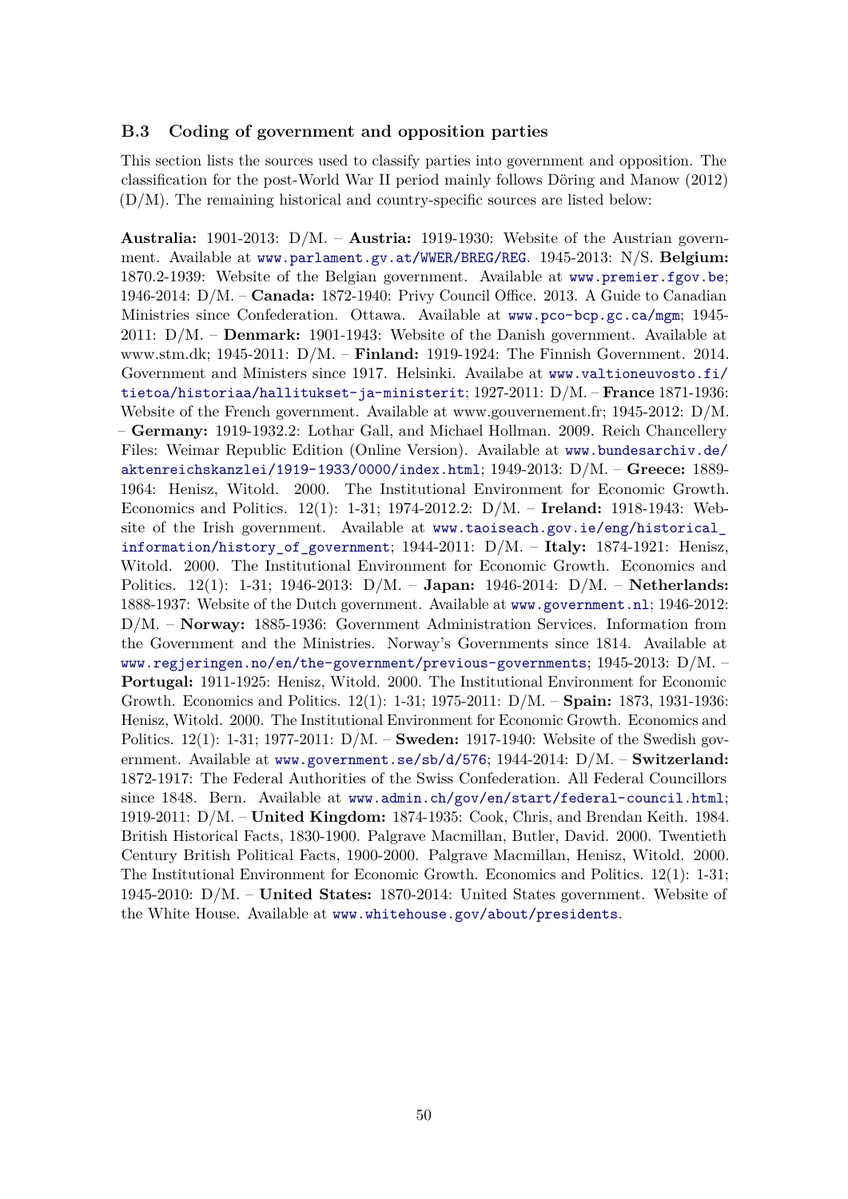### B.3 Coding of government and opposition parties

This section lists the sources used to classify parties into government and opposition. The classification for the post-World War II period mainly follows Döring and Manow (2012) (D/M). The remaining historical and country-specific sources are listed below:

**Australia:** 1901-2013: D/M. – **Austria:** 1919-1930: Website of the Austrian government. Available at www.parlament.gv.at/WWER/BREG/REG. 1945-2013: N/S. **Belgium:** 1870.2-1939: Website of the Belgian government. Available at www.premier.fgov.be; 1946-2014: D/M. – **Canada:** 1872-1940: Privy Council Office. 2013. A Guide to Canadian Ministries since Confederation. Ottawa. Available at www.pco-bcp.gc.ca/mgm; 1945-2011: D/M. – **Denmark:** 1901-1943: Website of the Danish government. Available at www.stm.dk; 1945-2011: D/M. – **Finland:** 1919-1924: The Finnish Government. 2014. Government and Ministers since 1917. Helsinki. Availabe at www.valtioneuvosto.fi/tietoa/historiaa/hallitukset-ja-ministerit; 1927-2011: D/M. – **France** 1871-1936: Website of the French government. Available at www.gouvernement.fr; 1945-2012: D/M. – **Germany:** 1919-1932.2: Lothar Gall, and Michael Hollman. 2009. Reich Chancellery Files: Weimar Republic Edition (Online Version). Available at www.bundesarchiv.de/aktenreichskanzlei/1919-1933/0000/index.html; 1949-2013: D/M. – **Greece:** 1889-1964: Henisz, Witold. 2000. The Institutional Environment for Economic Growth. Economics and Politics. 12(1): 1-31; 1974-2012.2: D/M. – **Ireland:** 1918-1943: Website of the Irish government. Available at www.taoiseach.gov.ie/eng/historical_information/history_of_government; 1944-2011: D/M. – **Italy:** 1874-1921: Henisz, Witold. 2000. The Institutional Environment for Economic Growth. Economics and Politics. 12(1): 1-31; 1946-2013: D/M. – **Japan:** 1946-2014: D/M. – **Netherlands:** 1888-1937: Website of the Dutch government. Available at www.government.nl; 1946-2012: D/M. – **Norway:** 1885-1936: Government Administration Services. Information from the Government and the Ministries. Norway's Governments since 1814. Available at www.regjeringen.no/en/the-government/previous-governments; 1945-2013: D/M. – **Portugal:** 1911-1925: Henisz, Witold. 2000. The Institutional Environment for Economic Growth. Economics and Politics. 12(1): 1-31; 1975-2011: D/M. – **Spain:** 1873, 1931-1936: Henisz, Witold. 2000. The Institutional Environment for Economic Growth. Economics and Politics. 12(1): 1-31; 1977-2011: D/M. – **Sweden:** 1917-1940: Website of the Swedish government. Available at www.government.se/sb/d/576; 1944-2014: D/M. – **Switzerland:** 1872-1917: The Federal Authorities of the Swiss Confederation. All Federal Councillors since 1848. Bern. Available at www.admin.ch/gov/en/start/federal-council.html; 1919-2011: D/M. – **United Kingdom:** 1874-1935: Cook, Chris, and Brendan Keith. 1984. British Historical Facts, 1830-1900. Palgrave Macmillan, Butler, David. 2000. Twentieth Century British Political Facts, 1900-2000. Palgrave Macmillan, Henisz, Witold. 2000. The Institutional Environment for Economic Growth. Economics and Politics. 12(1): 1-31; 1945-2010: D/M. – **United States:** 1870-2014: United States government. Website of the White House. Available at www.whitehouse.gov/about/presidents.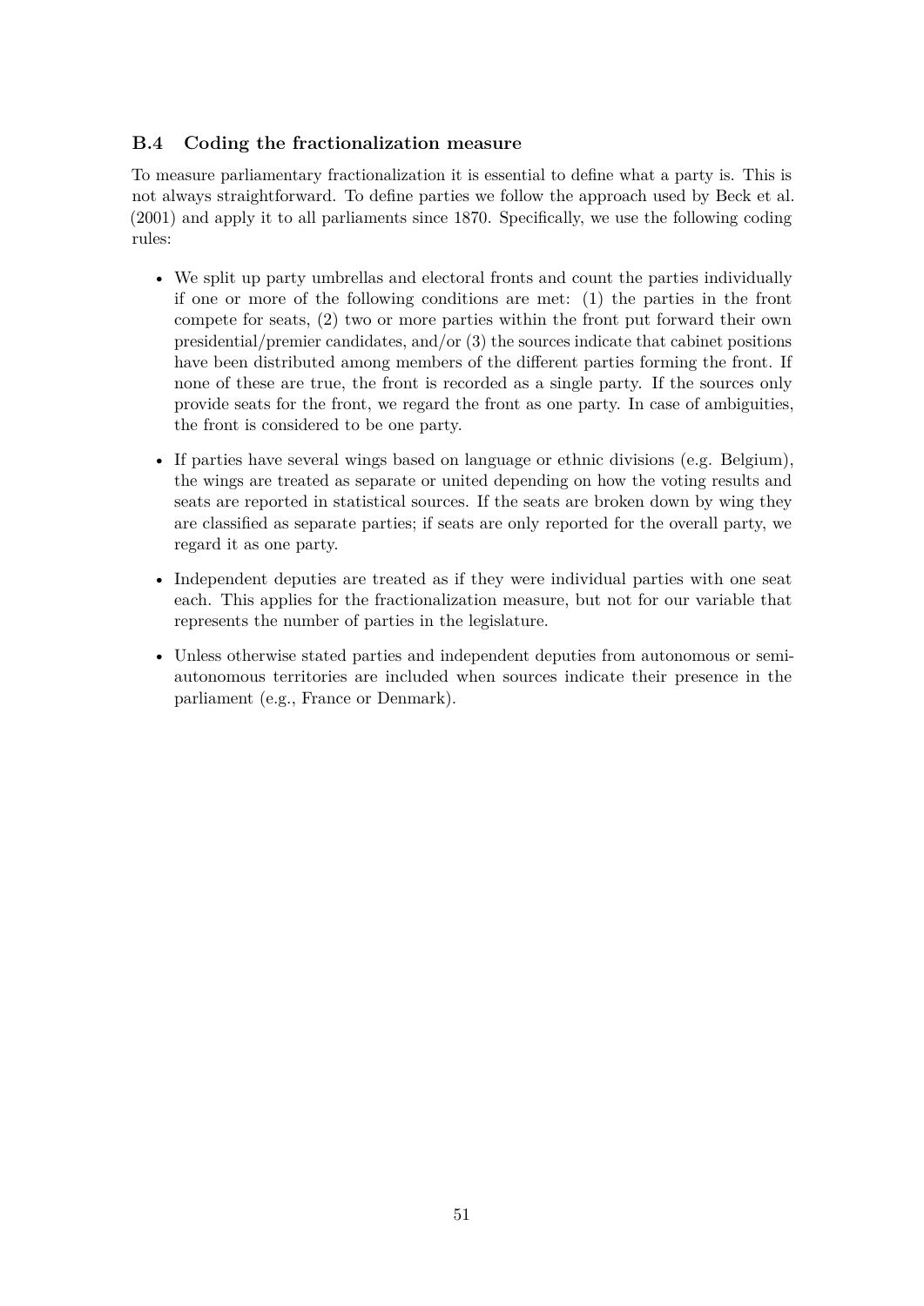### B.4 Coding the fractionalization measure

To measure parliamentary fractionalization it is essential to define what a party is. This is not always straightforward. To define parties we follow the approach used by Beck et al. (2001) and apply it to all parliaments since 1870. Specifically, we use the following coding rules:

- We split up party umbrellas and electoral fronts and count the parties individually if one or more of the following conditions are met: (1) the parties in the front compete for seats, (2) two or more parties within the front put forward their own presidential/premier candidates, and/or (3) the sources indicate that cabinet positions have been distributed among members of the different parties forming the front. If none of these are true, the front is recorded as a single party. If the sources only provide seats for the front, we regard the front as one party. In case of ambiguities, the front is considered to be one party.
- If parties have several wings based on language or ethnic divisions (e.g. Belgium), the wings are treated as separate or united depending on how the voting results and seats are reported in statistical sources. If the seats are broken down by wing they are classified as separate parties; if seats are only reported for the overall party, we regard it as one party.
- Independent deputies are treated as if they were individual parties with one seat each. This applies for the fractionalization measure, but not for our variable that represents the number of parties in the legislature.
- Unless otherwise stated parties and independent deputies from autonomous or semi-autonomous territories are included when sources indicate their presence in the parliament (e.g., France or Denmark).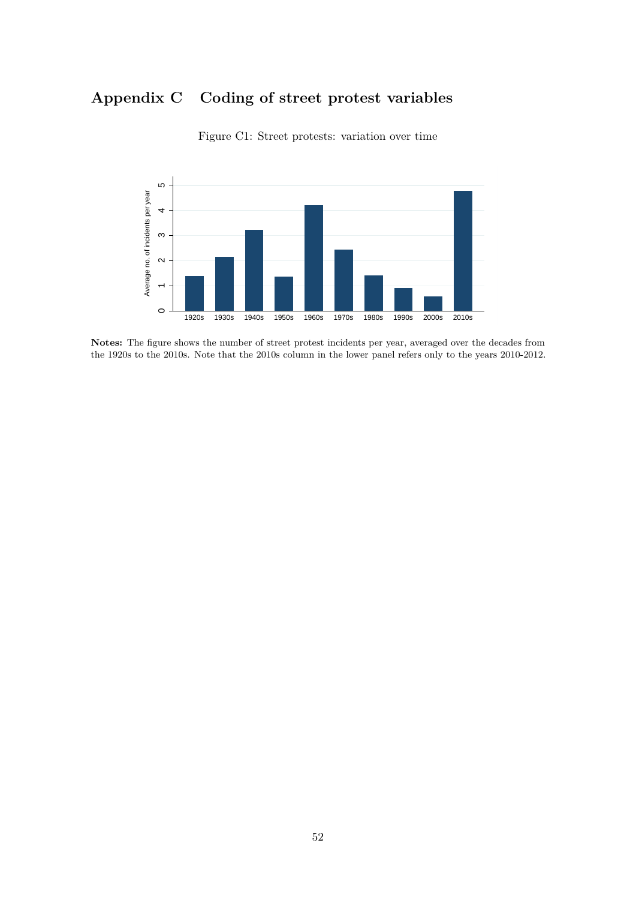# Appendix C Coding of street protest variables

Figure C1: Street protests: variation over time

**Notes:** The figure shows the number of street protest incidents per year, averaged over the decades from the 1920s to the 2010s. Note that the 2010s column in the lower panel refers only to the years 2010-2012.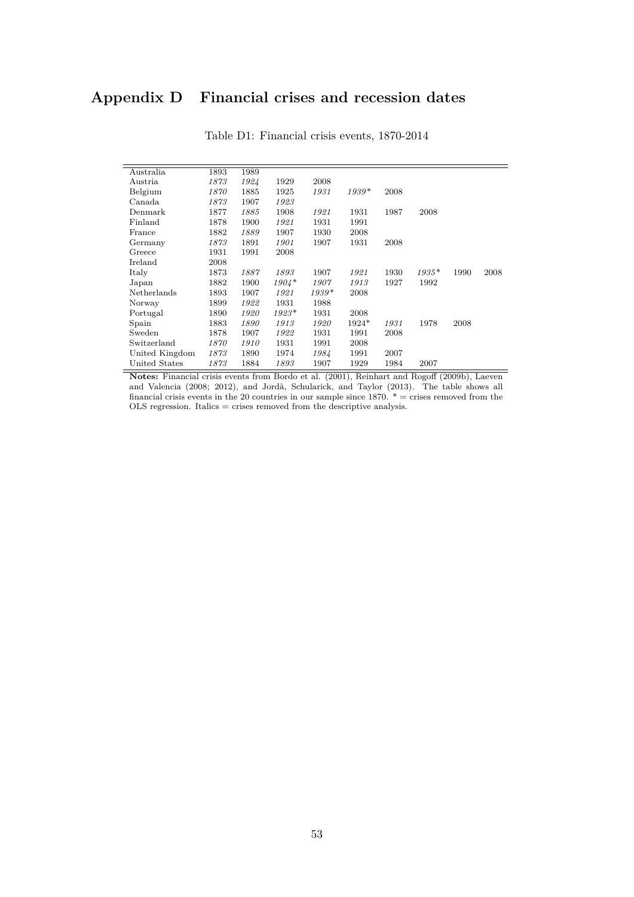# Appendix D Financial crises and recession dates

Table D1: Financial crisis events, 1870-2014

| | | | | | | | | | |
|---|---|---|---|---|---|---|---|---|---|
| Australia | 1893 | 1989 | | | | | | | |
| Austria | *1873* | *1924* | 1929 | 2008 | | | | | |
| Belgium | *1870* | 1885 | 1925 | *1931* | *1939\** | 2008 | | | |
| Canada | *1873* | 1907 | *1923* | | | | | | |
| Denmark | 1877 | *1885* | 1908 | *1921* | 1931 | 1987 | 2008 | | |
| Finland | 1878 | 1900 | *1921* | 1931 | 1991 | | | | |
| France | 1882 | *1889* | 1907 | 1930 | 2008 | | | | |
| Germany | *1873* | 1891 | *1901* | 1907 | 1931 | 2008 | | | |
| Greece | 1931 | 1991 | 2008 | | | | | | |
| Ireland | 2008 | | | | | | | | |
| Italy | 1873 | *1887* | *1893* | 1907 | *1921* | 1930 | *1935\** | 1990 | 2008 |
| Japan | 1882 | 1900 | *1904\** | *1907* | *1913* | 1927 | 1992 | | |
| Netherlands | 1893 | 1907 | *1921* | *1939\** | 2008 | | | | |
| Norway | 1899 | *1922* | 1931 | 1988 | | | | | |
| Portugal | 1890 | *1920* | *1923\** | 1931 | 2008 | | | | |
| Spain | 1883 | *1890* | *1913* | *1920* | 1924\* | *1931* | 1978 | 2008 | |
| Sweden | 1878 | 1907 | *1922* | 1931 | 1991 | 2008 | | | |
| Switzerland | *1870* | *1910* | 1931 | 1991 | 2008 | | | | |
| United Kingdom | *1873* | 1890 | 1974 | *1984* | 1991 | 2007 | | | |
| United States | *1873* | 1884 | *1893* | 1907 | 1929 | 1984 | 2007 | | |

**Notes:** Financial crisis events from Bordo et al. (2001), Reinhart and Rogoff (2009b), Laeven and Valencia (2008; 2012), and Jordà, Schularick, and Taylor (2013). The table shows all financial crisis events in the 20 countries in our sample since 1870. * = crises removed from the OLS regression. Italics = crises removed from the descriptive analysis.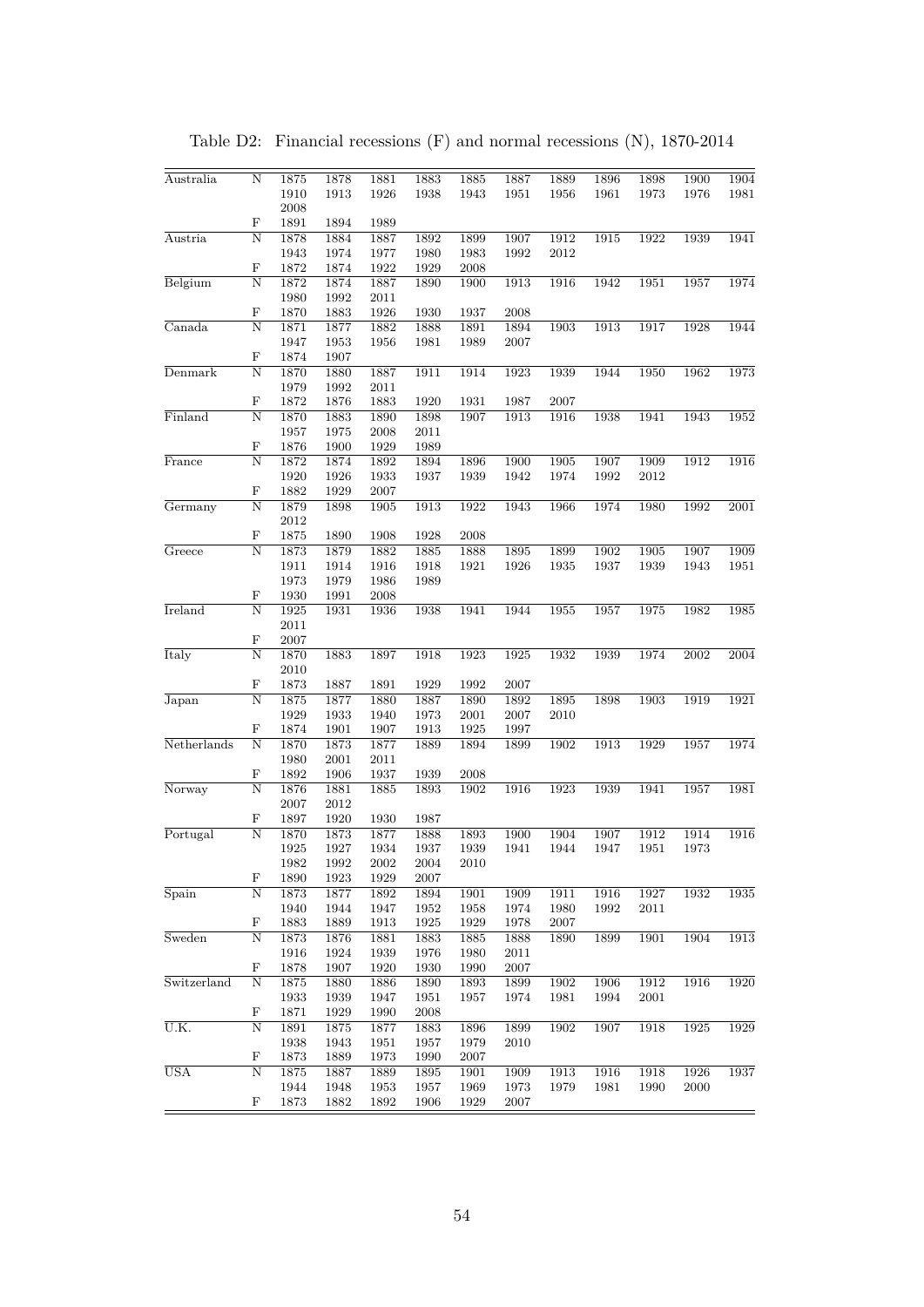Table D2: Financial recessions (F) and normal recessions (N), 1870-2014

| | | | | | | | | | | | | |
|---|---|---|---|---|---|---|---|---|---|---|---|---|
| Australia | N | 1875 | 1878 | 1881 | 1883 | 1885 | 1887 | 1889 | 1896 | 1898 | 1900 | 1904 |
| | | 1910 | 1913 | 1926 | 1938 | 1943 | 1951 | 1956 | 1961 | 1973 | 1976 | 1981 |
| | | 2008 | | | | | | | | | | |
| | F | 1891 | 1894 | 1989 | | | | | | | | |
| Austria | N | 1878 | 1884 | 1887 | 1892 | 1899 | 1907 | 1912 | 1915 | 1922 | 1939 | 1941 |
| | | 1943 | 1974 | 1977 | 1980 | 1983 | 1992 | 2012 | | | | |
| | F | 1872 | 1874 | 1922 | 1929 | 2008 | | | | | | |
| Belgium | N | 1872 | 1874 | 1887 | 1890 | 1900 | 1913 | 1916 | 1942 | 1951 | 1957 | 1974 |
| | | 1980 | 1992 | 2011 | | | | | | | | |
| | F | 1870 | 1883 | 1926 | 1930 | 1937 | 2008 | | | | | |
| Canada | N | 1871 | 1877 | 1882 | 1888 | 1891 | 1894 | 1903 | 1913 | 1917 | 1928 | 1944 |
| | | 1947 | 1953 | 1956 | 1981 | 1989 | 2007 | | | | | |
| | F | 1874 | 1907 | | | | | | | | | |
| Denmark | N | 1870 | 1880 | 1887 | 1911 | 1914 | 1923 | 1939 | 1944 | 1950 | 1962 | 1973 |
| | | 1979 | 1992 | 2011 | | | | | | | | |
| | F | 1872 | 1876 | 1883 | 1920 | 1931 | 1987 | 2007 | | | | |
| Finland | N | 1870 | 1883 | 1890 | 1898 | 1907 | 1913 | 1916 | 1938 | 1941 | 1943 | 1952 |
| | | 1957 | 1975 | 2008 | 2011 | | | | | | | |
| | F | 1876 | 1900 | 1929 | 1989 | | | | | | | |
| France | N | 1872 | 1874 | 1892 | 1894 | 1896 | 1900 | 1905 | 1907 | 1909 | 1912 | 1916 |
| | | 1920 | 1926 | 1933 | 1937 | 1939 | 1942 | 1974 | 1992 | 2012 | | |
| | F | 1882 | 1929 | 2007 | | | | | | | | |
| Germany | N | 1879 | 1898 | 1905 | 1913 | 1922 | 1943 | 1966 | 1974 | 1980 | 1992 | 2001 |
| | | 2012 | | | | | | | | | | |
| | F | 1875 | 1890 | 1908 | 1928 | 2008 | | | | | | |
| Greece | N | 1873 | 1879 | 1882 | 1885 | 1888 | 1895 | 1899 | 1902 | 1905 | 1907 | 1909 |
| | | 1911 | 1914 | 1916 | 1918 | 1921 | 1926 | 1935 | 1937 | 1939 | 1943 | 1951 |
| | | 1973 | 1979 | 1986 | 1989 | | | | | | | |
| | F | 1930 | 1991 | 2008 | | | | | | | | |
| Ireland | N | 1925 | 1931 | 1936 | 1938 | 1941 | 1944 | 1955 | 1957 | 1975 | 1982 | 1985 |
| | | 2011 | | | | | | | | | | |
| | F | 2007 | | | | | | | | | | |
| Italy | N | 1870 | 1883 | 1897 | 1918 | 1923 | 1925 | 1932 | 1939 | 1974 | 2002 | 2004 |
| | | 2010 | | | | | | | | | | |
| | F | 1873 | 1887 | 1891 | 1929 | 1992 | 2007 | | | | | |
| Japan | N | 1875 | 1877 | 1880 | 1887 | 1890 | 1892 | 1895 | 1898 | 1903 | 1919 | 1921 |
| | | 1929 | 1933 | 1940 | 1973 | 2001 | 2007 | 2010 | | | | |
| | F | 1874 | 1901 | 1907 | 1913 | 1925 | 1997 | | | | | |
| Netherlands | N | 1870 | 1873 | 1877 | 1889 | 1894 | 1899 | 1902 | 1913 | 1929 | 1957 | 1974 |
| | | 1980 | 2001 | 2011 | | | | | | | | |
| | F | 1892 | 1906 | 1937 | 1939 | 2008 | | | | | | |
| Norway | N | 1876 | 1881 | 1885 | 1893 | 1902 | 1916 | 1923 | 1939 | 1941 | 1957 | 1981 |
| | | 2007 | 2012 | | | | | | | | | |
| | F | 1897 | 1920 | 1930 | 1987 | | | | | | | |
| Portugal | N | 1870 | 1873 | 1877 | 1888 | 1893 | 1900 | 1904 | 1907 | 1912 | 1914 | 1916 |
| | | 1925 | 1927 | 1934 | 1937 | 1939 | 1941 | 1944 | 1947 | 1951 | 1973 | |
| | | 1982 | 1992 | 2002 | 2004 | 2010 | | | | | | |
| | F | 1890 | 1923 | 1929 | 2007 | | | | | | | |
| Spain | N | 1873 | 1877 | 1892 | 1894 | 1901 | 1909 | 1911 | 1916 | 1927 | 1932 | 1935 |
| | | 1940 | 1944 | 1947 | 1952 | 1958 | 1974 | 1980 | 1992 | 2011 | | |
| | F | 1883 | 1889 | 1913 | 1925 | 1929 | 1978 | 2007 | | | | |
| Sweden | N | 1873 | 1876 | 1881 | 1883 | 1885 | 1888 | 1890 | 1899 | 1901 | 1904 | 1913 |
| | | 1916 | 1924 | 1939 | 1976 | 1980 | 2011 | | | | | |
| | F | 1878 | 1907 | 1920 | 1930 | 1990 | 2007 | | | | | |
| Switzerland | N | 1875 | 1880 | 1886 | 1890 | 1893 | 1899 | 1902 | 1906 | 1912 | 1916 | 1920 |
| | | 1933 | 1939 | 1947 | 1951 | 1957 | 1974 | 1981 | 1994 | 2001 | | |
| | F | 1871 | 1929 | 1990 | 2008 | | | | | | | |
| U.K. | N | 1891 | 1875 | 1877 | 1883 | 1896 | 1899 | 1902 | 1907 | 1918 | 1925 | 1929 |
| | | 1938 | 1943 | 1951 | 1957 | 1979 | 2010 | | | | | |
| | F | 1873 | 1889 | 1973 | 1990 | 2007 | | | | | | |
| USA | N | 1875 | 1887 | 1889 | 1895 | 1901 | 1909 | 1913 | 1916 | 1918 | 1926 | 1937 |
| | | 1944 | 1948 | 1953 | 1957 | 1969 | 1973 | 1979 | 1981 | 1990 | 2000 | |
| | F | 1873 | 1882 | 1892 | 1906 | 1929 | 2007 | | | | | |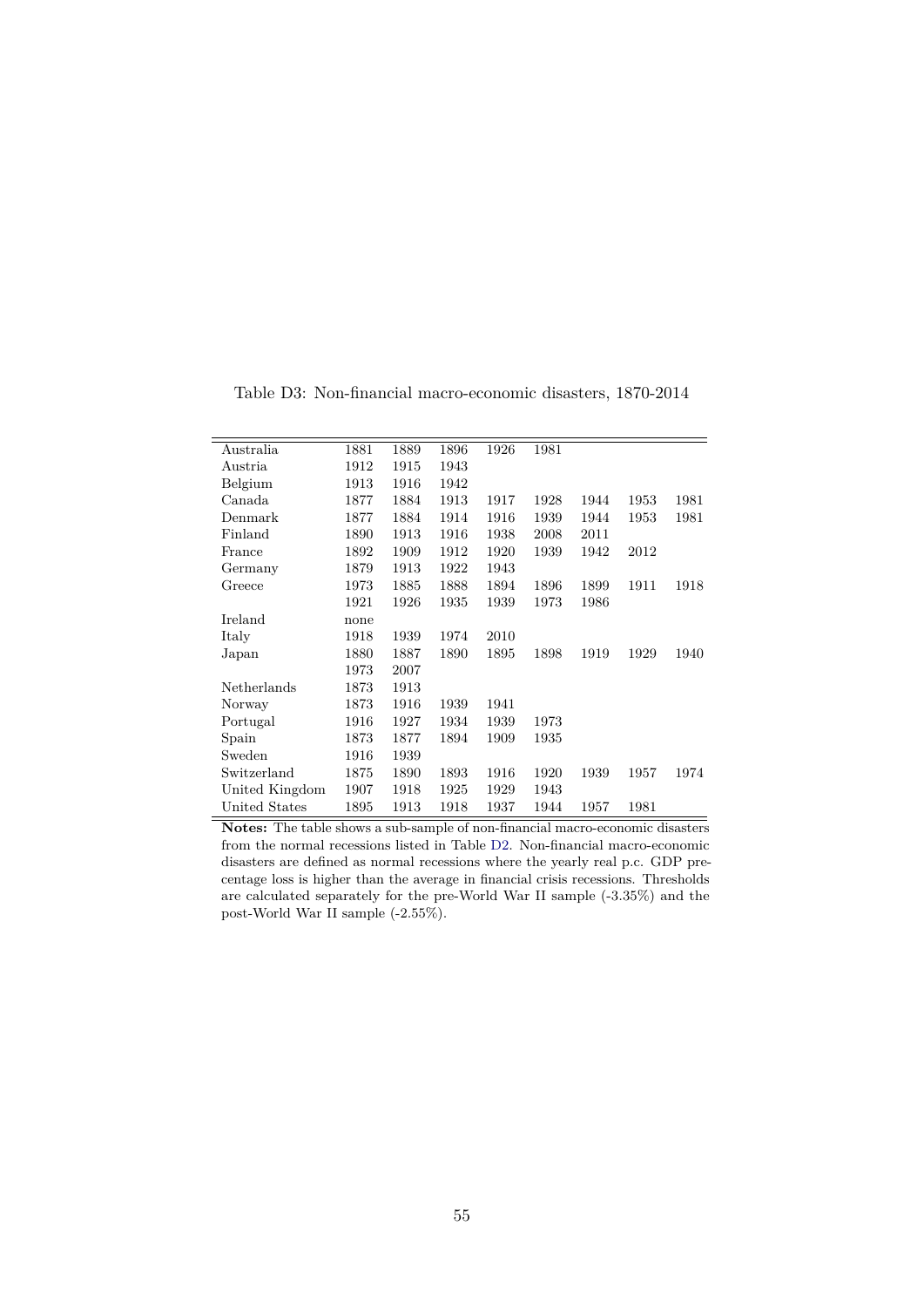Table D3: Non-financial macro-economic disasters, 1870-2014

| | | | | | | | | |
|---|---|---|---|---|---|---|---|---|
| Australia | 1881 | 1889 | 1896 | 1926 | 1981 | | | |
| Austria | 1912 | 1915 | 1943 | | | | | |
| Belgium | 1913 | 1916 | 1942 | | | | | |
| Canada | 1877 | 1884 | 1913 | 1917 | 1928 | 1944 | 1953 | 1981 |
| Denmark | 1877 | 1884 | 1914 | 1916 | 1939 | 1944 | 1953 | 1981 |
| Finland | 1890 | 1913 | 1916 | 1938 | 2008 | 2011 | | |
| France | 1892 | 1909 | 1912 | 1920 | 1939 | 1942 | 2012 | |
| Germany | 1879 | 1913 | 1922 | 1943 | | | | |
| Greece | 1973 | 1885 | 1888 | 1894 | 1896 | 1899 | 1911 | 1918 |
| | 1921 | 1926 | 1935 | 1939 | 1973 | 1986 | | |
| Ireland | none | | | | | | | |
| Italy | 1918 | 1939 | 1974 | 2010 | | | | |
| Japan | 1880 | 1887 | 1890 | 1895 | 1898 | 1919 | 1929 | 1940 |
| | 1973 | 2007 | | | | | | |
| Netherlands | 1873 | 1913 | | | | | | |
| Norway | 1873 | 1916 | 1939 | 1941 | | | | |
| Portugal | 1916 | 1927 | 1934 | 1939 | 1973 | | | |
| Spain | 1873 | 1877 | 1894 | 1909 | 1935 | | | |
| Sweden | 1916 | 1939 | | | | | | |
| Switzerland | 1875 | 1890 | 1893 | 1916 | 1920 | 1939 | 1957 | 1974 |
| United Kingdom | 1907 | 1918 | 1925 | 1929 | 1943 | | | |
| United States | 1895 | 1913 | 1918 | 1937 | 1944 | 1957 | 1981 | |

**Notes:** The table shows a sub-sample of non-financial macro-economic disasters from the normal recessions listed in Table D2. Non-financial macro-economic disasters are defined as normal recessions where the yearly real p.c. GDP precentage loss is higher than the average in financial crisis recessions. Thresholds are calculated separately for the pre-World War II sample (-3.35%) and the post-World War II sample (-2.55%).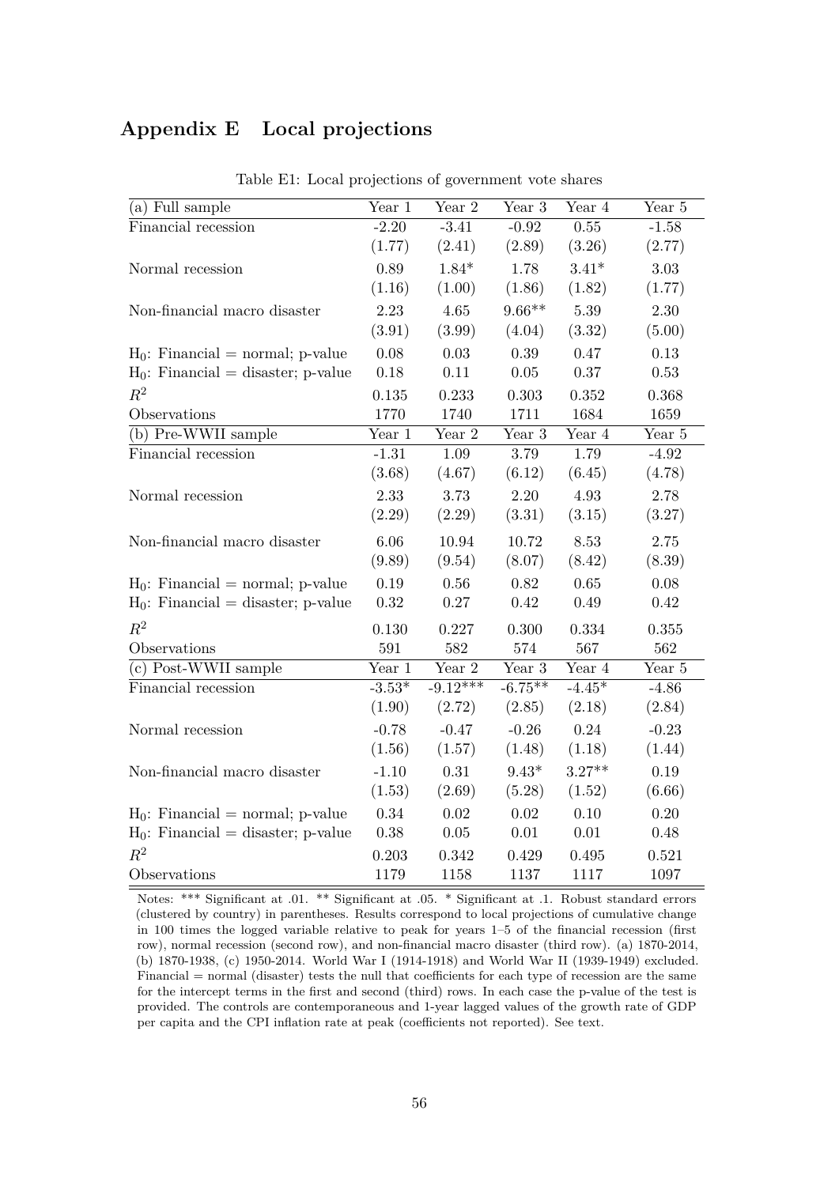## Appendix E Local projections

Table E1: Local projections of government vote shares

| (a) Full sample | Year 1 | Year 2 | Year 3 | Year 4 | Year 5 |
|---|---|---|---|---|---|
| Financial recession | -2.20 | -3.41 | -0.92 | 0.55 | -1.58 |
| | (1.77) | (2.41) | (2.89) | (3.26) | (2.77) |
| Normal recession | 0.89 | 1.84* | 1.78 | 3.41* | 3.03 |
| | (1.16) | (1.00) | (1.86) | (1.82) | (1.77) |
| Non-financial macro disaster | 2.23 | 4.65 | 9.66** | 5.39 | 2.30 |
| | (3.91) | (3.99) | (4.04) | (3.32) | (5.00) |
| $H_0$: Financial = normal; p-value | 0.08 | 0.03 | 0.39 | 0.47 | 0.13 |
| $H_0$: Financial = disaster; p-value | 0.18 | 0.11 | 0.05 | 0.37 | 0.53 |
| $R^2$ | 0.135 | 0.233 | 0.303 | 0.352 | 0.368 |
| Observations | 1770 | 1740 | 1711 | 1684 | 1659 |
| **(b) Pre-WWII sample** | **Year 1** | **Year 2** | **Year 3** | **Year 4** | **Year 5** |
| Financial recession | -1.31 | 1.09 | 3.79 | 1.79 | -4.92 |
| | (3.68) | (4.67) | (6.12) | (6.45) | (4.78) |
| Normal recession | 2.33 | 3.73 | 2.20 | 4.93 | 2.78 |
| | (2.29) | (2.29) | (3.31) | (3.15) | (3.27) |
| Non-financial macro disaster | 6.06 | 10.94 | 10.72 | 8.53 | 2.75 |
| | (9.89) | (9.54) | (8.07) | (8.42) | (8.39) |
| $H_0$: Financial = normal; p-value | 0.19 | 0.56 | 0.82 | 0.65 | 0.08 |
| $H_0$: Financial = disaster; p-value | 0.32 | 0.27 | 0.42 | 0.49 | 0.42 |
| $R^2$ | 0.130 | 0.227 | 0.300 | 0.334 | 0.355 |
| Observations | 591 | 582 | 574 | 567 | 562 |
| **(c) Post-WWII sample** | **Year 1** | **Year 2** | **Year 3** | **Year 4** | **Year 5** |
| Financial recession | -3.53* | -9.12*** | -6.75** | -4.45* | -4.86 |
| | (1.90) | (2.72) | (2.85) | (2.18) | (2.84) |
| Normal recession | -0.78 | -0.47 | -0.26 | 0.24 | -0.23 |
| | (1.56) | (1.57) | (1.48) | (1.18) | (1.44) |
| Non-financial macro disaster | -1.10 | 0.31 | 9.43* | 3.27** | 0.19 |
| | (1.53) | (2.69) | (5.28) | (1.52) | (6.66) |
| $H_0$: Financial = normal; p-value | 0.34 | 0.02 | 0.02 | 0.10 | 0.20 |
| $H_0$: Financial = disaster; p-value | 0.38 | 0.05 | 0.01 | 0.01 | 0.48 |
| $R^2$ | 0.203 | 0.342 | 0.429 | 0.495 | 0.521 |
| Observations | 1179 | 1158 | 1137 | 1117 | 1097 |

Notes: *** Significant at .01. ** Significant at .05. * Significant at .1. Robust standard errors (clustered by country) in parentheses. Results correspond to local projections of cumulative change in 100 times the logged variable relative to peak for years 1–5 of the financial recession (first row), normal recession (second row), and non-financial macro disaster (third row). (a) 1870-2014, (b) 1870-1938, (c) 1950-2014. World War I (1914-1918) and World War II (1939-1949) excluded. Financial = normal (disaster) tests the null that coefficients for each type of recession are the same for the intercept terms in the first and second (third) rows. In each case the p-value of the test is provided. The controls are contemporaneous and 1-year lagged values of the growth rate of GDP per capita and the CPI inflation rate at peak (coefficients not reported). See text.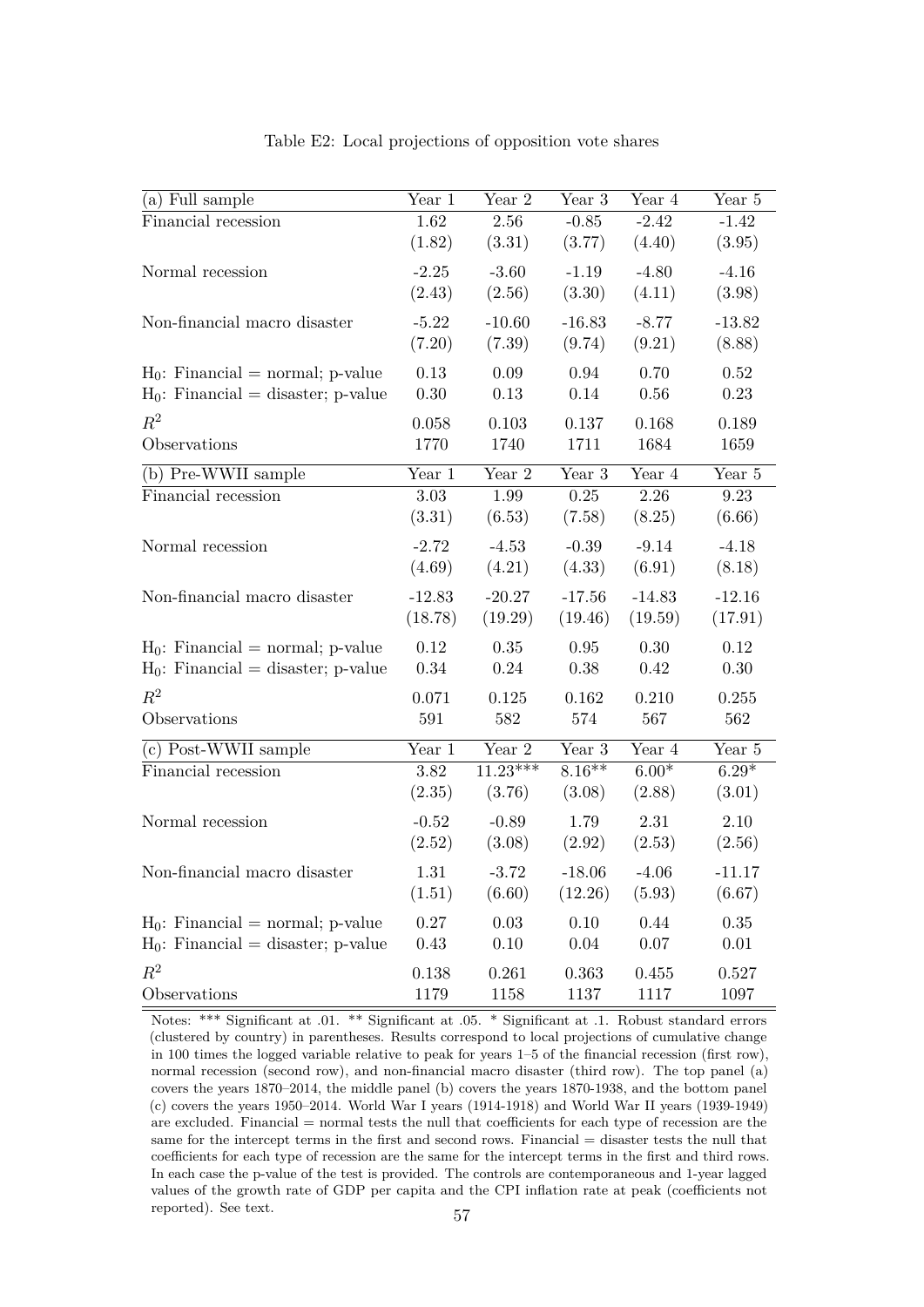Table E2: Local projections of opposition vote shares

| (a) Full sample | Year 1 | Year 2 | Year 3 | Year 4 | Year 5 |
|---|---|---|---|---|---|
| Financial recession | 1.62 | 2.56 | -0.85 | -2.42 | -1.42 |
| | (1.82) | (3.31) | (3.77) | (4.40) | (3.95) |
| Normal recession | -2.25 | -3.60 | -1.19 | -4.80 | -4.16 |
| | (2.43) | (2.56) | (3.30) | (4.11) | (3.98) |
| Non-financial macro disaster | -5.22 | -10.60 | -16.83 | -8.77 | -13.82 |
| | (7.20) | (7.39) | (9.74) | (9.21) | (8.88) |
| $H_0$: Financial = normal; p-value | 0.13 | 0.09 | 0.94 | 0.70 | 0.52 |
| $H_0$: Financial = disaster; p-value | 0.30 | 0.13 | 0.14 | 0.56 | 0.23 |
| $R^2$ | 0.058 | 0.103 | 0.137 | 0.168 | 0.189 |
| Observations | 1770 | 1740 | 1711 | 1684 | 1659 |
| **(b) Pre-WWII sample** | **Year 1** | **Year 2** | **Year 3** | **Year 4** | **Year 5** |
| Financial recession | 3.03 | 1.99 | 0.25 | 2.26 | 9.23 |
| | (3.31) | (6.53) | (7.58) | (8.25) | (6.66) |
| Normal recession | -2.72 | -4.53 | -0.39 | -9.14 | -4.18 |
| | (4.69) | (4.21) | (4.33) | (6.91) | (8.18) |
| Non-financial macro disaster | -12.83 | -20.27 | -17.56 | -14.83 | -12.16 |
| | (18.78) | (19.29) | (19.46) | (19.59) | (17.91) |
| $H_0$: Financial = normal; p-value | 0.12 | 0.35 | 0.95 | 0.30 | 0.12 |
| $H_0$: Financial = disaster; p-value | 0.34 | 0.24 | 0.38 | 0.42 | 0.30 |
| $R^2$ | 0.071 | 0.125 | 0.162 | 0.210 | 0.255 |
| Observations | 591 | 582 | 574 | 567 | 562 |
| **(c) Post-WWII sample** | **Year 1** | **Year 2** | **Year 3** | **Year 4** | **Year 5** |
| Financial recession | 3.82 | 11.23*** | 8.16** | 6.00* | 6.29* |
| | (2.35) | (3.76) | (3.08) | (2.88) | (3.01) |
| Normal recession | -0.52 | -0.89 | 1.79 | 2.31 | 2.10 |
| | (2.52) | (3.08) | (2.92) | (2.53) | (2.56) |
| Non-financial macro disaster | 1.31 | -3.72 | -18.06 | -4.06 | -11.17 |
| | (1.51) | (6.60) | (12.26) | (5.93) | (6.67) |
| $H_0$: Financial = normal; p-value | 0.27 | 0.03 | 0.10 | 0.44 | 0.35 |
| $H_0$: Financial = disaster; p-value | 0.43 | 0.10 | 0.04 | 0.07 | 0.01 |
| $R^2$ | 0.138 | 0.261 | 0.363 | 0.455 | 0.527 |
| Observations | 1179 | 1158 | 1137 | 1117 | 1097 |

Notes: *** Significant at .01. ** Significant at .05. * Significant at .1. Robust standard errors (clustered by country) in parentheses. Results correspond to local projections of cumulative change in 100 times the logged variable relative to peak for years 1–5 of the financial recession (first row), normal recession (second row), and non-financial macro disaster (third row). The top panel (a) covers the years 1870–2014, the middle panel (b) covers the years 1870-1938, and the bottom panel (c) covers the years 1950–2014. World War I years (1914-1918) and World War II years (1939-1949) are excluded. Financial = normal tests the null that coefficients for each type of recession are the same for the intercept terms in the first and second rows. Financial = disaster tests the null that coefficients for each type of recession are the same for the intercept terms in the first and third rows. In each case the p-value of the test is provided. The controls are contemporaneous and 1-year lagged values of the growth rate of GDP per capita and the CPI inflation rate at peak (coefficients not reported). See text.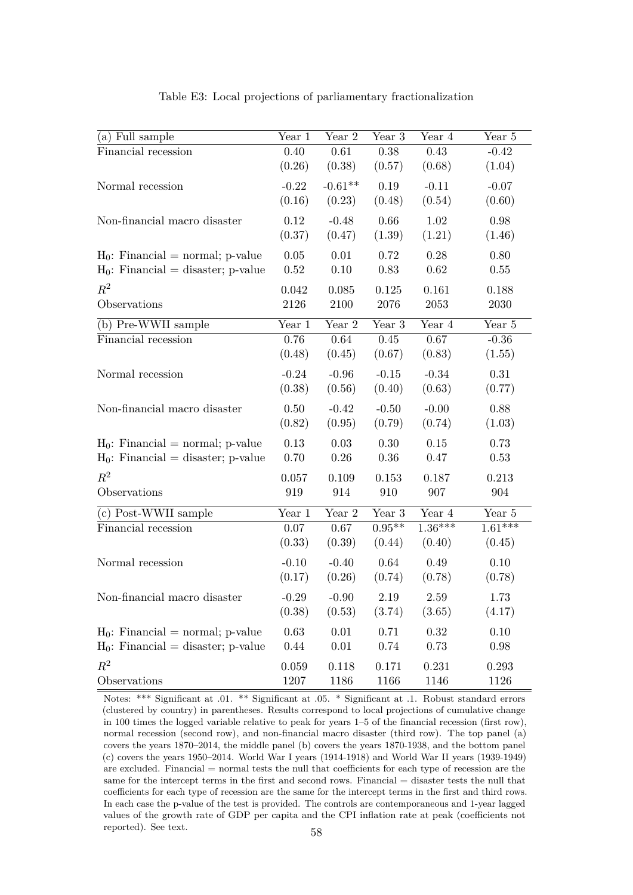Table E3: Local projections of parliamentary fractionalization

| (a) Full sample | Year 1 | Year 2 | Year 3 | Year 4 | Year 5 |
|---|---|---|---|---|---|
| Financial recession | 0.40 | 0.61 | 0.38 | 0.43 | -0.42 |
| | (0.26) | (0.38) | (0.57) | (0.68) | (1.04) |
| Normal recession | -0.22 | -0.61** | 0.19 | -0.11 | -0.07 |
| | (0.16) | (0.23) | (0.48) | (0.54) | (0.60) |
| Non-financial macro disaster | 0.12 | -0.48 | 0.66 | 1.02 | 0.98 |
| | (0.37) | (0.47) | (1.39) | (1.21) | (1.46) |
| $H_0$: Financial = normal; p-value | 0.05 | 0.01 | 0.72 | 0.28 | 0.80 |
| $H_0$: Financial = disaster; p-value | 0.52 | 0.10 | 0.83 | 0.62 | 0.55 |
| $R^2$ | 0.042 | 0.085 | 0.125 | 0.161 | 0.188 |
| Observations | 2126 | 2100 | 2076 | 2053 | 2030 |
| **(b) Pre-WWII sample** | **Year 1** | **Year 2** | **Year 3** | **Year 4** | **Year 5** |
| Financial recession | 0.76 | 0.64 | 0.45 | 0.67 | -0.36 |
| | (0.48) | (0.45) | (0.67) | (0.83) | (1.55) |
| Normal recession | -0.24 | -0.96 | -0.15 | -0.34 | 0.31 |
| | (0.38) | (0.56) | (0.40) | (0.63) | (0.77) |
| Non-financial macro disaster | 0.50 | -0.42 | -0.50 | -0.00 | 0.88 |
| | (0.82) | (0.95) | (0.79) | (0.74) | (1.03) |
| $H_0$: Financial = normal; p-value | 0.13 | 0.03 | 0.30 | 0.15 | 0.73 |
| $H_0$: Financial = disaster; p-value | 0.70 | 0.26 | 0.36 | 0.47 | 0.53 |
| $R^2$ | 0.057 | 0.109 | 0.153 | 0.187 | 0.213 |
| Observations | 919 | 914 | 910 | 907 | 904 |
| **(c) Post-WWII sample** | **Year 1** | **Year 2** | **Year 3** | **Year 4** | **Year 5** |
| Financial recession | 0.07 | 0.67 | 0.95** | 1.36*** | 1.61*** |
| | (0.33) | (0.39) | (0.44) | (0.40) | (0.45) |
| Normal recession | -0.10 | -0.40 | 0.64 | 0.49 | 0.10 |
| | (0.17) | (0.26) | (0.74) | (0.78) | (0.78) |
| Non-financial macro disaster | -0.29 | -0.90 | 2.19 | 2.59 | 1.73 |
| | (0.38) | (0.53) | (3.74) | (3.65) | (4.17) |
| $H_0$: Financial = normal; p-value | 0.63 | 0.01 | 0.71 | 0.32 | 0.10 |
| $H_0$: Financial = disaster; p-value | 0.44 | 0.01 | 0.74 | 0.73 | 0.98 |
| $R^2$ | 0.059 | 0.118 | 0.171 | 0.231 | 0.293 |
| Observations | 1207 | 1186 | 1166 | 1146 | 1126 |

Notes: *** Significant at .01. ** Significant at .05. * Significant at .1. Robust standard errors (clustered by country) in parentheses. Results correspond to local projections of cumulative change in 100 times the logged variable relative to peak for years 1–5 of the financial recession (first row), normal recession (second row), and non-financial macro disaster (third row). The top panel (a) covers the years 1870–2014, the middle panel (b) covers the years 1870-1938, and the bottom panel (c) covers the years 1950–2014. World War I years (1914-1918) and World War II years (1939-1949) are excluded. Financial = normal tests the null that coefficients for each type of recession are the same for the intercept terms in the first and second rows. Financial = disaster tests the null that coefficients for each type of recession are the same for the intercept terms in the first and third rows. In each case the p-value of the test is provided. The controls are contemporaneous and 1-year lagged values of the growth rate of GDP per capita and the CPI inflation rate at peak (coefficients not reported). See text.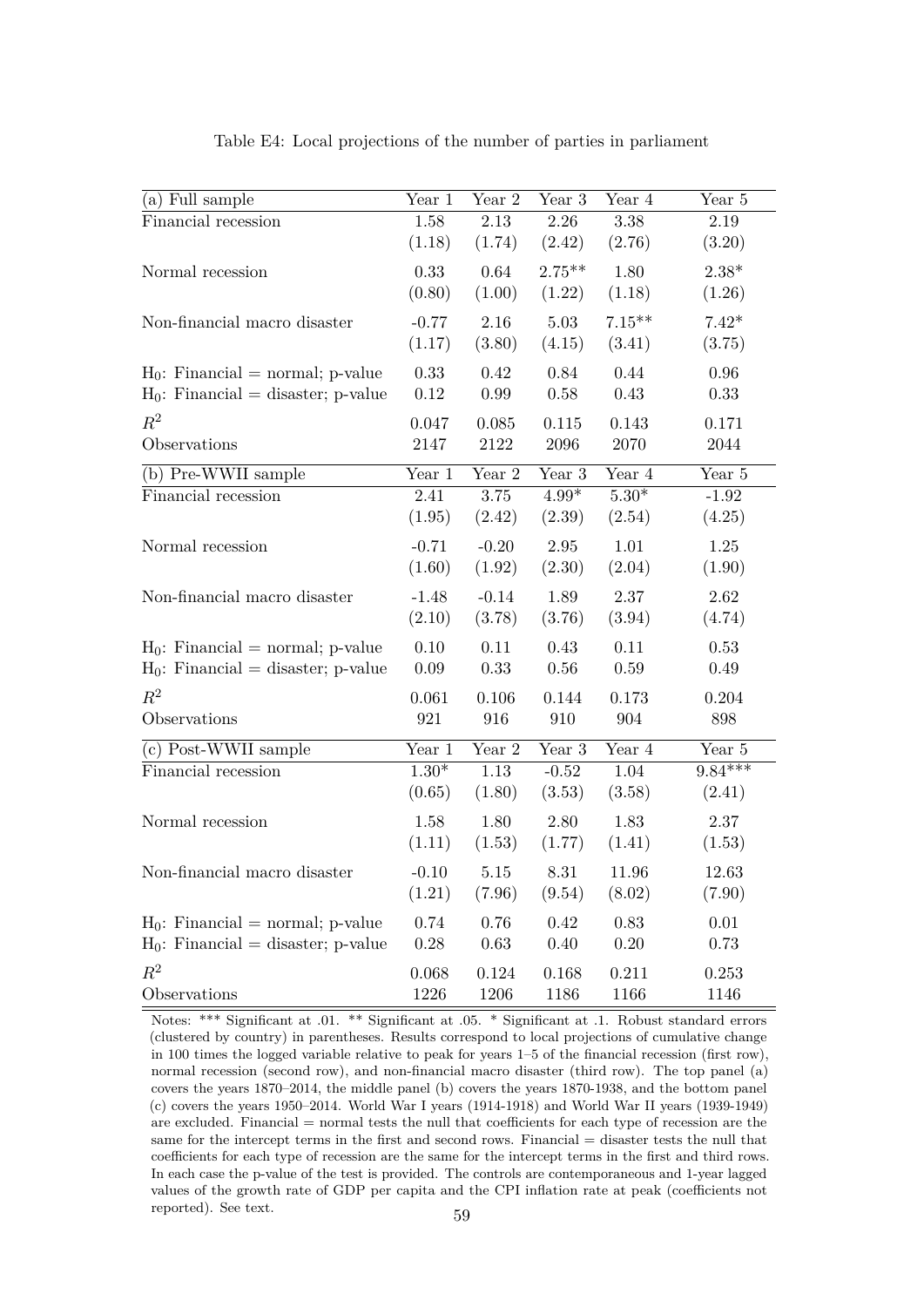Table E4: Local projections of the number of parties in parliament

| (a) Full sample | Year 1 | Year 2 | Year 3 | Year 4 | Year 5 |
|---|---|---|---|---|---|
| Financial recession | 1.58 | 2.13 | 2.26 | 3.38 | 2.19 |
| | (1.18) | (1.74) | (2.42) | (2.76) | (3.20) |
| Normal recession | 0.33 | 0.64 | 2.75** | 1.80 | 2.38* |
| | (0.80) | (1.00) | (1.22) | (1.18) | (1.26) |
| Non-financial macro disaster | -0.77 | 2.16 | 5.03 | 7.15** | 7.42* |
| | (1.17) | (3.80) | (4.15) | (3.41) | (3.75) |
| $H_0$: Financial = normal; p-value | 0.33 | 0.42 | 0.84 | 0.44 | 0.96 |
| $H_0$: Financial = disaster; p-value | 0.12 | 0.99 | 0.58 | 0.43 | 0.33 |
| $R^2$ | 0.047 | 0.085 | 0.115 | 0.143 | 0.171 |
| Observations | 2147 | 2122 | 2096 | 2070 | 2044 |
| **(b) Pre-WWII sample** | **Year 1** | **Year 2** | **Year 3** | **Year 4** | **Year 5** |
| Financial recession | 2.41 | 3.75 | 4.99* | 5.30* | -1.92 |
| | (1.95) | (2.42) | (2.39) | (2.54) | (4.25) |
| Normal recession | -0.71 | -0.20 | 2.95 | 1.01 | 1.25 |
| | (1.60) | (1.92) | (2.30) | (2.04) | (1.90) |
| Non-financial macro disaster | -1.48 | -0.14 | 1.89 | 2.37 | 2.62 |
| | (2.10) | (3.78) | (3.76) | (3.94) | (4.74) |
| $H_0$: Financial = normal; p-value | 0.10 | 0.11 | 0.43 | 0.11 | 0.53 |
| $H_0$: Financial = disaster; p-value | 0.09 | 0.33 | 0.56 | 0.59 | 0.49 |
| $R^2$ | 0.061 | 0.106 | 0.144 | 0.173 | 0.204 |
| Observations | 921 | 916 | 910 | 904 | 898 |
| **(c) Post-WWII sample** | **Year 1** | **Year 2** | **Year 3** | **Year 4** | **Year 5** |
| Financial recession | 1.30* | 1.13 | -0.52 | 1.04 | 9.84*** |
| | (0.65) | (1.80) | (3.53) | (3.58) | (2.41) |
| Normal recession | 1.58 | 1.80 | 2.80 | 1.83 | 2.37 |
| | (1.11) | (1.53) | (1.77) | (1.41) | (1.53) |
| Non-financial macro disaster | -0.10 | 5.15 | 8.31 | 11.96 | 12.63 |
| | (1.21) | (7.96) | (9.54) | (8.02) | (7.90) |
| $H_0$: Financial = normal; p-value | 0.74 | 0.76 | 0.42 | 0.83 | 0.01 |
| $H_0$: Financial = disaster; p-value | 0.28 | 0.63 | 0.40 | 0.20 | 0.73 |
| $R^2$ | 0.068 | 0.124 | 0.168 | 0.211 | 0.253 |
| Observations | 1226 | 1206 | 1186 | 1166 | 1146 |

Notes: *** Significant at .01. ** Significant at .05. * Significant at .1. Robust standard errors (clustered by country) in parentheses. Results correspond to local projections of cumulative change in 100 times the logged variable relative to peak for years 1–5 of the financial recession (first row), normal recession (second row), and non-financial macro disaster (third row). The top panel (a) covers the years 1870–2014, the middle panel (b) covers the years 1870-1938, and the bottom panel (c) covers the years 1950–2014. World War I years (1914-1918) and World War II years (1939-1949) are excluded. Financial = normal tests the null that coefficients for each type of recession are the same for the intercept terms in the first and second rows. Financial = disaster tests the null that coefficients for each type of recession are the same for the intercept terms in the first and third rows. In each case the p-value of the test is provided. The controls are contemporaneous and 1-year lagged values of the growth rate of GDP per capita and the CPI inflation rate at peak (coefficients not reported). See text.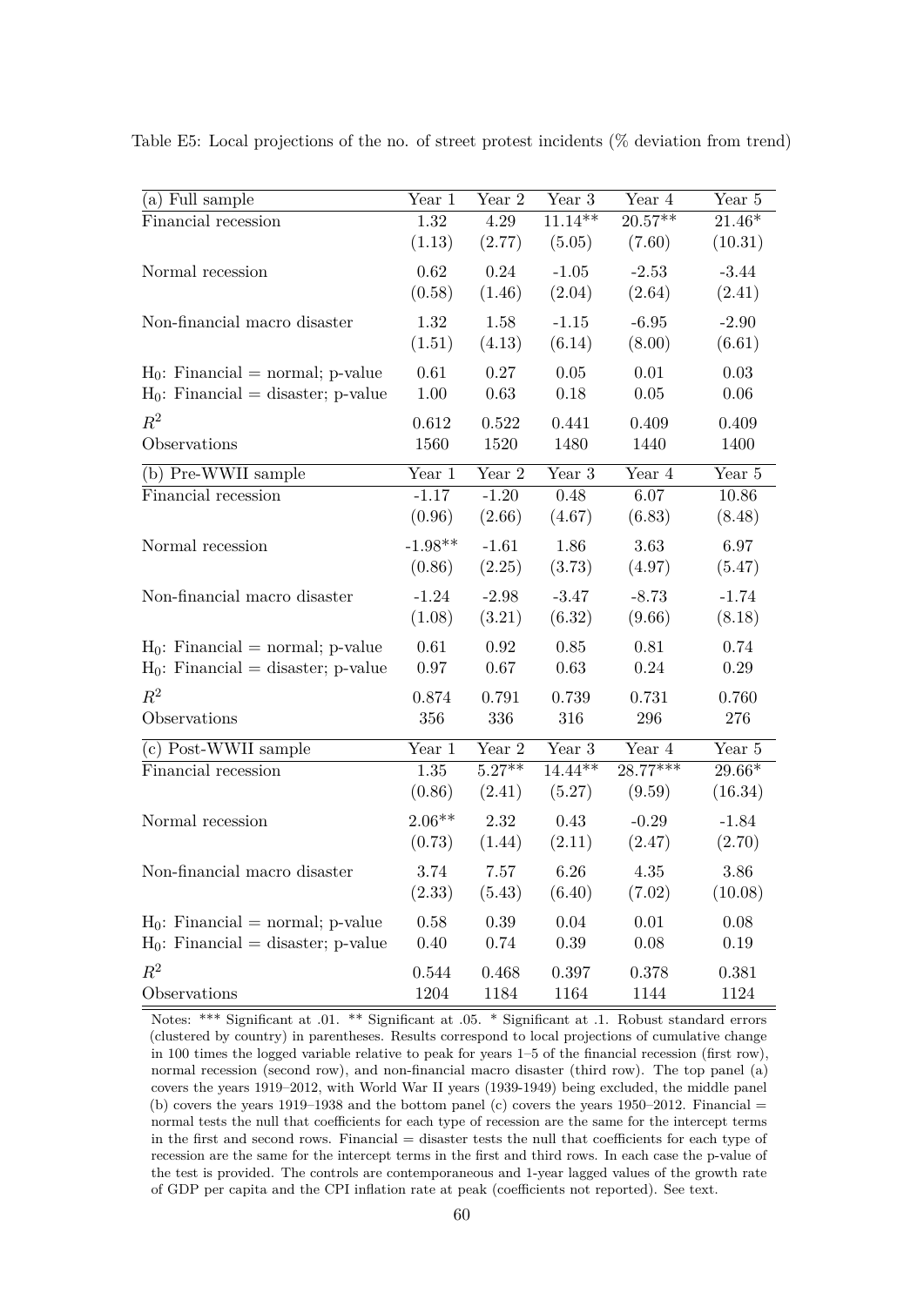Table E5: Local projections of the no. of street protest incidents (% deviation from trend)

| (a) Full sample | Year 1 | Year 2 | Year 3 | Year 4 | Year 5 |
|---|---|---|---|---|---|
| Financial recession | 1.32 | 4.29 | 11.14** | 20.57** | 21.46* |
| | (1.13) | (2.77) | (5.05) | (7.60) | (10.31) |
| Normal recession | 0.62 | 0.24 | -1.05 | -2.53 | -3.44 |
| | (0.58) | (1.46) | (2.04) | (2.64) | (2.41) |
| Non-financial macro disaster | 1.32 | 1.58 | -1.15 | -6.95 | -2.90 |
| | (1.51) | (4.13) | (6.14) | (8.00) | (6.61) |
| $H_0$: Financial = normal; p-value | 0.61 | 0.27 | 0.05 | 0.01 | 0.03 |
| $H_0$: Financial = disaster; p-value | 1.00 | 0.63 | 0.18 | 0.05 | 0.06 |
| $R^2$ | 0.612 | 0.522 | 0.441 | 0.409 | 0.409 |
| Observations | 1560 | 1520 | 1480 | 1440 | 1400 |
| **(b) Pre-WWII sample** | **Year 1** | **Year 2** | **Year 3** | **Year 4** | **Year 5** |
| Financial recession | -1.17 | -1.20 | 0.48 | 6.07 | 10.86 |
| | (0.96) | (2.66) | (4.67) | (6.83) | (8.48) |
| Normal recession | -1.98** | -1.61 | 1.86 | 3.63 | 6.97 |
| | (0.86) | (2.25) | (3.73) | (4.97) | (5.47) |
| Non-financial macro disaster | -1.24 | -2.98 | -3.47 | -8.73 | -1.74 |
| | (1.08) | (3.21) | (6.32) | (9.66) | (8.18) |
| $H_0$: Financial = normal; p-value | 0.61 | 0.92 | 0.85 | 0.81 | 0.74 |
| $H_0$: Financial = disaster; p-value | 0.97 | 0.67 | 0.63 | 0.24 | 0.29 |
| $R^2$ | 0.874 | 0.791 | 0.739 | 0.731 | 0.760 |
| Observations | 356 | 336 | 316 | 296 | 276 |
| **(c) Post-WWII sample** | **Year 1** | **Year 2** | **Year 3** | **Year 4** | **Year 5** |
| Financial recession | 1.35 | 5.27** | 14.44** | 28.77*** | 29.66* |
| | (0.86) | (2.41) | (5.27) | (9.59) | (16.34) |
| Normal recession | 2.06** | 2.32 | 0.43 | -0.29 | -1.84 |
| | (0.73) | (1.44) | (2.11) | (2.47) | (2.70) |
| Non-financial macro disaster | 3.74 | 7.57 | 6.26 | 4.35 | 3.86 |
| | (2.33) | (5.43) | (6.40) | (7.02) | (10.08) |
| $H_0$: Financial = normal; p-value | 0.58 | 0.39 | 0.04 | 0.01 | 0.08 |
| $H_0$: Financial = disaster; p-value | 0.40 | 0.74 | 0.39 | 0.08 | 0.19 |
| $R^2$ | 0.544 | 0.468 | 0.397 | 0.378 | 0.381 |
| Observations | 1204 | 1184 | 1164 | 1144 | 1124 |

Notes: *** Significant at .01. ** Significant at .05. * Significant at .1. Robust standard errors (clustered by country) in parentheses. Results correspond to local projections of cumulative change in 100 times the logged variable relative to peak for years 1–5 of the financial recession (first row), normal recession (second row), and non-financial macro disaster (third row). The top panel (a) covers the years 1919–2012, with World War II years (1939-1949) being excluded, the middle panel (b) covers the years 1919–1938 and the bottom panel (c) covers the years 1950–2012. Financial = normal tests the null that coefficients for each type of recession are the same for the intercept terms in the first and second rows. Financial = disaster tests the null that coefficients for each type of recession are the same for the intercept terms in the first and third rows. In each case the p-value of the test is provided. The controls are contemporaneous and 1-year lagged values of the growth rate of GDP per capita and the CPI inflation rate at peak (coefficients not reported). See text.